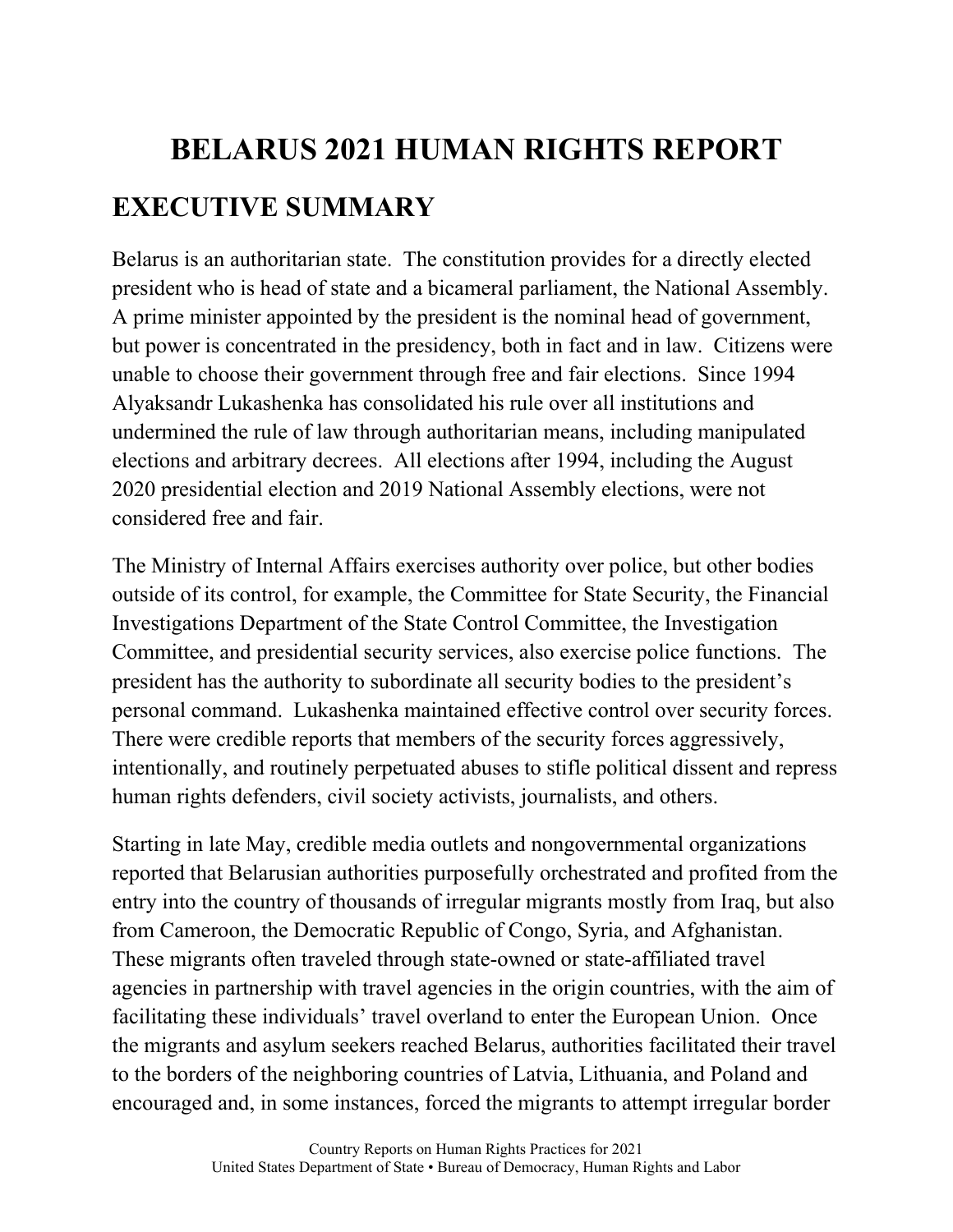# BELARUS 2021 HUMAN RIGHTS REPORT

## EXECUTIVE SUMMARY

Belarus is an authoritarian state. The constitution provides for a directly elected president who is head of state and a bicameral parliament, the National Assembly. A prime minister appointed by the president is the nominal head of government, but power is concentrated in the presidency, both in fact and in law. Citizens were unable to choose their government through free and fair elections. Since 1994 Alyaksandr Lukashenka has consolidated his rule over all institutions and undermined the rule of law through authoritarian means, including manipulated elections and arbitrary decrees. All elections after 1994, including the August 2020 presidential election and 2019 National Assembly elections, were not considered free and fair.

The Ministry of Internal Affairs exercises authority over police, but other bodies outside of its control, for example, the Committee for State Security, the Financial Investigations Department of the State Control Committee, the Investigation Committee, and presidential security services, also exercise police functions. The president has the authority to subordinate all security bodies to the president's personal command. Lukashenka maintained effective control over security forces. There were credible reports that members of the security forces aggressively, intentionally, and routinely perpetuated abuses to stifle political dissent and repress human rights defenders, civil society activists, journalists, and others.

Starting in late May, credible media outlets and nongovernmental organizations reported that Belarusian authorities purposefully orchestrated and profited from the entry into the country of thousands of irregular migrants mostly from Iraq, but also from Cameroon, the Democratic Republic of Congo, Syria, and Afghanistan. These migrants often traveled through state-owned or state-affiliated travel agencies in partnership with travel agencies in the origin countries, with the aim of facilitating these individuals' travel overland to enter the European Union. Once the migrants and asylum seekers reached Belarus, authorities facilitated their travel to the borders of the neighboring countries of Latvia, Lithuania, and Poland and encouraged and, in some instances, forced the migrants to attempt irregular border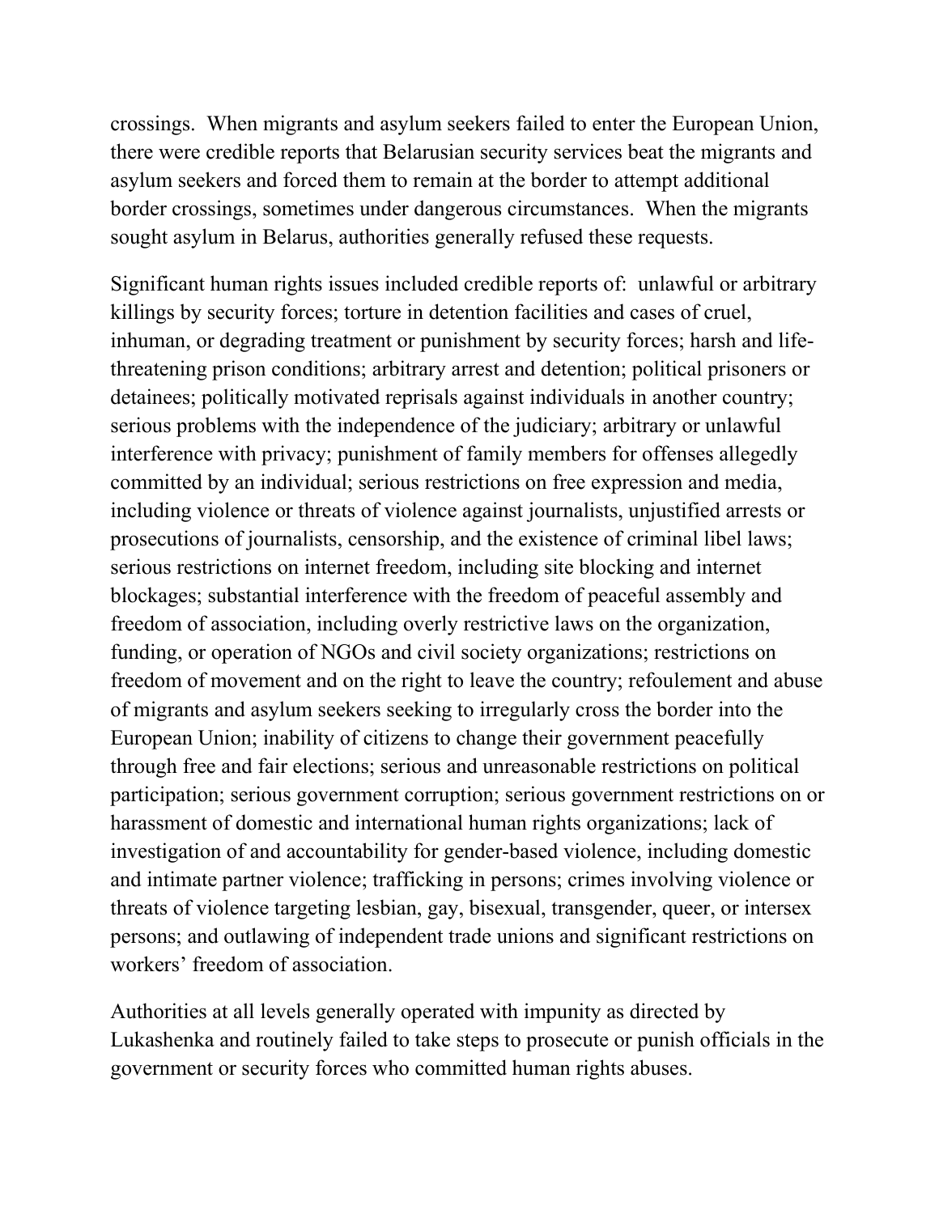crossings. When migrants and asylum seekers failed to enter the European Union, there were credible reports that Belarusian security services beat the migrants and asylum seekers and forced them to remain at the border to attempt additional border crossings, sometimes under dangerous circumstances. When the migrants sought asylum in Belarus, authorities generally refused these requests.

Significant human rights issues included credible reports of: unlawful or arbitrary killings by security forces; torture in detention facilities and cases of cruel, inhuman, or degrading treatment or punishment by security forces; harsh and life-threatening prison conditions; arbitrary arrest and detention; political prisoners or detainees; politically motivated reprisals against individuals in another country; serious problems with the independence of the judiciary; arbitrary or unlawful interference with privacy; punishment of family members for offenses allegedly committed by an individual; serious restrictions on free expression and media, including violence or threats of violence against journalists, unjustified arrests or prosecutions of journalists, censorship, and the existence of criminal libel laws; serious restrictions on internet freedom, including site blocking and internet blockages; substantial interference with the freedom of peaceful assembly and freedom of association, including overly restrictive laws on the organization, funding, or operation of NGOs and civil society organizations; restrictions on freedom of movement and on the right to leave the country; refoulement and abuse of migrants and asylum seekers seeking to irregularly cross the border into the European Union; inability of citizens to change their government peacefully through free and fair elections; serious and unreasonable restrictions on political participation; serious government corruption; serious government restrictions on or harassment of domestic and international human rights organizations; lack of investigation of and accountability for gender-based violence, including domestic and intimate partner violence; trafficking in persons; crimes involving violence or threats of violence targeting lesbian, gay, bisexual, transgender, queer, or intersex persons; and outlawing of independent trade unions and significant restrictions on workers' freedom of association.

Authorities at all levels generally operated with impunity as directed by Lukashenka and routinely failed to take steps to prosecute or punish officials in the government or security forces who committed human rights abuses.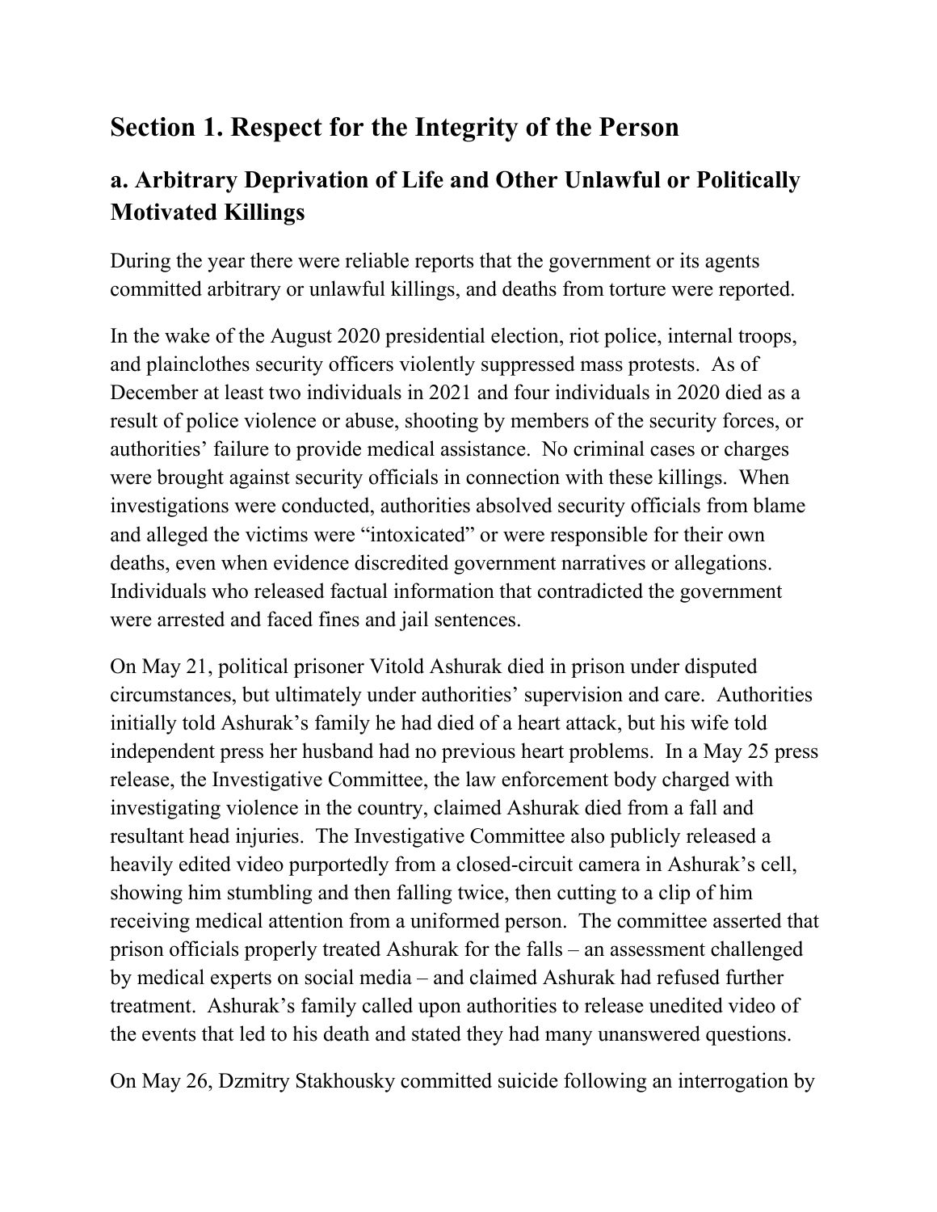## Section 1. Respect for the Integrity of the Person

### a. Arbitrary Deprivation of Life and Other Unlawful or Politically Motivated Killings

During the year there were reliable reports that the government or its agents committed arbitrary or unlawful killings, and deaths from torture were reported.

In the wake of the August 2020 presidential election, riot police, internal troops, and plainclothes security officers violently suppressed mass protests. As of December at least two individuals in 2021 and four individuals in 2020 died as a result of police violence or abuse, shooting by members of the security forces, or authorities' failure to provide medical assistance. No criminal cases or charges were brought against security officials in connection with these killings. When investigations were conducted, authorities absolved security officials from blame and alleged the victims were "intoxicated" or were responsible for their own deaths, even when evidence discredited government narratives or allegations. Individuals who released factual information that contradicted the government were arrested and faced fines and jail sentences.

On May 21, political prisoner Vitold Ashurak died in prison under disputed circumstances, but ultimately under authorities' supervision and care. Authorities initially told Ashurak's family he had died of a heart attack, but his wife told independent press her husband had no previous heart problems. In a May 25 press release, the Investigative Committee, the law enforcement body charged with investigating violence in the country, claimed Ashurak died from a fall and resultant head injuries. The Investigative Committee also publicly released a heavily edited video purportedly from a closed-circuit camera in Ashurak's cell, showing him stumbling and then falling twice, then cutting to a clip of him receiving medical attention from a uniformed person. The committee asserted that prison officials properly treated Ashurak for the falls – an assessment challenged by medical experts on social media – and claimed Ashurak had refused further treatment. Ashurak's family called upon authorities to release unedited video of the events that led to his death and stated they had many unanswered questions.

On May 26, Dzmitry Stakhousky committed suicide following an interrogation by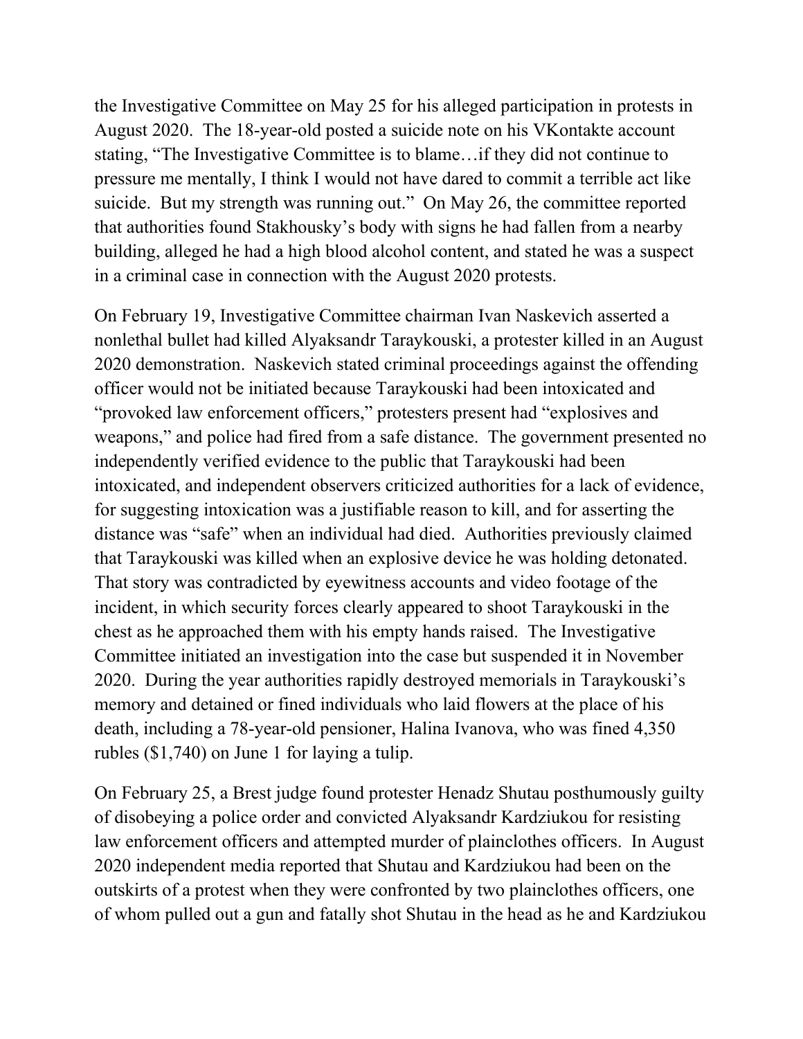the Investigative Committee on May 25 for his alleged participation in protests in August 2020. The 18-year-old posted a suicide note on his VKontakte account stating, "The Investigative Committee is to blame…if they did not continue to pressure me mentally, I think I would not have dared to commit a terrible act like suicide. But my strength was running out." On May 26, the committee reported that authorities found Stakhousky's body with signs he had fallen from a nearby building, alleged he had a high blood alcohol content, and stated he was a suspect in a criminal case in connection with the August 2020 protests.

On February 19, Investigative Committee chairman Ivan Naskevich asserted a nonlethal bullet had killed Alyaksandr Taraykouski, a protester killed in an August 2020 demonstration. Naskevich stated criminal proceedings against the offending officer would not be initiated because Taraykouski had been intoxicated and "provoked law enforcement officers," protesters present had "explosives and weapons," and police had fired from a safe distance. The government presented no independently verified evidence to the public that Taraykouski had been intoxicated, and independent observers criticized authorities for a lack of evidence, for suggesting intoxication was a justifiable reason to kill, and for asserting the distance was "safe" when an individual had died. Authorities previously claimed that Taraykouski was killed when an explosive device he was holding detonated. That story was contradicted by eyewitness accounts and video footage of the incident, in which security forces clearly appeared to shoot Taraykouski in the chest as he approached them with his empty hands raised. The Investigative Committee initiated an investigation into the case but suspended it in November 2020. During the year authorities rapidly destroyed memorials in Taraykouski's memory and detained or fined individuals who laid flowers at the place of his death, including a 78-year-old pensioner, Halina Ivanova, who was fined 4,350 rubles ($1,740) on June 1 for laying a tulip.

On February 25, a Brest judge found protester Henadz Shutau posthumously guilty of disobeying a police order and convicted Alyaksandr Kardziukou for resisting law enforcement officers and attempted murder of plainclothes officers. In August 2020 independent media reported that Shutau and Kardziukou had been on the outskirts of a protest when they were confronted by two plainclothes officers, one of whom pulled out a gun and fatally shot Shutau in the head as he and Kardziukou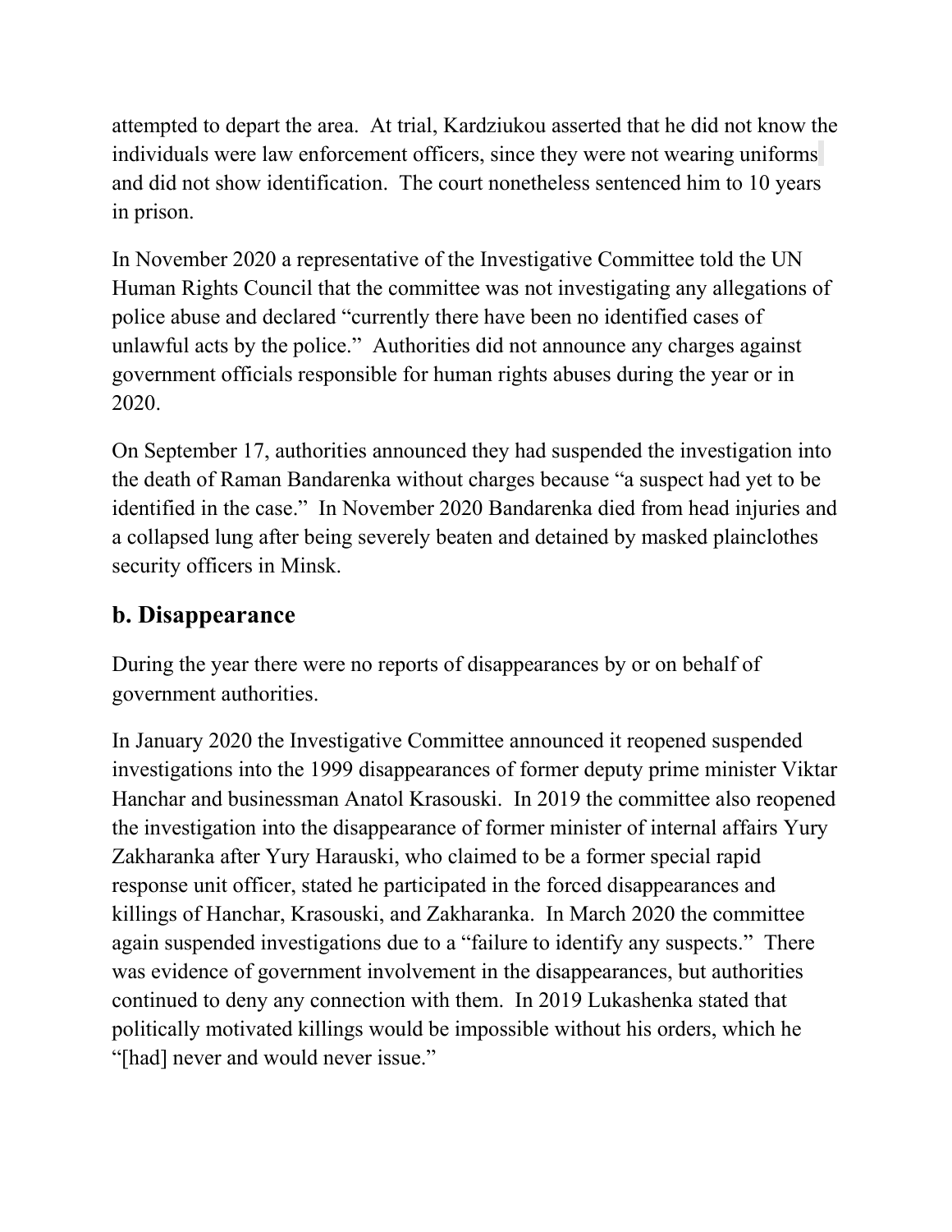attempted to depart the area. At trial, Kardziukou asserted that he did not know the individuals were law enforcement officers, since they were not wearing uniforms and did not show identification. The court nonetheless sentenced him to 10 years in prison.

In November 2020 a representative of the Investigative Committee told the UN Human Rights Council that the committee was not investigating any allegations of police abuse and declared "currently there have been no identified cases of unlawful acts by the police." Authorities did not announce any charges against government officials responsible for human rights abuses during the year or in 2020.

On September 17, authorities announced they had suspended the investigation into the death of Raman Bandarenka without charges because "a suspect had yet to be identified in the case." In November 2020 Bandarenka died from head injuries and a collapsed lung after being severely beaten and detained by masked plainclothes security officers in Minsk.

## b. Disappearance

During the year there were no reports of disappearances by or on behalf of government authorities.

In January 2020 the Investigative Committee announced it reopened suspended investigations into the 1999 disappearances of former deputy prime minister Viktar Hanchar and businessman Anatol Krasouski. In 2019 the committee also reopened the investigation into the disappearance of former minister of internal affairs Yury Zakharanka after Yury Harauski, who claimed to be a former special rapid response unit officer, stated he participated in the forced disappearances and killings of Hanchar, Krasouski, and Zakharanka. In March 2020 the committee again suspended investigations due to a "failure to identify any suspects." There was evidence of government involvement in the disappearances, but authorities continued to deny any connection with them. In 2019 Lukashenka stated that politically motivated killings would be impossible without his orders, which he "[had] never and would never issue."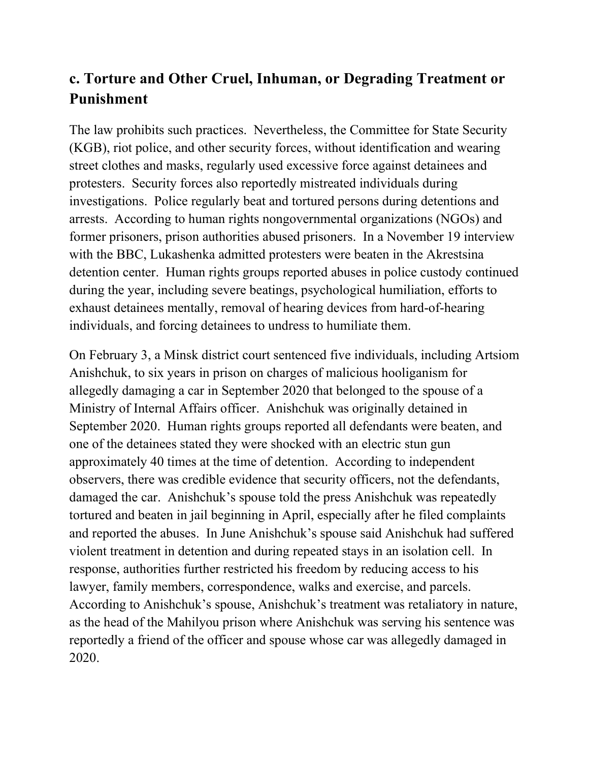## c. Torture and Other Cruel, Inhuman, or Degrading Treatment or Punishment

The law prohibits such practices. Nevertheless, the Committee for State Security (KGB), riot police, and other security forces, without identification and wearing street clothes and masks, regularly used excessive force against detainees and protesters. Security forces also reportedly mistreated individuals during investigations. Police regularly beat and tortured persons during detentions and arrests. According to human rights nongovernmental organizations (NGOs) and former prisoners, prison authorities abused prisoners. In a November 19 interview with the BBC, Lukashenka admitted protesters were beaten in the Akrestsina detention center. Human rights groups reported abuses in police custody continued during the year, including severe beatings, psychological humiliation, efforts to exhaust detainees mentally, removal of hearing devices from hard-of-hearing individuals, and forcing detainees to undress to humiliate them.

On February 3, a Minsk district court sentenced five individuals, including Artsiom Anishchuk, to six years in prison on charges of malicious hooliganism for allegedly damaging a car in September 2020 that belonged to the spouse of a Ministry of Internal Affairs officer. Anishchuk was originally detained in September 2020. Human rights groups reported all defendants were beaten, and one of the detainees stated they were shocked with an electric stun gun approximately 40 times at the time of detention. According to independent observers, there was credible evidence that security officers, not the defendants, damaged the car. Anishchuk's spouse told the press Anishchuk was repeatedly tortured and beaten in jail beginning in April, especially after he filed complaints and reported the abuses. In June Anishchuk's spouse said Anishchuk had suffered violent treatment in detention and during repeated stays in an isolation cell. In response, authorities further restricted his freedom by reducing access to his lawyer, family members, correspondence, walks and exercise, and parcels. According to Anishchuk's spouse, Anishchuk's treatment was retaliatory in nature, as the head of the Mahilyou prison where Anishchuk was serving his sentence was reportedly a friend of the officer and spouse whose car was allegedly damaged in 2020.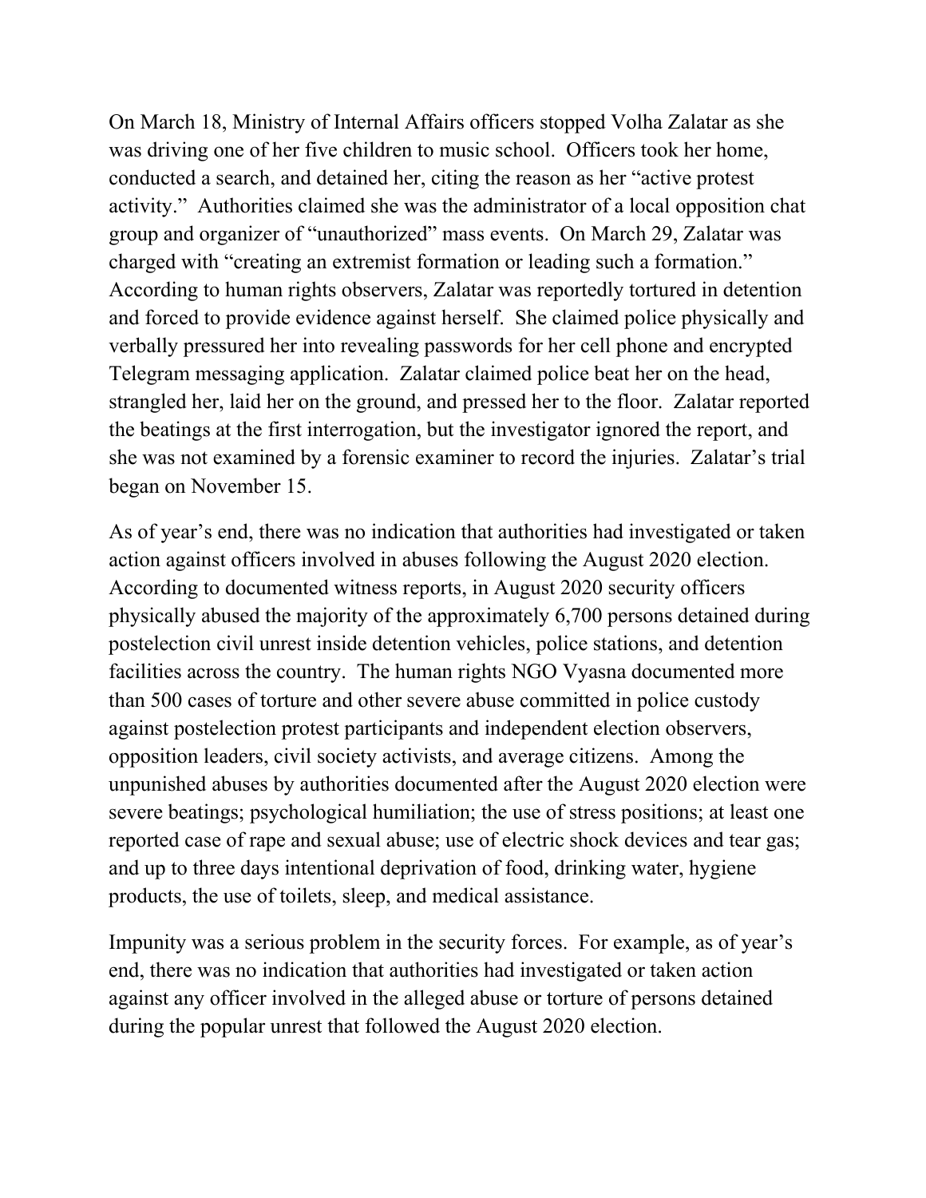On March 18, Ministry of Internal Affairs officers stopped Volha Zalatar as she was driving one of her five children to music school. Officers took her home, conducted a search, and detained her, citing the reason as her "active protest activity." Authorities claimed she was the administrator of a local opposition chat group and organizer of "unauthorized" mass events. On March 29, Zalatar was charged with "creating an extremist formation or leading such a formation." According to human rights observers, Zalatar was reportedly tortured in detention and forced to provide evidence against herself. She claimed police physically and verbally pressured her into revealing passwords for her cell phone and encrypted Telegram messaging application. Zalatar claimed police beat her on the head, strangled her, laid her on the ground, and pressed her to the floor. Zalatar reported the beatings at the first interrogation, but the investigator ignored the report, and she was not examined by a forensic examiner to record the injuries. Zalatar's trial began on November 15.

As of year's end, there was no indication that authorities had investigated or taken action against officers involved in abuses following the August 2020 election. According to documented witness reports, in August 2020 security officers physically abused the majority of the approximately 6,700 persons detained during postelection civil unrest inside detention vehicles, police stations, and detention facilities across the country. The human rights NGO Vyasna documented more than 500 cases of torture and other severe abuse committed in police custody against postelection protest participants and independent election observers, opposition leaders, civil society activists, and average citizens. Among the unpunished abuses by authorities documented after the August 2020 election were severe beatings; psychological humiliation; the use of stress positions; at least one reported case of rape and sexual abuse; use of electric shock devices and tear gas; and up to three days intentional deprivation of food, drinking water, hygiene products, the use of toilets, sleep, and medical assistance.

Impunity was a serious problem in the security forces. For example, as of year's end, there was no indication that authorities had investigated or taken action against any officer involved in the alleged abuse or torture of persons detained during the popular unrest that followed the August 2020 election.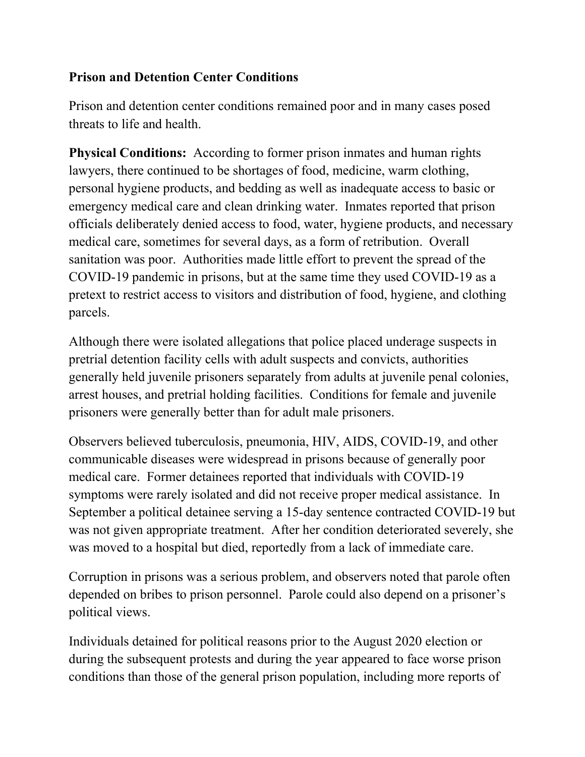### Prison and Detention Center Conditions

Prison and detention center conditions remained poor and in many cases posed threats to life and health.

**Physical Conditions:** According to former prison inmates and human rights lawyers, there continued to be shortages of food, medicine, warm clothing, personal hygiene products, and bedding as well as inadequate access to basic or emergency medical care and clean drinking water. Inmates reported that prison officials deliberately denied access to food, water, hygiene products, and necessary medical care, sometimes for several days, as a form of retribution. Overall sanitation was poor. Authorities made little effort to prevent the spread of the COVID-19 pandemic in prisons, but at the same time they used COVID-19 as a pretext to restrict access to visitors and distribution of food, hygiene, and clothing parcels.

Although there were isolated allegations that police placed underage suspects in pretrial detention facility cells with adult suspects and convicts, authorities generally held juvenile prisoners separately from adults at juvenile penal colonies, arrest houses, and pretrial holding facilities. Conditions for female and juvenile prisoners were generally better than for adult male prisoners.

Observers believed tuberculosis, pneumonia, HIV, AIDS, COVID-19, and other communicable diseases were widespread in prisons because of generally poor medical care. Former detainees reported that individuals with COVID-19 symptoms were rarely isolated and did not receive proper medical assistance. In September a political detainee serving a 15-day sentence contracted COVID-19 but was not given appropriate treatment. After her condition deteriorated severely, she was moved to a hospital but died, reportedly from a lack of immediate care.

Corruption in prisons was a serious problem, and observers noted that parole often depended on bribes to prison personnel. Parole could also depend on a prisoner's political views.

Individuals detained for political reasons prior to the August 2020 election or during the subsequent protests and during the year appeared to face worse prison conditions than those of the general prison population, including more reports of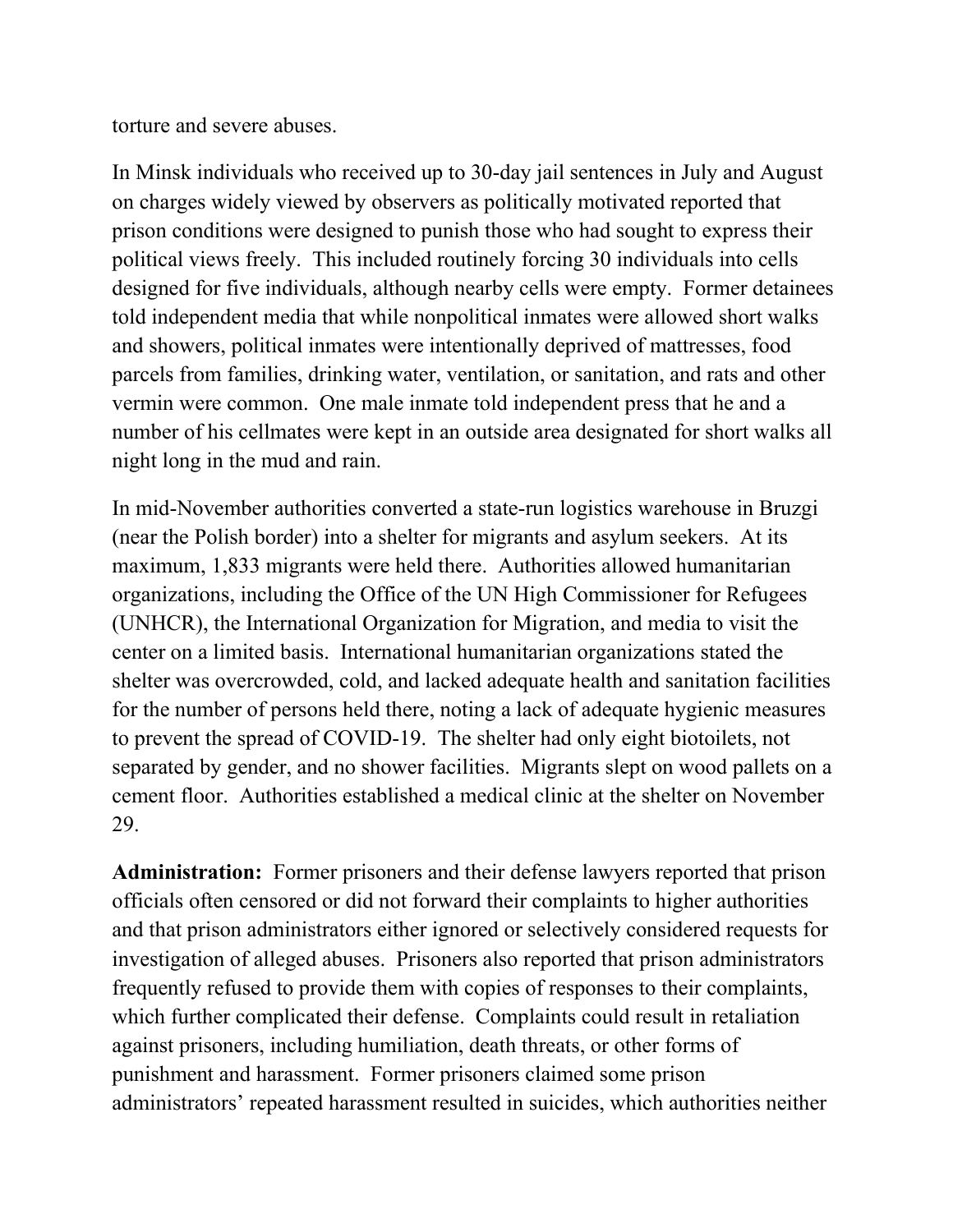torture and severe abuses.

In Minsk individuals who received up to 30-day jail sentences in July and August on charges widely viewed by observers as politically motivated reported that prison conditions were designed to punish those who had sought to express their political views freely. This included routinely forcing 30 individuals into cells designed for five individuals, although nearby cells were empty. Former detainees told independent media that while nonpolitical inmates were allowed short walks and showers, political inmates were intentionally deprived of mattresses, food parcels from families, drinking water, ventilation, or sanitation, and rats and other vermin were common. One male inmate told independent press that he and a number of his cellmates were kept in an outside area designated for short walks all night long in the mud and rain.

In mid-November authorities converted a state-run logistics warehouse in Bruzgi (near the Polish border) into a shelter for migrants and asylum seekers. At its maximum, 1,833 migrants were held there. Authorities allowed humanitarian organizations, including the Office of the UN High Commissioner for Refugees (UNHCR), the International Organization for Migration, and media to visit the center on a limited basis. International humanitarian organizations stated the shelter was overcrowded, cold, and lacked adequate health and sanitation facilities for the number of persons held there, noting a lack of adequate hygienic measures to prevent the spread of COVID-19. The shelter had only eight biotoilets, not separated by gender, and no shower facilities. Migrants slept on wood pallets on a cement floor. Authorities established a medical clinic at the shelter on November 29.

**Administration:** Former prisoners and their defense lawyers reported that prison officials often censored or did not forward their complaints to higher authorities and that prison administrators either ignored or selectively considered requests for investigation of alleged abuses. Prisoners also reported that prison administrators frequently refused to provide them with copies of responses to their complaints, which further complicated their defense. Complaints could result in retaliation against prisoners, including humiliation, death threats, or other forms of punishment and harassment. Former prisoners claimed some prison administrators' repeated harassment resulted in suicides, which authorities neither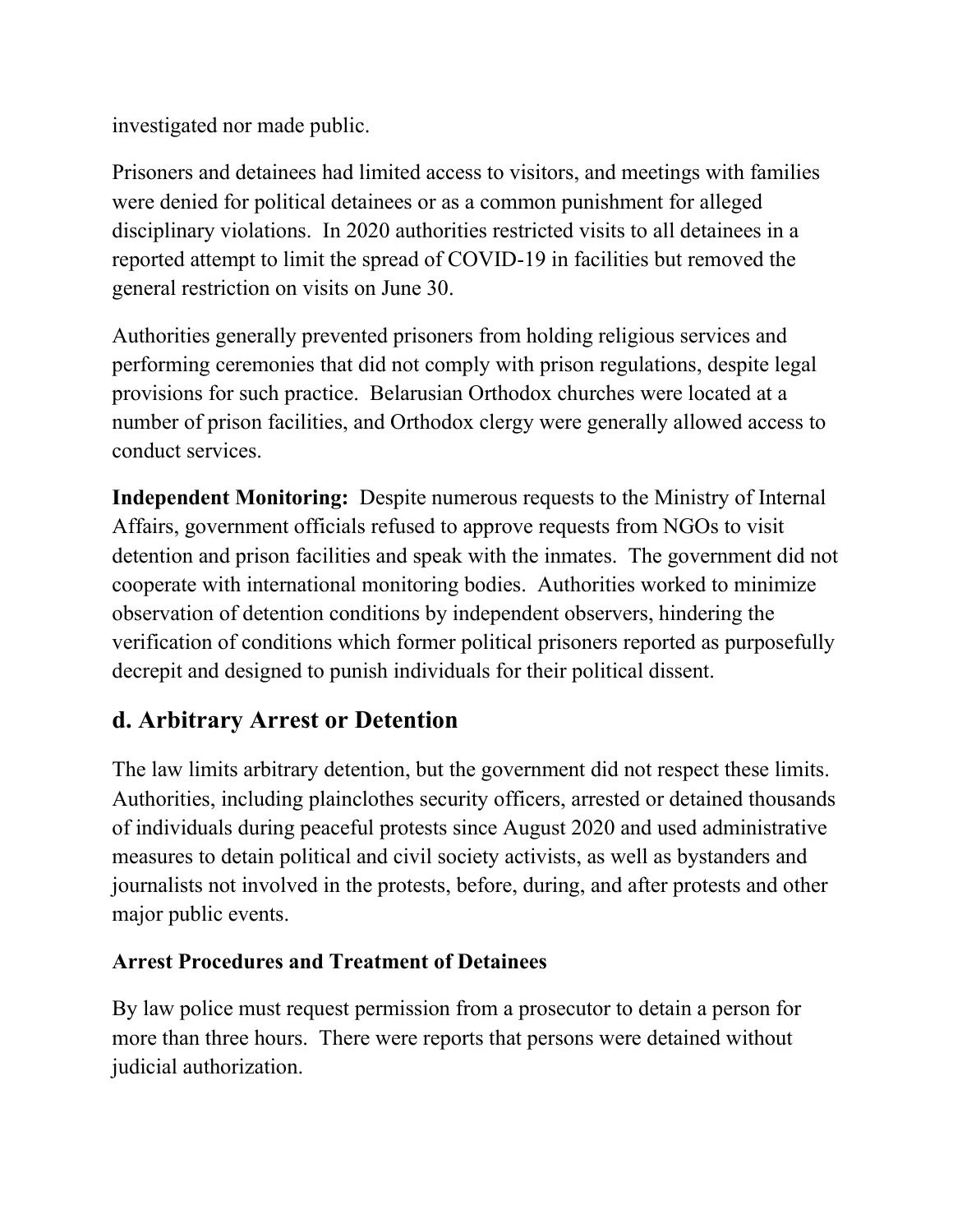investigated nor made public.

Prisoners and detainees had limited access to visitors, and meetings with families were denied for political detainees or as a common punishment for alleged disciplinary violations. In 2020 authorities restricted visits to all detainees in a reported attempt to limit the spread of COVID-19 in facilities but removed the general restriction on visits on June 30.

Authorities generally prevented prisoners from holding religious services and performing ceremonies that did not comply with prison regulations, despite legal provisions for such practice. Belarusian Orthodox churches were located at a number of prison facilities, and Orthodox clergy were generally allowed access to conduct services.

**Independent Monitoring:** Despite numerous requests to the Ministry of Internal Affairs, government officials refused to approve requests from NGOs to visit detention and prison facilities and speak with the inmates. The government did not cooperate with international monitoring bodies. Authorities worked to minimize observation of detention conditions by independent observers, hindering the verification of conditions which former political prisoners reported as purposefully decrepit and designed to punish individuals for their political dissent.

## d. Arbitrary Arrest or Detention

The law limits arbitrary detention, but the government did not respect these limits. Authorities, including plainclothes security officers, arrested or detained thousands of individuals during peaceful protests since August 2020 and used administrative measures to detain political and civil society activists, as well as bystanders and journalists not involved in the protests, before, during, and after protests and other major public events.

### Arrest Procedures and Treatment of Detainees

By law police must request permission from a prosecutor to detain a person for more than three hours. There were reports that persons were detained without judicial authorization.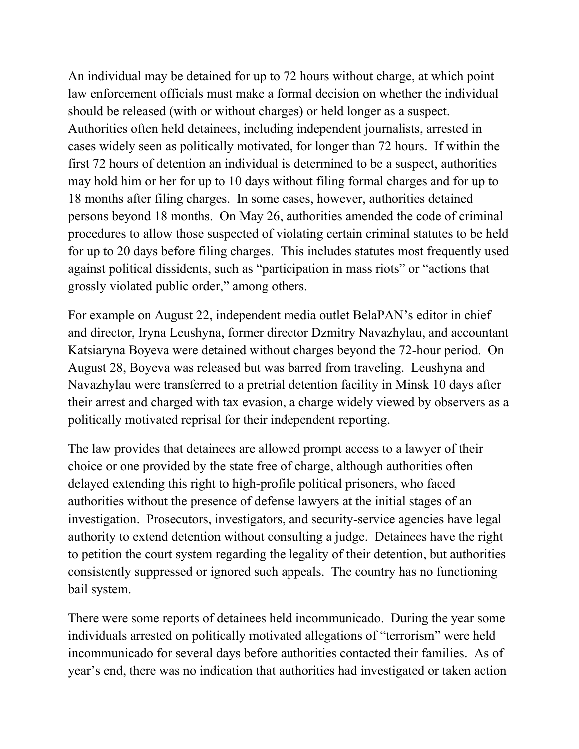An individual may be detained for up to 72 hours without charge, at which point law enforcement officials must make a formal decision on whether the individual should be released (with or without charges) or held longer as a suspect. Authorities often held detainees, including independent journalists, arrested in cases widely seen as politically motivated, for longer than 72 hours. If within the first 72 hours of detention an individual is determined to be a suspect, authorities may hold him or her for up to 10 days without filing formal charges and for up to 18 months after filing charges. In some cases, however, authorities detained persons beyond 18 months. On May 26, authorities amended the code of criminal procedures to allow those suspected of violating certain criminal statutes to be held for up to 20 days before filing charges. This includes statutes most frequently used against political dissidents, such as "participation in mass riots" or "actions that grossly violated public order," among others.

For example on August 22, independent media outlet BelaPAN's editor in chief and director, Iryna Leushyna, former director Dzmitry Navazhylau, and accountant Katsiaryna Boyeva were detained without charges beyond the 72-hour period. On August 28, Boyeva was released but was barred from traveling. Leushyna and Navazhylau were transferred to a pretrial detention facility in Minsk 10 days after their arrest and charged with tax evasion, a charge widely viewed by observers as a politically motivated reprisal for their independent reporting.

The law provides that detainees are allowed prompt access to a lawyer of their choice or one provided by the state free of charge, although authorities often delayed extending this right to high-profile political prisoners, who faced authorities without the presence of defense lawyers at the initial stages of an investigation. Prosecutors, investigators, and security-service agencies have legal authority to extend detention without consulting a judge. Detainees have the right to petition the court system regarding the legality of their detention, but authorities consistently suppressed or ignored such appeals. The country has no functioning bail system.

There were some reports of detainees held incommunicado. During the year some individuals arrested on politically motivated allegations of "terrorism" were held incommunicado for several days before authorities contacted their families. As of year's end, there was no indication that authorities had investigated or taken action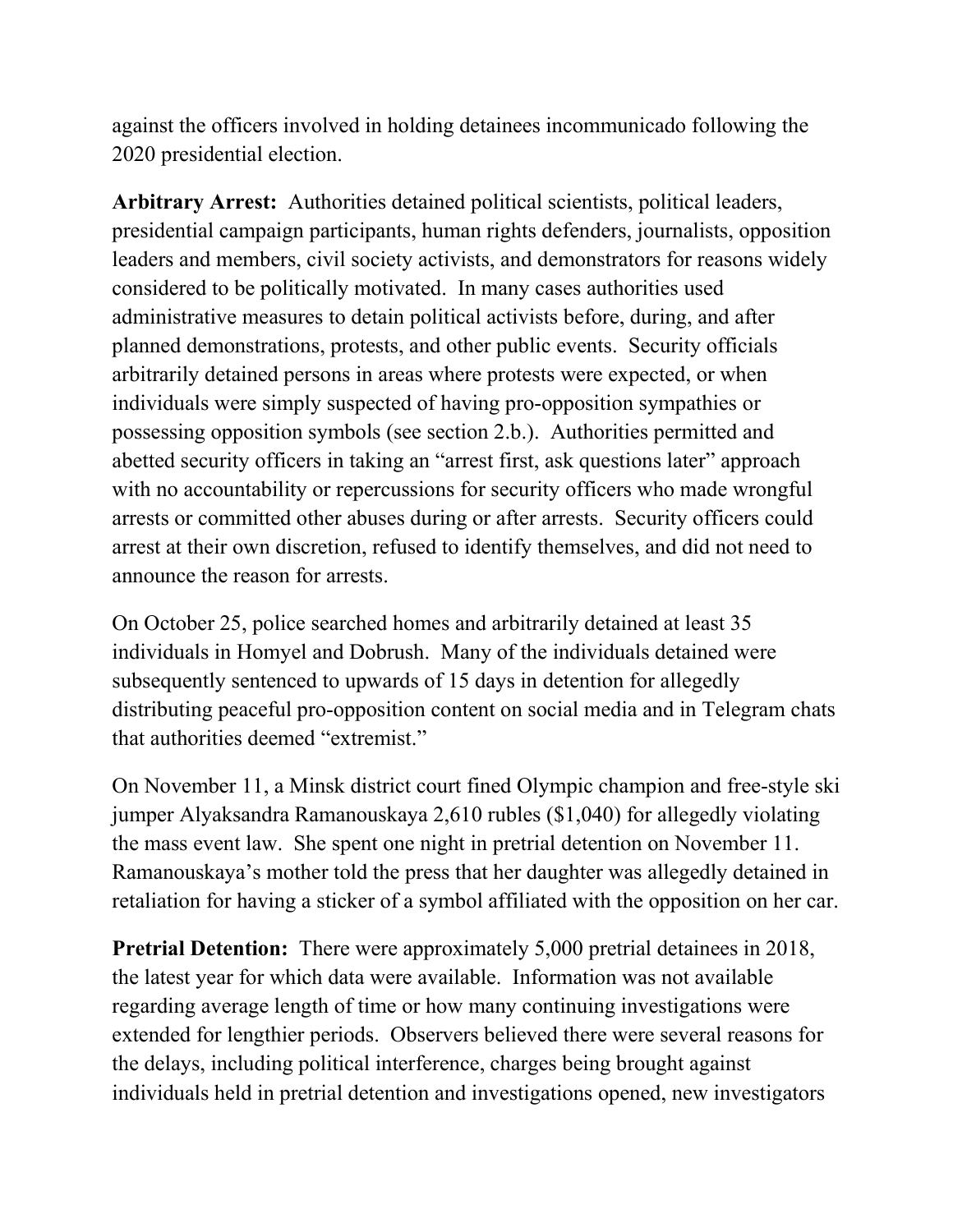against the officers involved in holding detainees incommunicado following the 2020 presidential election.

**Arbitrary Arrest:** Authorities detained political scientists, political leaders, presidential campaign participants, human rights defenders, journalists, opposition leaders and members, civil society activists, and demonstrators for reasons widely considered to be politically motivated. In many cases authorities used administrative measures to detain political activists before, during, and after planned demonstrations, protests, and other public events. Security officials arbitrarily detained persons in areas where protests were expected, or when individuals were simply suspected of having pro-opposition sympathies or possessing opposition symbols (see section 2.b.). Authorities permitted and abetted security officers in taking an "arrest first, ask questions later" approach with no accountability or repercussions for security officers who made wrongful arrests or committed other abuses during or after arrests. Security officers could arrest at their own discretion, refused to identify themselves, and did not need to announce the reason for arrests.

On October 25, police searched homes and arbitrarily detained at least 35 individuals in Homyel and Dobrush. Many of the individuals detained were subsequently sentenced to upwards of 15 days in detention for allegedly distributing peaceful pro-opposition content on social media and in Telegram chats that authorities deemed "extremist."

On November 11, a Minsk district court fined Olympic champion and free-style ski jumper Alyaksandra Ramanouskaya 2,610 rubles ($1,040) for allegedly violating the mass event law. She spent one night in pretrial detention on November 11. Ramanouskaya's mother told the press that her daughter was allegedly detained in retaliation for having a sticker of a symbol affiliated with the opposition on her car.

**Pretrial Detention:** There were approximately 5,000 pretrial detainees in 2018, the latest year for which data were available. Information was not available regarding average length of time or how many continuing investigations were extended for lengthier periods. Observers believed there were several reasons for the delays, including political interference, charges being brought against individuals held in pretrial detention and investigations opened, new investigators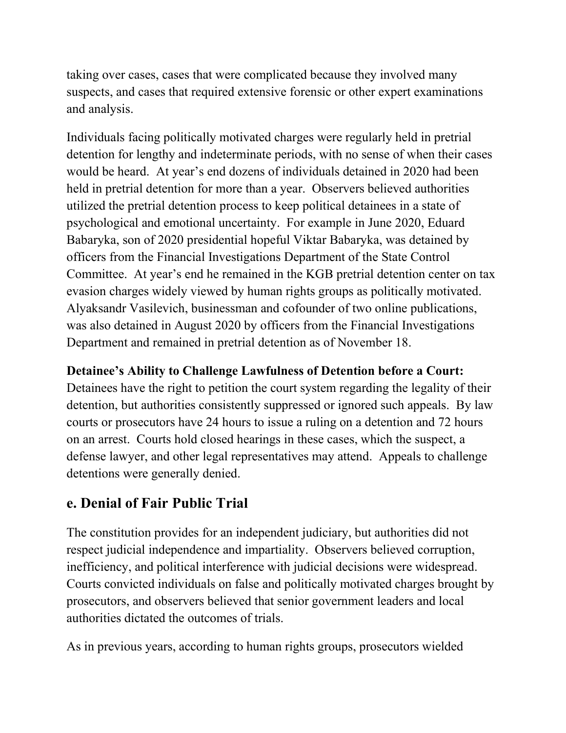taking over cases, cases that were complicated because they involved many suspects, and cases that required extensive forensic or other expert examinations and analysis.

Individuals facing politically motivated charges were regularly held in pretrial detention for lengthy and indeterminate periods, with no sense of when their cases would be heard. At year's end dozens of individuals detained in 2020 had been held in pretrial detention for more than a year. Observers believed authorities utilized the pretrial detention process to keep political detainees in a state of psychological and emotional uncertainty. For example in June 2020, Eduard Babaryka, son of 2020 presidential hopeful Viktar Babaryka, was detained by officers from the Financial Investigations Department of the State Control Committee. At year's end he remained in the KGB pretrial detention center on tax evasion charges widely viewed by human rights groups as politically motivated. Alyaksandr Vasilevich, businessman and cofounder of two online publications, was also detained in August 2020 by officers from the Financial Investigations Department and remained in pretrial detention as of November 18.

**Detainee's Ability to Challenge Lawfulness of Detention before a Court:** Detainees have the right to petition the court system regarding the legality of their detention, but authorities consistently suppressed or ignored such appeals. By law courts or prosecutors have 24 hours to issue a ruling on a detention and 72 hours on an arrest. Courts hold closed hearings in these cases, which the suspect, a defense lawyer, and other legal representatives may attend. Appeals to challenge detentions were generally denied.

## e. Denial of Fair Public Trial

The constitution provides for an independent judiciary, but authorities did not respect judicial independence and impartiality. Observers believed corruption, inefficiency, and political interference with judicial decisions were widespread. Courts convicted individuals on false and politically motivated charges brought by prosecutors, and observers believed that senior government leaders and local authorities dictated the outcomes of trials.

As in previous years, according to human rights groups, prosecutors wielded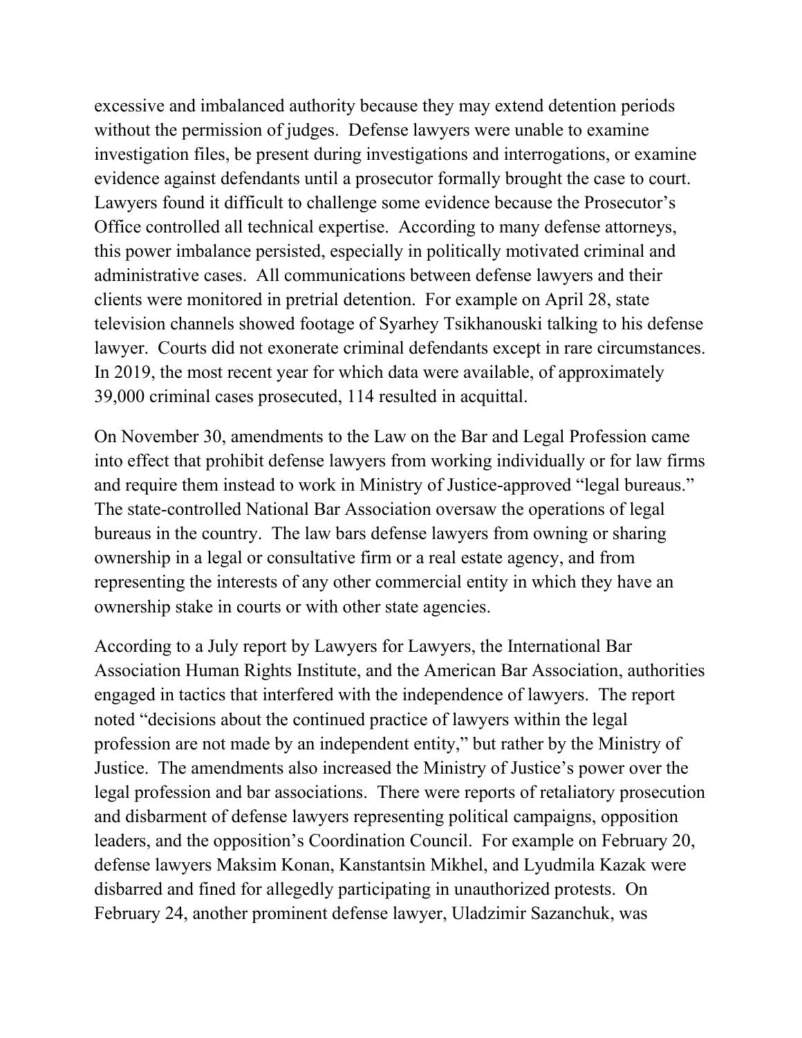excessive and imbalanced authority because they may extend detention periods without the permission of judges. Defense lawyers were unable to examine investigation files, be present during investigations and interrogations, or examine evidence against defendants until a prosecutor formally brought the case to court. Lawyers found it difficult to challenge some evidence because the Prosecutor's Office controlled all technical expertise. According to many defense attorneys, this power imbalance persisted, especially in politically motivated criminal and administrative cases. All communications between defense lawyers and their clients were monitored in pretrial detention. For example on April 28, state television channels showed footage of Syarhey Tsikhanouski talking to his defense lawyer. Courts did not exonerate criminal defendants except in rare circumstances. In 2019, the most recent year for which data were available, of approximately 39,000 criminal cases prosecuted, 114 resulted in acquittal.

On November 30, amendments to the Law on the Bar and Legal Profession came into effect that prohibit defense lawyers from working individually or for law firms and require them instead to work in Ministry of Justice-approved "legal bureaus." The state-controlled National Bar Association oversaw the operations of legal bureaus in the country. The law bars defense lawyers from owning or sharing ownership in a legal or consultative firm or a real estate agency, and from representing the interests of any other commercial entity in which they have an ownership stake in courts or with other state agencies.

According to a July report by Lawyers for Lawyers, the International Bar Association Human Rights Institute, and the American Bar Association, authorities engaged in tactics that interfered with the independence of lawyers. The report noted "decisions about the continued practice of lawyers within the legal profession are not made by an independent entity," but rather by the Ministry of Justice. The amendments also increased the Ministry of Justice's power over the legal profession and bar associations. There were reports of retaliatory prosecution and disbarment of defense lawyers representing political campaigns, opposition leaders, and the opposition's Coordination Council. For example on February 20, defense lawyers Maksim Konan, Kanstantsin Mikhel, and Lyudmila Kazak were disbarred and fined for allegedly participating in unauthorized protests. On February 24, another prominent defense lawyer, Uladzimir Sazanchuk, was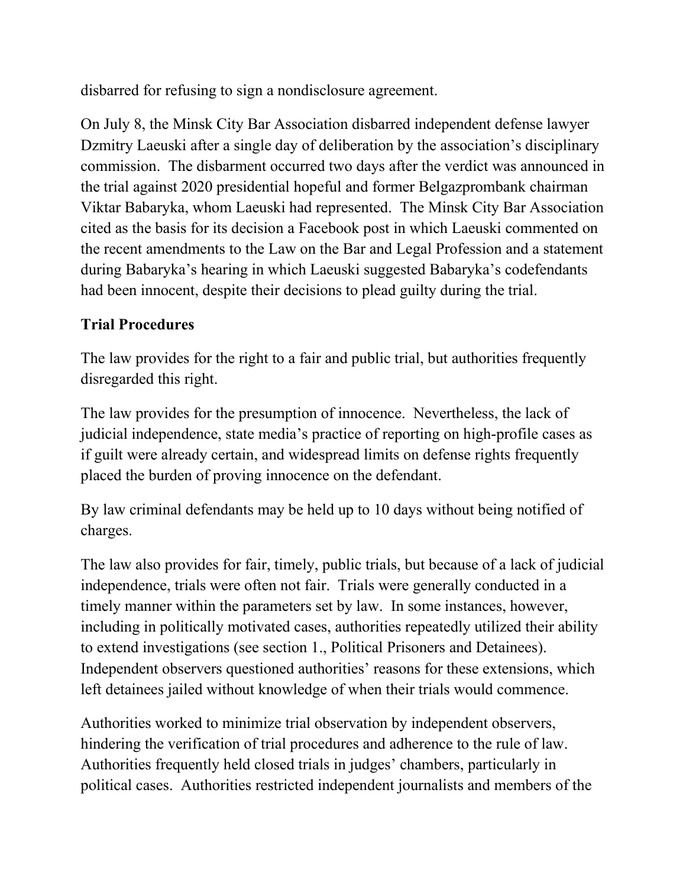disbarred for refusing to sign a nondisclosure agreement.

On July 8, the Minsk City Bar Association disbarred independent defense lawyer Dzmitry Laeuski after a single day of deliberation by the association's disciplinary commission. The disbarment occurred two days after the verdict was announced in the trial against 2020 presidential hopeful and former Belgazprombank chairman Viktar Babaryka, whom Laeuski had represented. The Minsk City Bar Association cited as the basis for its decision a Facebook post in which Laeuski commented on the recent amendments to the Law on the Bar and Legal Profession and a statement during Babaryka's hearing in which Laeuski suggested Babaryka's codefendants had been innocent, despite their decisions to plead guilty during the trial.

**Trial Procedures**

The law provides for the right to a fair and public trial, but authorities frequently disregarded this right.

The law provides for the presumption of innocence. Nevertheless, the lack of judicial independence, state media's practice of reporting on high-profile cases as if guilt were already certain, and widespread limits on defense rights frequently placed the burden of proving innocence on the defendant.

By law criminal defendants may be held up to 10 days without being notified of charges.

The law also provides for fair, timely, public trials, but because of a lack of judicial independence, trials were often not fair. Trials were generally conducted in a timely manner within the parameters set by law. In some instances, however, including in politically motivated cases, authorities repeatedly utilized their ability to extend investigations (see section 1., Political Prisoners and Detainees). Independent observers questioned authorities' reasons for these extensions, which left detainees jailed without knowledge of when their trials would commence.

Authorities worked to minimize trial observation by independent observers, hindering the verification of trial procedures and adherence to the rule of law. Authorities frequently held closed trials in judges' chambers, particularly in political cases. Authorities restricted independent journalists and members of the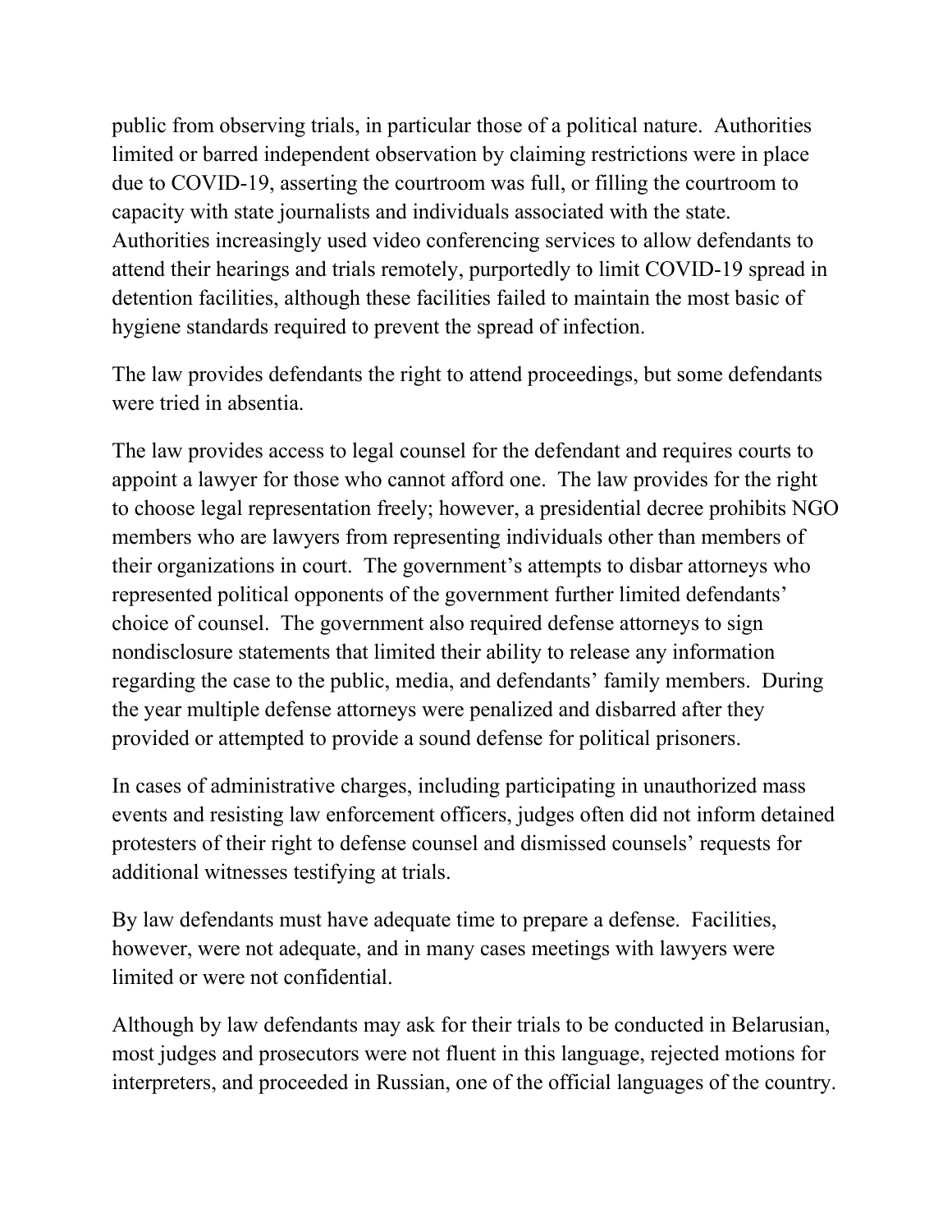public from observing trials, in particular those of a political nature. Authorities limited or barred independent observation by claiming restrictions were in place due to COVID-19, asserting the courtroom was full, or filling the courtroom to capacity with state journalists and individuals associated with the state. Authorities increasingly used video conferencing services to allow defendants to attend their hearings and trials remotely, purportedly to limit COVID-19 spread in detention facilities, although these facilities failed to maintain the most basic of hygiene standards required to prevent the spread of infection.

The law provides defendants the right to attend proceedings, but some defendants were tried in absentia.

The law provides access to legal counsel for the defendant and requires courts to appoint a lawyer for those who cannot afford one. The law provides for the right to choose legal representation freely; however, a presidential decree prohibits NGO members who are lawyers from representing individuals other than members of their organizations in court. The government's attempts to disbar attorneys who represented political opponents of the government further limited defendants' choice of counsel. The government also required defense attorneys to sign nondisclosure statements that limited their ability to release any information regarding the case to the public, media, and defendants' family members. During the year multiple defense attorneys were penalized and disbarred after they provided or attempted to provide a sound defense for political prisoners.

In cases of administrative charges, including participating in unauthorized mass events and resisting law enforcement officers, judges often did not inform detained protesters of their right to defense counsel and dismissed counsels' requests for additional witnesses testifying at trials.

By law defendants must have adequate time to prepare a defense. Facilities, however, were not adequate, and in many cases meetings with lawyers were limited or were not confidential.

Although by law defendants may ask for their trials to be conducted in Belarusian, most judges and prosecutors were not fluent in this language, rejected motions for interpreters, and proceeded in Russian, one of the official languages of the country.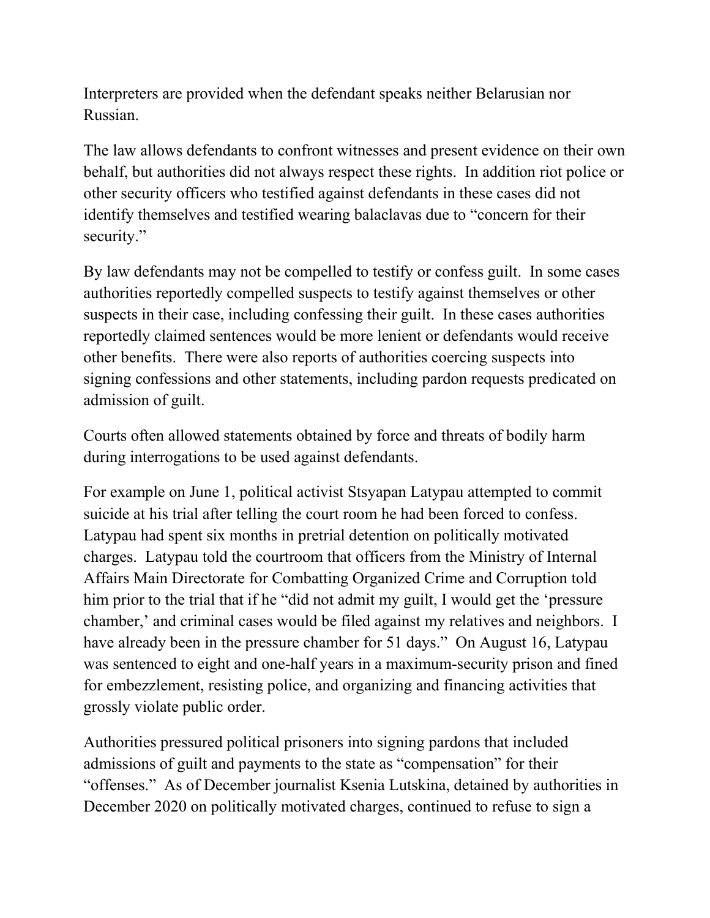Interpreters are provided when the defendant speaks neither Belarusian nor Russian.

The law allows defendants to confront witnesses and present evidence on their own behalf, but authorities did not always respect these rights. In addition riot police or other security officers who testified against defendants in these cases did not identify themselves and testified wearing balaclavas due to "concern for their security."

By law defendants may not be compelled to testify or confess guilt. In some cases authorities reportedly compelled suspects to testify against themselves or other suspects in their case, including confessing their guilt. In these cases authorities reportedly claimed sentences would be more lenient or defendants would receive other benefits. There were also reports of authorities coercing suspects into signing confessions and other statements, including pardon requests predicated on admission of guilt.

Courts often allowed statements obtained by force and threats of bodily harm during interrogations to be used against defendants.

For example on June 1, political activist Stsyapan Latypau attempted to commit suicide at his trial after telling the court room he had been forced to confess. Latypau had spent six months in pretrial detention on politically motivated charges. Latypau told the courtroom that officers from the Ministry of Internal Affairs Main Directorate for Combatting Organized Crime and Corruption told him prior to the trial that if he "did not admit my guilt, I would get the 'pressure chamber,' and criminal cases would be filed against my relatives and neighbors. I have already been in the pressure chamber for 51 days." On August 16, Latypau was sentenced to eight and one-half years in a maximum-security prison and fined for embezzlement, resisting police, and organizing and financing activities that grossly violate public order.

Authorities pressured political prisoners into signing pardons that included admissions of guilt and payments to the state as "compensation" for their "offenses." As of December journalist Ksenia Lutskina, detained by authorities in December 2020 on politically motivated charges, continued to refuse to sign a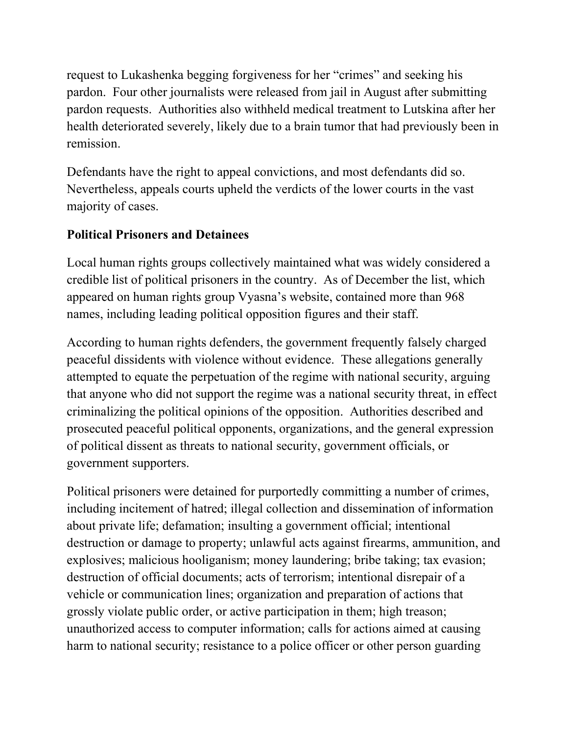request to Lukashenka begging forgiveness for her "crimes" and seeking his pardon. Four other journalists were released from jail in August after submitting pardon requests. Authorities also withheld medical treatment to Lutskina after her health deteriorated severely, likely due to a brain tumor that had previously been in remission.

Defendants have the right to appeal convictions, and most defendants did so. Nevertheless, appeals courts upheld the verdicts of the lower courts in the vast majority of cases.

**Political Prisoners and Detainees**

Local human rights groups collectively maintained what was widely considered a credible list of political prisoners in the country. As of December the list, which appeared on human rights group Vyasna's website, contained more than 968 names, including leading political opposition figures and their staff.

According to human rights defenders, the government frequently falsely charged peaceful dissidents with violence without evidence. These allegations generally attempted to equate the perpetuation of the regime with national security, arguing that anyone who did not support the regime was a national security threat, in effect criminalizing the political opinions of the opposition. Authorities described and prosecuted peaceful political opponents, organizations, and the general expression of political dissent as threats to national security, government officials, or government supporters.

Political prisoners were detained for purportedly committing a number of crimes, including incitement of hatred; illegal collection and dissemination of information about private life; defamation; insulting a government official; intentional destruction or damage to property; unlawful acts against firearms, ammunition, and explosives; malicious hooliganism; money laundering; bribe taking; tax evasion; destruction of official documents; acts of terrorism; intentional disrepair of a vehicle or communication lines; organization and preparation of actions that grossly violate public order, or active participation in them; high treason; unauthorized access to computer information; calls for actions aimed at causing harm to national security; resistance to a police officer or other person guarding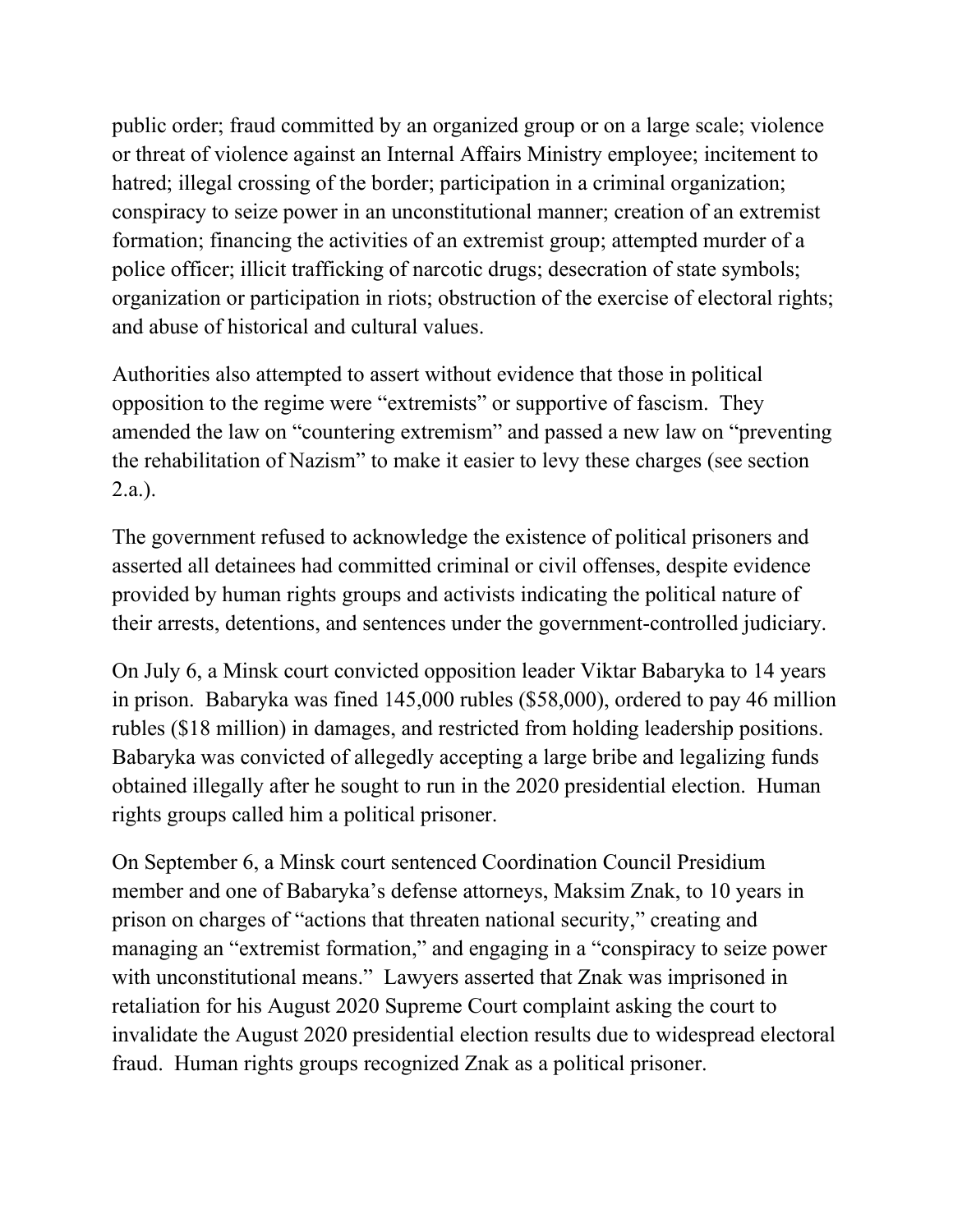public order; fraud committed by an organized group or on a large scale; violence or threat of violence against an Internal Affairs Ministry employee; incitement to hatred; illegal crossing of the border; participation in a criminal organization; conspiracy to seize power in an unconstitutional manner; creation of an extremist formation; financing the activities of an extremist group; attempted murder of a police officer; illicit trafficking of narcotic drugs; desecration of state symbols; organization or participation in riots; obstruction of the exercise of electoral rights; and abuse of historical and cultural values.

Authorities also attempted to assert without evidence that those in political opposition to the regime were "extremists" or supportive of fascism. They amended the law on "countering extremism" and passed a new law on "preventing the rehabilitation of Nazism" to make it easier to levy these charges (see section 2.a.).

The government refused to acknowledge the existence of political prisoners and asserted all detainees had committed criminal or civil offenses, despite evidence provided by human rights groups and activists indicating the political nature of their arrests, detentions, and sentences under the government-controlled judiciary.

On July 6, a Minsk court convicted opposition leader Viktar Babaryka to 14 years in prison. Babaryka was fined 145,000 rubles ($58,000), ordered to pay 46 million rubles ($18 million) in damages, and restricted from holding leadership positions. Babaryka was convicted of allegedly accepting a large bribe and legalizing funds obtained illegally after he sought to run in the 2020 presidential election. Human rights groups called him a political prisoner.

On September 6, a Minsk court sentenced Coordination Council Presidium member and one of Babaryka's defense attorneys, Maksim Znak, to 10 years in prison on charges of "actions that threaten national security," creating and managing an "extremist formation," and engaging in a "conspiracy to seize power with unconstitutional means." Lawyers asserted that Znak was imprisoned in retaliation for his August 2020 Supreme Court complaint asking the court to invalidate the August 2020 presidential election results due to widespread electoral fraud. Human rights groups recognized Znak as a political prisoner.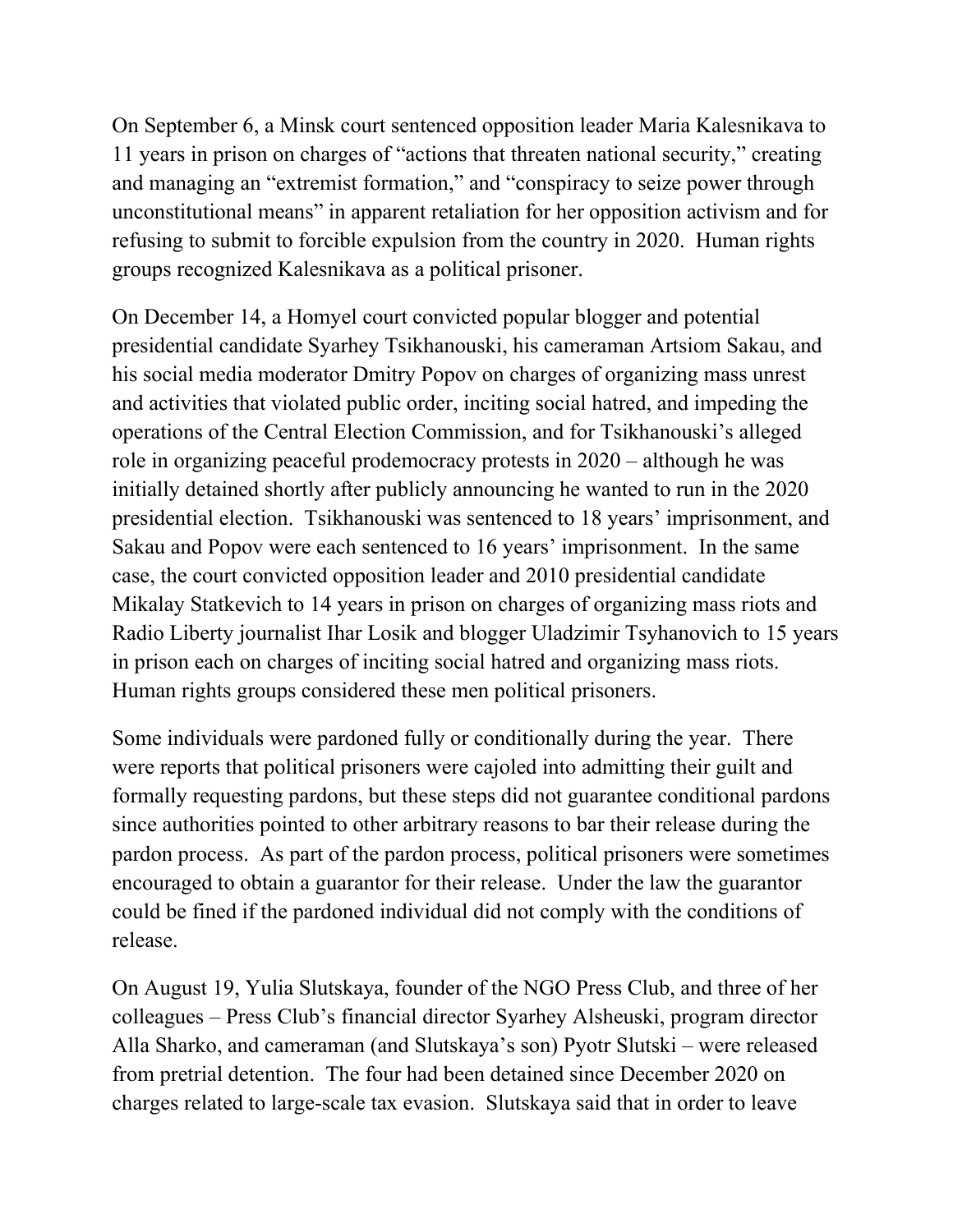On September 6, a Minsk court sentenced opposition leader Maria Kalesnikava to 11 years in prison on charges of "actions that threaten national security," creating and managing an "extremist formation," and "conspiracy to seize power through unconstitutional means" in apparent retaliation for her opposition activism and for refusing to submit to forcible expulsion from the country in 2020. Human rights groups recognized Kalesnikava as a political prisoner.

On December 14, a Homyel court convicted popular blogger and potential presidential candidate Syarhey Tsikhanouski, his cameraman Artsiom Sakau, and his social media moderator Dmitry Popov on charges of organizing mass unrest and activities that violated public order, inciting social hatred, and impeding the operations of the Central Election Commission, and for Tsikhanouski's alleged role in organizing peaceful prodemocracy protests in 2020 – although he was initially detained shortly after publicly announcing he wanted to run in the 2020 presidential election. Tsikhanouski was sentenced to 18 years' imprisonment, and Sakau and Popov were each sentenced to 16 years' imprisonment. In the same case, the court convicted opposition leader and 2010 presidential candidate Mikalay Statkevich to 14 years in prison on charges of organizing mass riots and Radio Liberty journalist Ihar Losik and blogger Uladzimir Tsyhanovich to 15 years in prison each on charges of inciting social hatred and organizing mass riots. Human rights groups considered these men political prisoners.

Some individuals were pardoned fully or conditionally during the year. There were reports that political prisoners were cajoled into admitting their guilt and formally requesting pardons, but these steps did not guarantee conditional pardons since authorities pointed to other arbitrary reasons to bar their release during the pardon process. As part of the pardon process, political prisoners were sometimes encouraged to obtain a guarantor for their release. Under the law the guarantor could be fined if the pardoned individual did not comply with the conditions of release.

On August 19, Yulia Slutskaya, founder of the NGO Press Club, and three of her colleagues – Press Club's financial director Syarhey Alsheuski, program director Alla Sharko, and cameraman (and Slutskaya's son) Pyotr Slutski – were released from pretrial detention. The four had been detained since December 2020 on charges related to large-scale tax evasion. Slutskaya said that in order to leave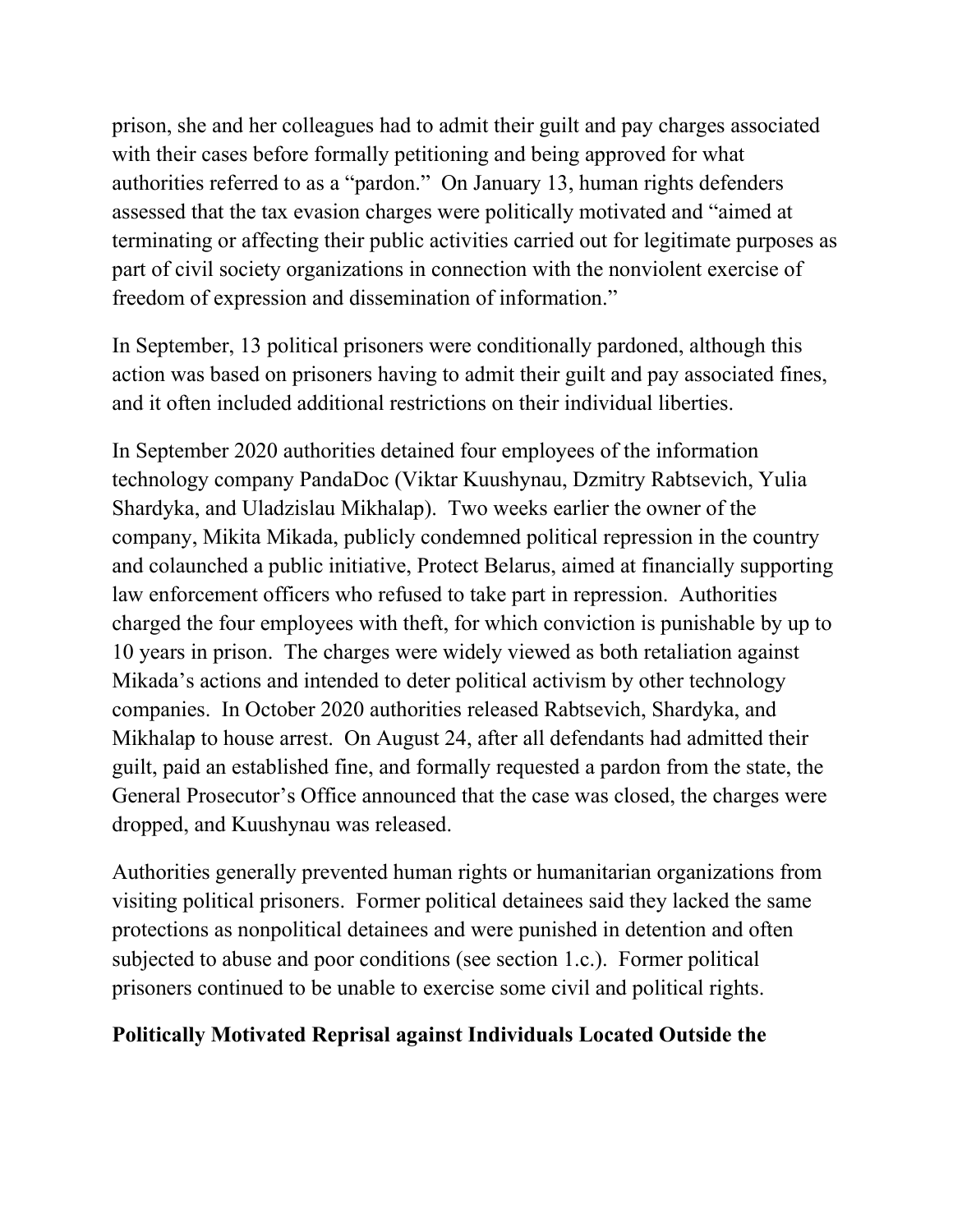prison, she and her colleagues had to admit their guilt and pay charges associated with their cases before formally petitioning and being approved for what authorities referred to as a "pardon." On January 13, human rights defenders assessed that the tax evasion charges were politically motivated and "aimed at terminating or affecting their public activities carried out for legitimate purposes as part of civil society organizations in connection with the nonviolent exercise of freedom of expression and dissemination of information."

In September, 13 political prisoners were conditionally pardoned, although this action was based on prisoners having to admit their guilt and pay associated fines, and it often included additional restrictions on their individual liberties.

In September 2020 authorities detained four employees of the information technology company PandaDoc (Viktar Kuushynau, Dzmitry Rabtsevich, Yulia Shardyka, and Uladzislau Mikhalap). Two weeks earlier the owner of the company, Mikita Mikada, publicly condemned political repression in the country and colaunched a public initiative, Protect Belarus, aimed at financially supporting law enforcement officers who refused to take part in repression. Authorities charged the four employees with theft, for which conviction is punishable by up to 10 years in prison. The charges were widely viewed as both retaliation against Mikada's actions and intended to deter political activism by other technology companies. In October 2020 authorities released Rabtsevich, Shardyka, and Mikhalap to house arrest. On August 24, after all defendants had admitted their guilt, paid an established fine, and formally requested a pardon from the state, the General Prosecutor's Office announced that the case was closed, the charges were dropped, and Kuushynau was released.

Authorities generally prevented human rights or humanitarian organizations from visiting political prisoners. Former political detainees said they lacked the same protections as nonpolitical detainees and were punished in detention and often subjected to abuse and poor conditions (see section 1.c.). Former political prisoners continued to be unable to exercise some civil and political rights.

**Politically Motivated Reprisal against Individuals Located Outside the**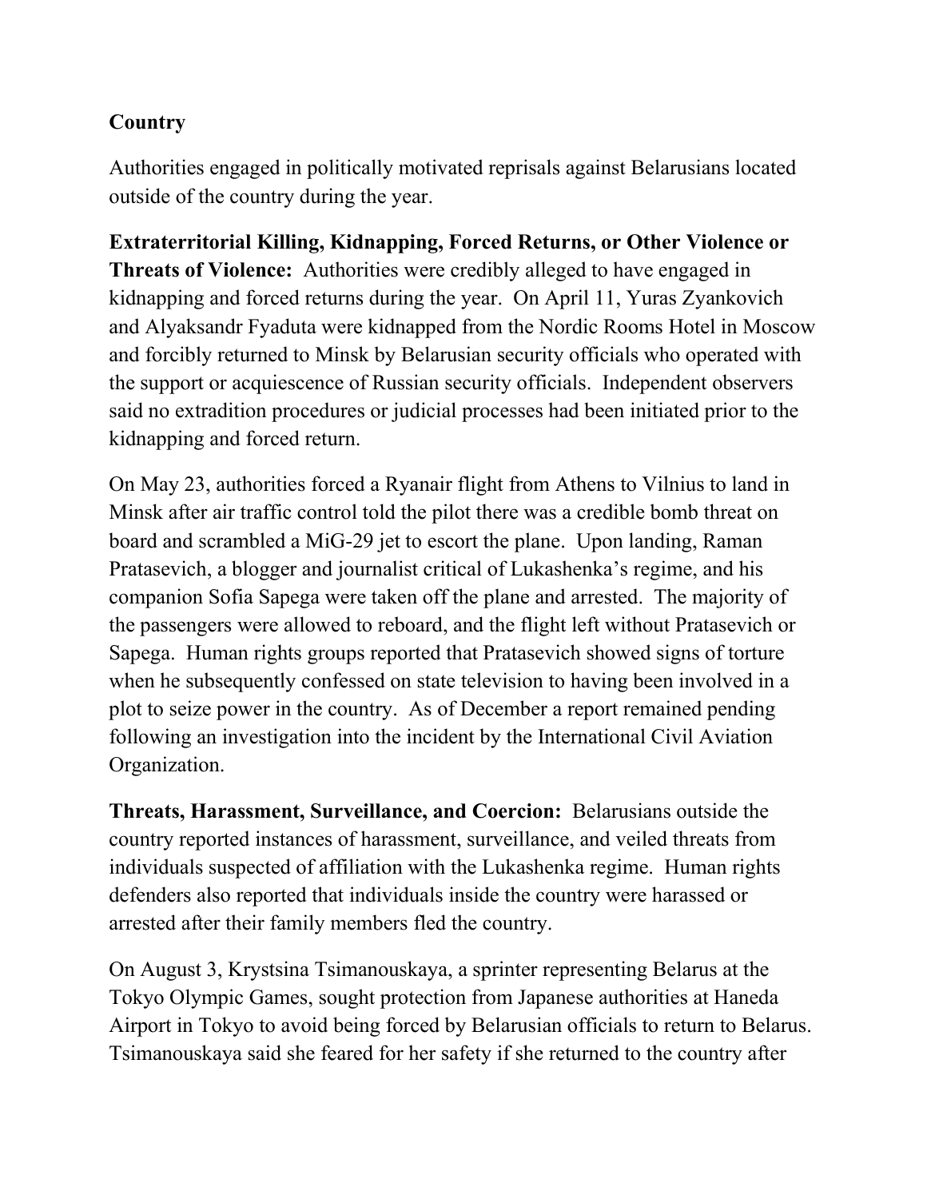**Country**

Authorities engaged in politically motivated reprisals against Belarusians located outside of the country during the year.

**Extraterritorial Killing, Kidnapping, Forced Returns, or Other Violence or Threats of Violence:** Authorities were credibly alleged to have engaged in kidnapping and forced returns during the year. On April 11, Yuras Zyankovich and Alyaksandr Fyaduta were kidnapped from the Nordic Rooms Hotel in Moscow and forcibly returned to Minsk by Belarusian security officials who operated with the support or acquiescence of Russian security officials. Independent observers said no extradition procedures or judicial processes had been initiated prior to the kidnapping and forced return.

On May 23, authorities forced a Ryanair flight from Athens to Vilnius to land in Minsk after air traffic control told the pilot there was a credible bomb threat on board and scrambled a MiG-29 jet to escort the plane. Upon landing, Raman Pratasevich, a blogger and journalist critical of Lukashenka's regime, and his companion Sofia Sapega were taken off the plane and arrested. The majority of the passengers were allowed to reboard, and the flight left without Pratasevich or Sapega. Human rights groups reported that Pratasevich showed signs of torture when he subsequently confessed on state television to having been involved in a plot to seize power in the country. As of December a report remained pending following an investigation into the incident by the International Civil Aviation Organization.

**Threats, Harassment, Surveillance, and Coercion:** Belarusians outside the country reported instances of harassment, surveillance, and veiled threats from individuals suspected of affiliation with the Lukashenka regime. Human rights defenders also reported that individuals inside the country were harassed or arrested after their family members fled the country.

On August 3, Krystsina Tsimanouskaya, a sprinter representing Belarus at the Tokyo Olympic Games, sought protection from Japanese authorities at Haneda Airport in Tokyo to avoid being forced by Belarusian officials to return to Belarus. Tsimanouskaya said she feared for her safety if she returned to the country after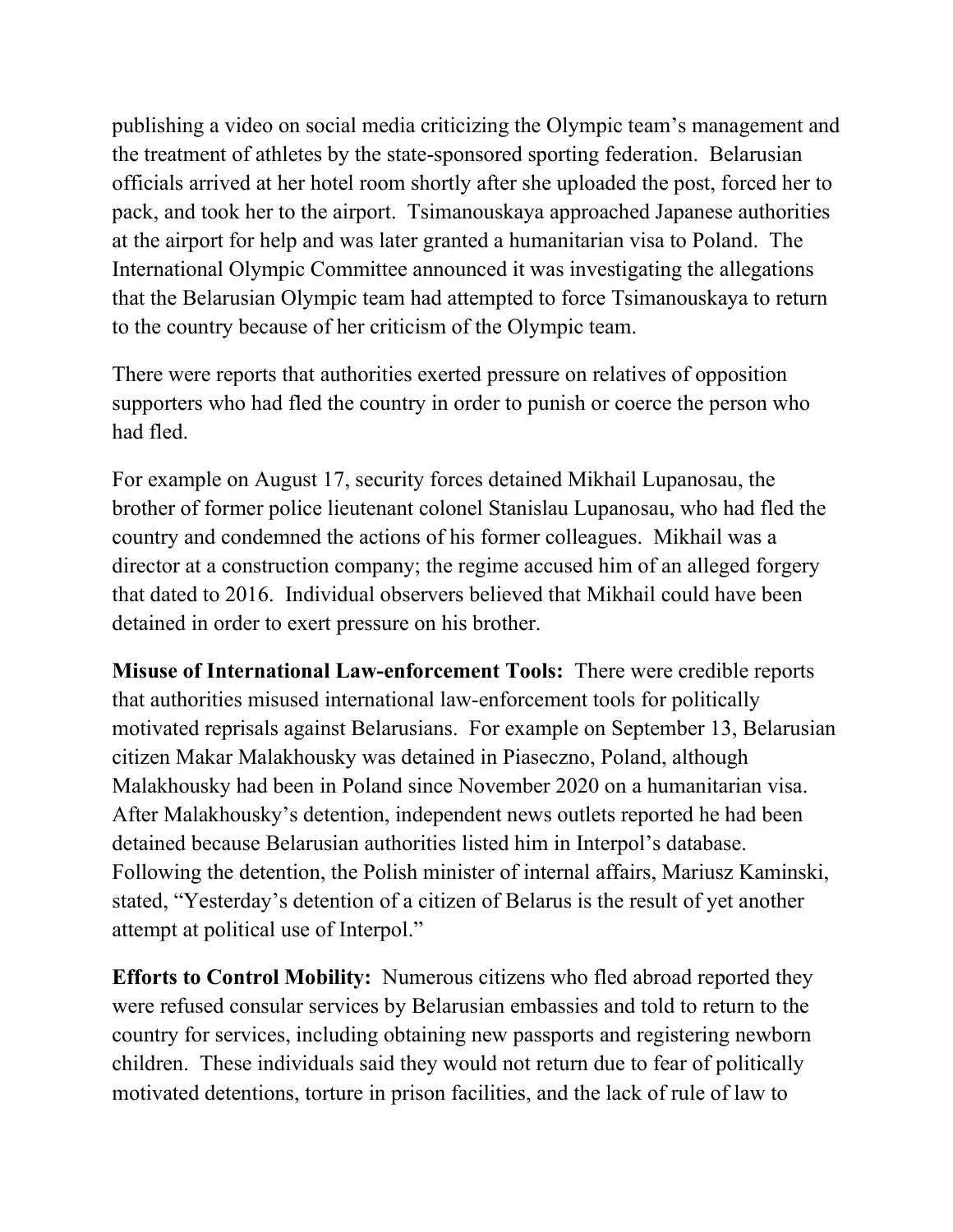publishing a video on social media criticizing the Olympic team's management and the treatment of athletes by the state-sponsored sporting federation. Belarusian officials arrived at her hotel room shortly after she uploaded the post, forced her to pack, and took her to the airport. Tsimanouskaya approached Japanese authorities at the airport for help and was later granted a humanitarian visa to Poland. The International Olympic Committee announced it was investigating the allegations that the Belarusian Olympic team had attempted to force Tsimanouskaya to return to the country because of her criticism of the Olympic team.

There were reports that authorities exerted pressure on relatives of opposition supporters who had fled the country in order to punish or coerce the person who had fled.

For example on August 17, security forces detained Mikhail Lupanosau, the brother of former police lieutenant colonel Stanislau Lupanosau, who had fled the country and condemned the actions of his former colleagues. Mikhail was a director at a construction company; the regime accused him of an alleged forgery that dated to 2016. Individual observers believed that Mikhail could have been detained in order to exert pressure on his brother.

**Misuse of International Law-enforcement Tools:** There were credible reports that authorities misused international law-enforcement tools for politically motivated reprisals against Belarusians. For example on September 13, Belarusian citizen Makar Malakhousky was detained in Piaseczno, Poland, although Malakhousky had been in Poland since November 2020 on a humanitarian visa. After Malakhousky's detention, independent news outlets reported he had been detained because Belarusian authorities listed him in Interpol's database. Following the detention, the Polish minister of internal affairs, Mariusz Kaminski, stated, "Yesterday's detention of a citizen of Belarus is the result of yet another attempt at political use of Interpol."

**Efforts to Control Mobility:** Numerous citizens who fled abroad reported they were refused consular services by Belarusian embassies and told to return to the country for services, including obtaining new passports and registering newborn children. These individuals said they would not return due to fear of politically motivated detentions, torture in prison facilities, and the lack of rule of law to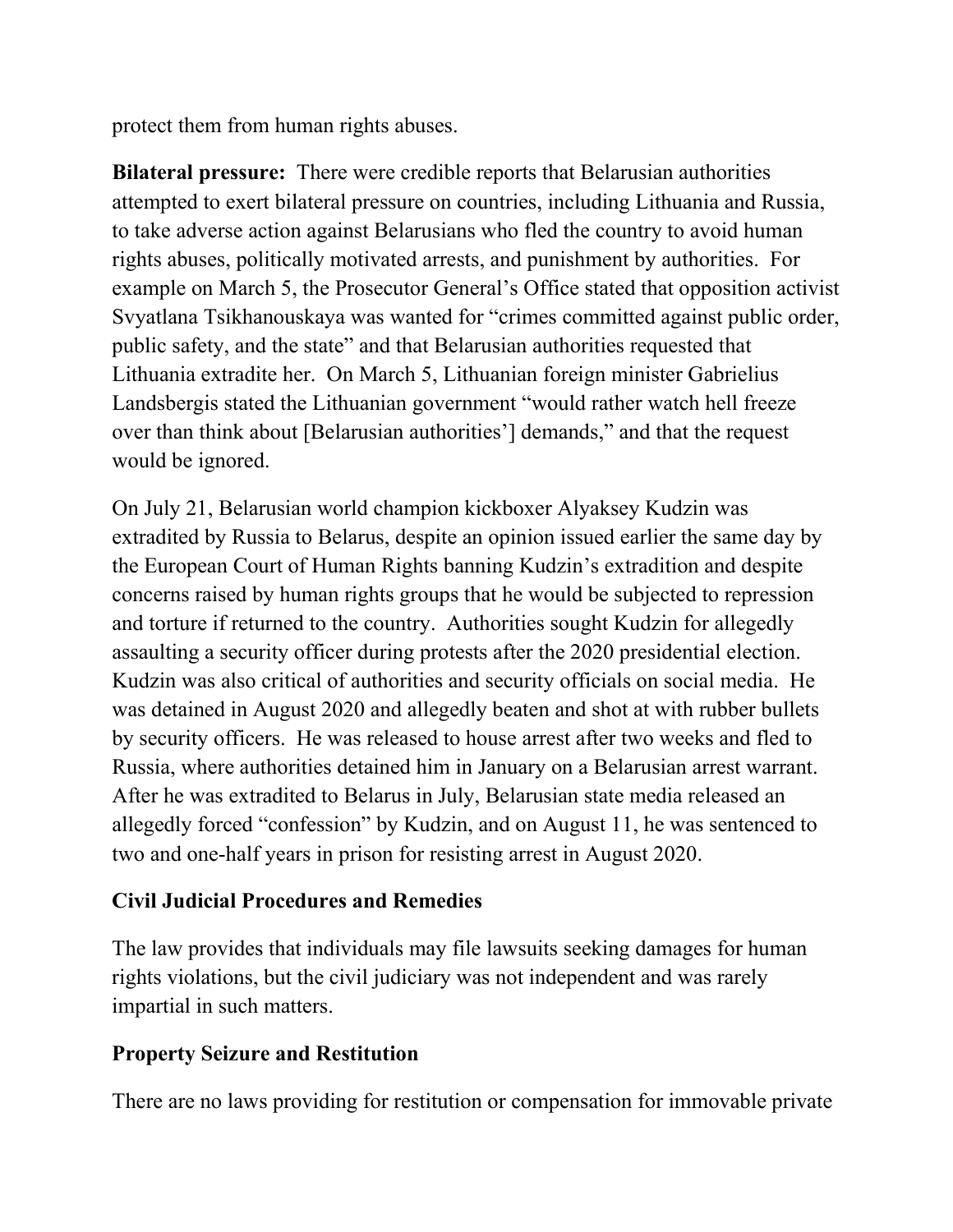protect them from human rights abuses.

**Bilateral pressure:** There were credible reports that Belarusian authorities attempted to exert bilateral pressure on countries, including Lithuania and Russia, to take adverse action against Belarusians who fled the country to avoid human rights abuses, politically motivated arrests, and punishment by authorities. For example on March 5, the Prosecutor General's Office stated that opposition activist Svyatlana Tsikhanouskaya was wanted for "crimes committed against public order, public safety, and the state" and that Belarusian authorities requested that Lithuania extradite her. On March 5, Lithuanian foreign minister Gabrielius Landsbergis stated the Lithuanian government "would rather watch hell freeze over than think about [Belarusian authorities'] demands," and that the request would be ignored.

On July 21, Belarusian world champion kickboxer Alyaksey Kudzin was extradited by Russia to Belarus, despite an opinion issued earlier the same day by the European Court of Human Rights banning Kudzin's extradition and despite concerns raised by human rights groups that he would be subjected to repression and torture if returned to the country. Authorities sought Kudzin for allegedly assaulting a security officer during protests after the 2020 presidential election. Kudzin was also critical of authorities and security officials on social media. He was detained in August 2020 and allegedly beaten and shot at with rubber bullets by security officers. He was released to house arrest after two weeks and fled to Russia, where authorities detained him in January on a Belarusian arrest warrant. After he was extradited to Belarus in July, Belarusian state media released an allegedly forced "confession" by Kudzin, and on August 11, he was sentenced to two and one-half years in prison for resisting arrest in August 2020.

## Civil Judicial Procedures and Remedies

The law provides that individuals may file lawsuits seeking damages for human rights violations, but the civil judiciary was not independent and was rarely impartial in such matters.

## Property Seizure and Restitution

There are no laws providing for restitution or compensation for immovable private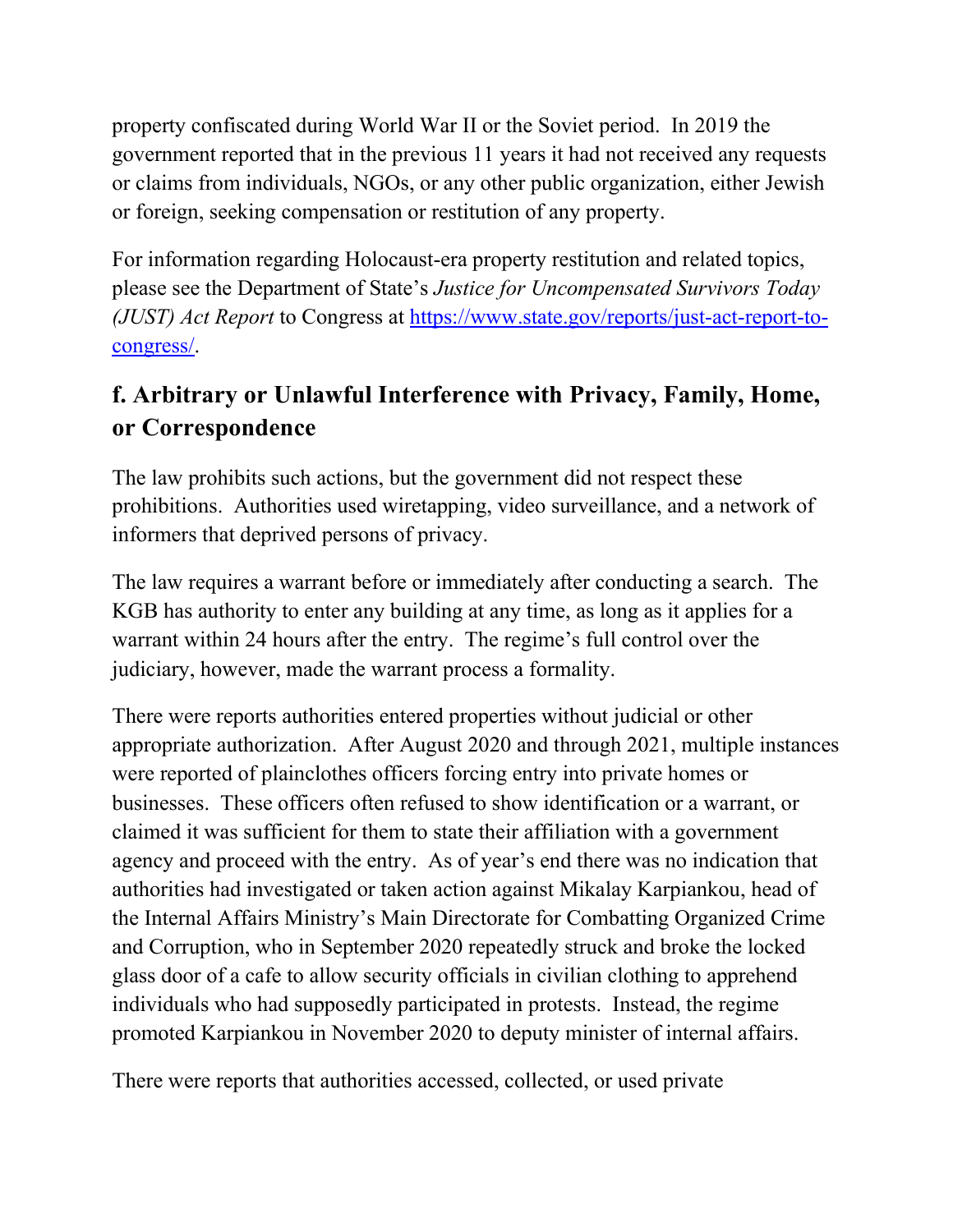property confiscated during World War II or the Soviet period. In 2019 the government reported that in the previous 11 years it had not received any requests or claims from individuals, NGOs, or any other public organization, either Jewish or foreign, seeking compensation or restitution of any property.

For information regarding Holocaust-era property restitution and related topics, please see the Department of State's *Justice for Uncompensated Survivors Today (JUST) Act Report* to Congress at https://www.state.gov/reports/just-act-report-to-congress/.

## f. Arbitrary or Unlawful Interference with Privacy, Family, Home, or Correspondence

The law prohibits such actions, but the government did not respect these prohibitions. Authorities used wiretapping, video surveillance, and a network of informers that deprived persons of privacy.

The law requires a warrant before or immediately after conducting a search. The KGB has authority to enter any building at any time, as long as it applies for a warrant within 24 hours after the entry. The regime's full control over the judiciary, however, made the warrant process a formality.

There were reports authorities entered properties without judicial or other appropriate authorization. After August 2020 and through 2021, multiple instances were reported of plainclothes officers forcing entry into private homes or businesses. These officers often refused to show identification or a warrant, or claimed it was sufficient for them to state their affiliation with a government agency and proceed with the entry. As of year's end there was no indication that authorities had investigated or taken action against Mikalay Karpiankou, head of the Internal Affairs Ministry's Main Directorate for Combatting Organized Crime and Corruption, who in September 2020 repeatedly struck and broke the locked glass door of a cafe to allow security officials in civilian clothing to apprehend individuals who had supposedly participated in protests. Instead, the regime promoted Karpiankou in November 2020 to deputy minister of internal affairs.

There were reports that authorities accessed, collected, or used private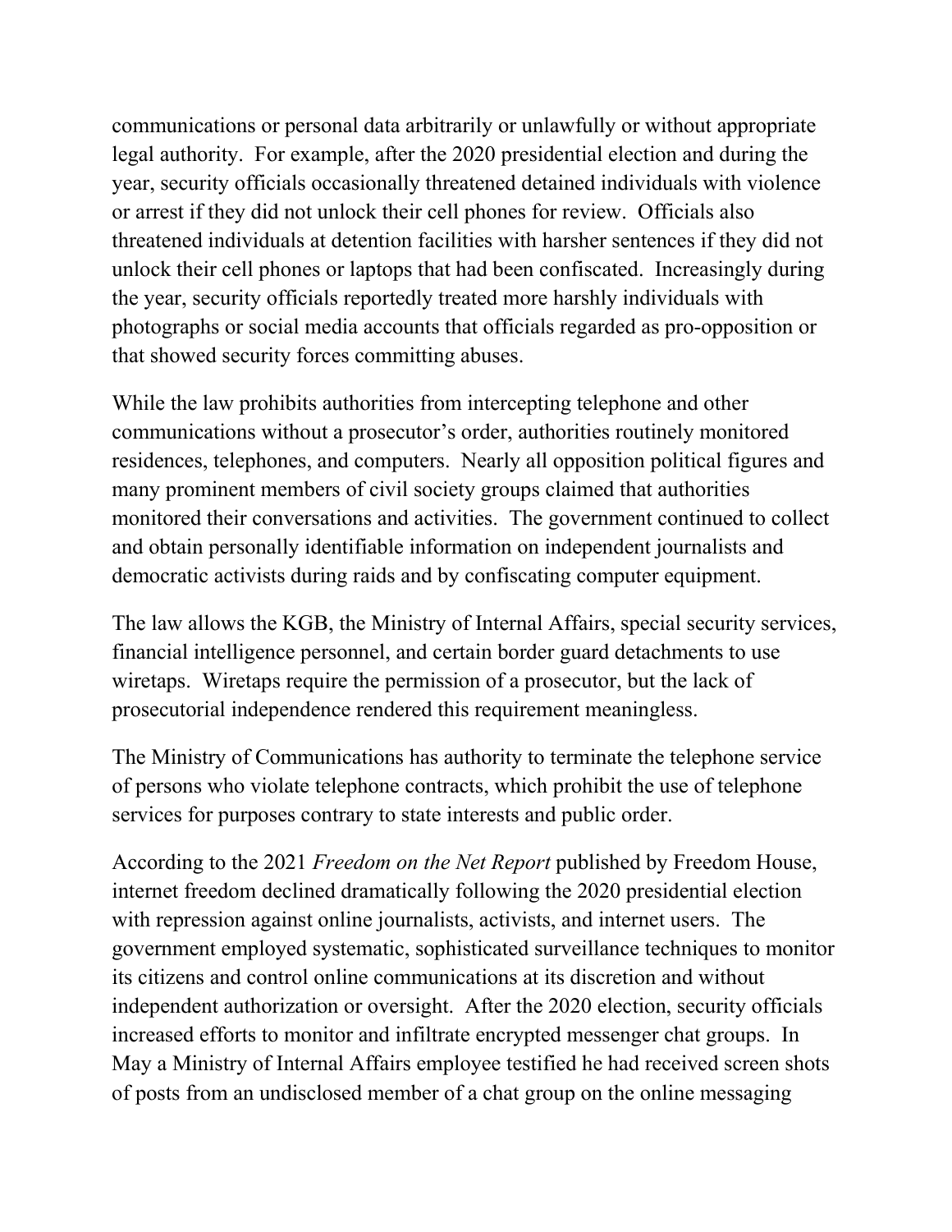communications or personal data arbitrarily or unlawfully or without appropriate legal authority. For example, after the 2020 presidential election and during the year, security officials occasionally threatened detained individuals with violence or arrest if they did not unlock their cell phones for review. Officials also threatened individuals at detention facilities with harsher sentences if they did not unlock their cell phones or laptops that had been confiscated. Increasingly during the year, security officials reportedly treated more harshly individuals with photographs or social media accounts that officials regarded as pro-opposition or that showed security forces committing abuses.

While the law prohibits authorities from intercepting telephone and other communications without a prosecutor's order, authorities routinely monitored residences, telephones, and computers. Nearly all opposition political figures and many prominent members of civil society groups claimed that authorities monitored their conversations and activities. The government continued to collect and obtain personally identifiable information on independent journalists and democratic activists during raids and by confiscating computer equipment.

The law allows the KGB, the Ministry of Internal Affairs, special security services, financial intelligence personnel, and certain border guard detachments to use wiretaps. Wiretaps require the permission of a prosecutor, but the lack of prosecutorial independence rendered this requirement meaningless.

The Ministry of Communications has authority to terminate the telephone service of persons who violate telephone contracts, which prohibit the use of telephone services for purposes contrary to state interests and public order.

According to the 2021 *Freedom on the Net Report* published by Freedom House, internet freedom declined dramatically following the 2020 presidential election with repression against online journalists, activists, and internet users. The government employed systematic, sophisticated surveillance techniques to monitor its citizens and control online communications at its discretion and without independent authorization or oversight. After the 2020 election, security officials increased efforts to monitor and infiltrate encrypted messenger chat groups. In May a Ministry of Internal Affairs employee testified he had received screen shots of posts from an undisclosed member of a chat group on the online messaging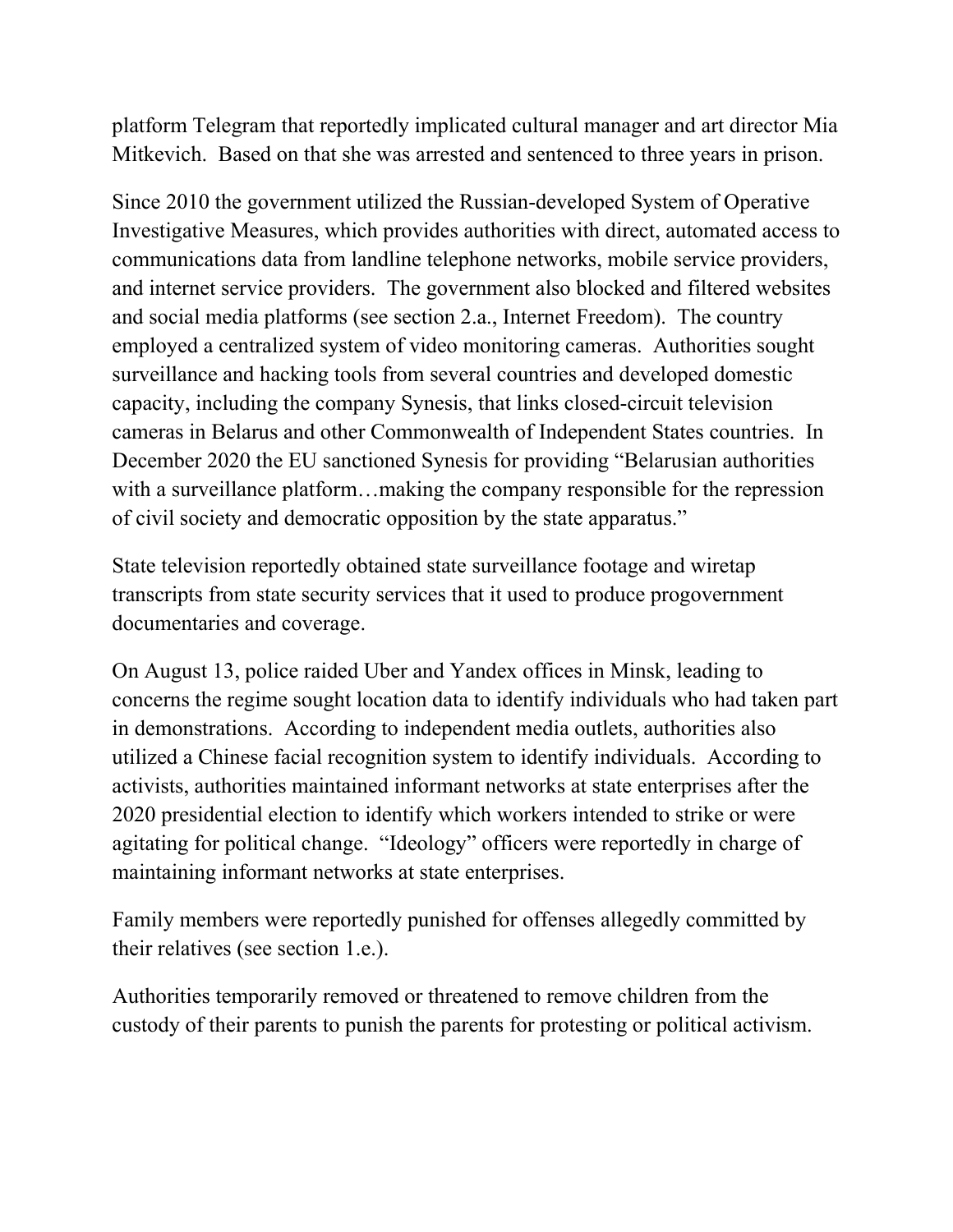platform Telegram that reportedly implicated cultural manager and art director Mia Mitkevich. Based on that she was arrested and sentenced to three years in prison.

Since 2010 the government utilized the Russian-developed System of Operative Investigative Measures, which provides authorities with direct, automated access to communications data from landline telephone networks, mobile service providers, and internet service providers. The government also blocked and filtered websites and social media platforms (see section 2.a., Internet Freedom). The country employed a centralized system of video monitoring cameras. Authorities sought surveillance and hacking tools from several countries and developed domestic capacity, including the company Synesis, that links closed-circuit television cameras in Belarus and other Commonwealth of Independent States countries. In December 2020 the EU sanctioned Synesis for providing "Belarusian authorities with a surveillance platform…making the company responsible for the repression of civil society and democratic opposition by the state apparatus."

State television reportedly obtained state surveillance footage and wiretap transcripts from state security services that it used to produce progovernment documentaries and coverage.

On August 13, police raided Uber and Yandex offices in Minsk, leading to concerns the regime sought location data to identify individuals who had taken part in demonstrations. According to independent media outlets, authorities also utilized a Chinese facial recognition system to identify individuals. According to activists, authorities maintained informant networks at state enterprises after the 2020 presidential election to identify which workers intended to strike or were agitating for political change. "Ideology" officers were reportedly in charge of maintaining informant networks at state enterprises.

Family members were reportedly punished for offenses allegedly committed by their relatives (see section 1.e.).

Authorities temporarily removed or threatened to remove children from the custody of their parents to punish the parents for protesting or political activism.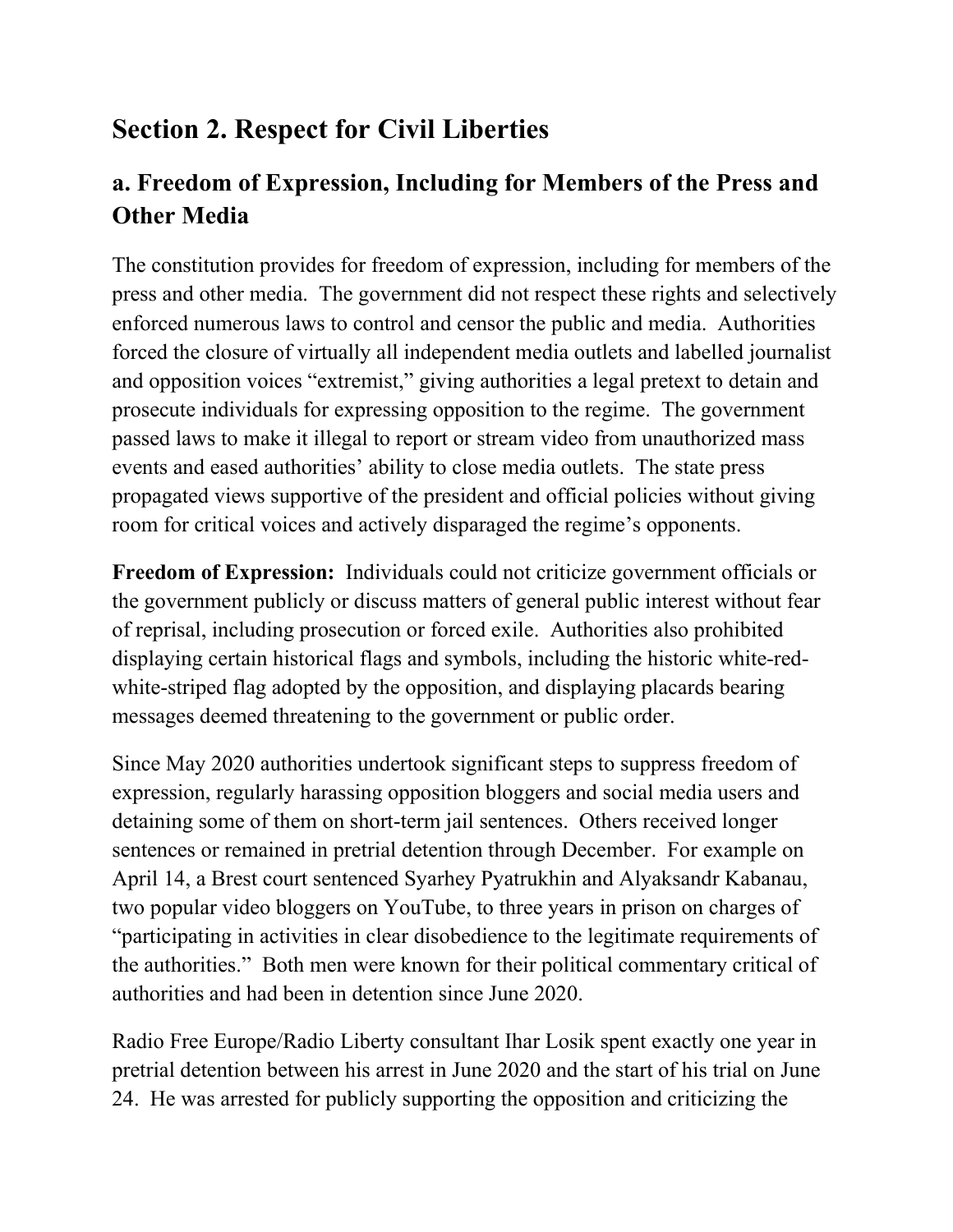## Section 2. Respect for Civil Liberties

### a. Freedom of Expression, Including for Members of the Press and Other Media

The constitution provides for freedom of expression, including for members of the press and other media. The government did not respect these rights and selectively enforced numerous laws to control and censor the public and media. Authorities forced the closure of virtually all independent media outlets and labelled journalist and opposition voices "extremist," giving authorities a legal pretext to detain and prosecute individuals for expressing opposition to the regime. The government passed laws to make it illegal to report or stream video from unauthorized mass events and eased authorities' ability to close media outlets. The state press propagated views supportive of the president and official policies without giving room for critical voices and actively disparaged the regime's opponents.

**Freedom of Expression:** Individuals could not criticize government officials or the government publicly or discuss matters of general public interest without fear of reprisal, including prosecution or forced exile. Authorities also prohibited displaying certain historical flags and symbols, including the historic white-red-white-striped flag adopted by the opposition, and displaying placards bearing messages deemed threatening to the government or public order.

Since May 2020 authorities undertook significant steps to suppress freedom of expression, regularly harassing opposition bloggers and social media users and detaining some of them on short-term jail sentences. Others received longer sentences or remained in pretrial detention through December. For example on April 14, a Brest court sentenced Syarhey Pyatrukhin and Alyaksandr Kabanau, two popular video bloggers on YouTube, to three years in prison on charges of "participating in activities in clear disobedience to the legitimate requirements of the authorities." Both men were known for their political commentary critical of authorities and had been in detention since June 2020.

Radio Free Europe/Radio Liberty consultant Ihar Losik spent exactly one year in pretrial detention between his arrest in June 2020 and the start of his trial on June 24. He was arrested for publicly supporting the opposition and criticizing the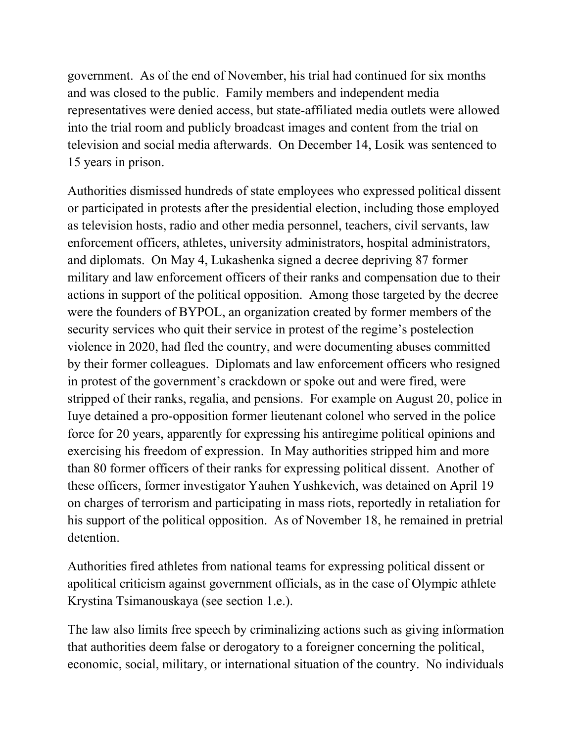government. As of the end of November, his trial had continued for six months and was closed to the public. Family members and independent media representatives were denied access, but state-affiliated media outlets were allowed into the trial room and publicly broadcast images and content from the trial on television and social media afterwards. On December 14, Losik was sentenced to 15 years in prison.

Authorities dismissed hundreds of state employees who expressed political dissent or participated in protests after the presidential election, including those employed as television hosts, radio and other media personnel, teachers, civil servants, law enforcement officers, athletes, university administrators, hospital administrators, and diplomats. On May 4, Lukashenka signed a decree depriving 87 former military and law enforcement officers of their ranks and compensation due to their actions in support of the political opposition. Among those targeted by the decree were the founders of BYPOL, an organization created by former members of the security services who quit their service in protest of the regime's postelection violence in 2020, had fled the country, and were documenting abuses committed by their former colleagues. Diplomats and law enforcement officers who resigned in protest of the government's crackdown or spoke out and were fired, were stripped of their ranks, regalia, and pensions. For example on August 20, police in Iuye detained a pro-opposition former lieutenant colonel who served in the police force for 20 years, apparently for expressing his antiregime political opinions and exercising his freedom of expression. In May authorities stripped him and more than 80 former officers of their ranks for expressing political dissent. Another of these officers, former investigator Yauhen Yushkevich, was detained on April 19 on charges of terrorism and participating in mass riots, reportedly in retaliation for his support of the political opposition. As of November 18, he remained in pretrial detention.

Authorities fired athletes from national teams for expressing political dissent or apolitical criticism against government officials, as in the case of Olympic athlete Krystina Tsimanouskaya (see section 1.e.).

The law also limits free speech by criminalizing actions such as giving information that authorities deem false or derogatory to a foreigner concerning the political, economic, social, military, or international situation of the country. No individuals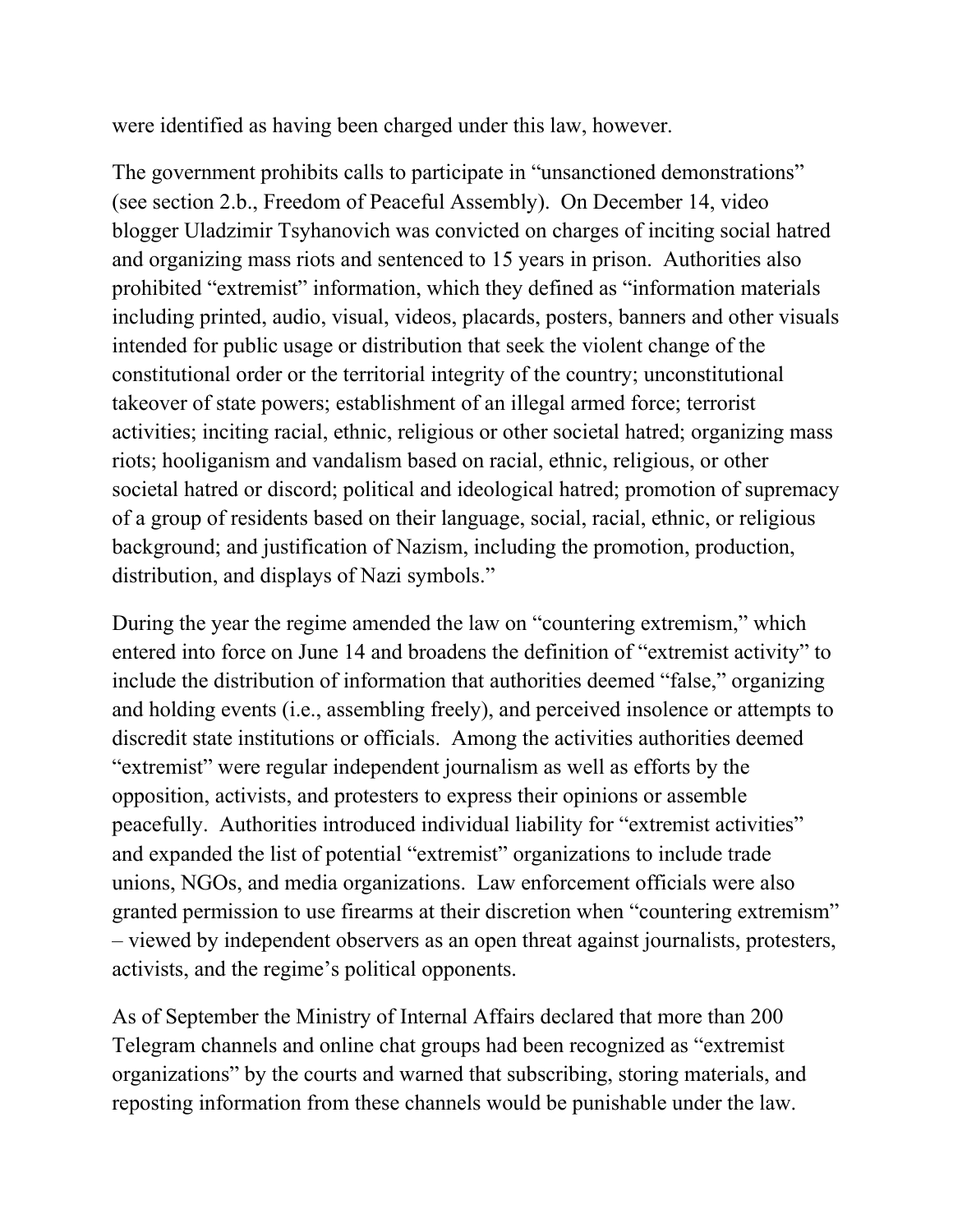were identified as having been charged under this law, however.

The government prohibits calls to participate in "unsanctioned demonstrations" (see section 2.b., Freedom of Peaceful Assembly). On December 14, video blogger Uladzimir Tsyhanovich was convicted on charges of inciting social hatred and organizing mass riots and sentenced to 15 years in prison. Authorities also prohibited "extremist" information, which they defined as "information materials including printed, audio, visual, videos, placards, posters, banners and other visuals intended for public usage or distribution that seek the violent change of the constitutional order or the territorial integrity of the country; unconstitutional takeover of state powers; establishment of an illegal armed force; terrorist activities; inciting racial, ethnic, religious or other societal hatred; organizing mass riots; hooliganism and vandalism based on racial, ethnic, religious, or other societal hatred or discord; political and ideological hatred; promotion of supremacy of a group of residents based on their language, social, racial, ethnic, or religious background; and justification of Nazism, including the promotion, production, distribution, and displays of Nazi symbols."

During the year the regime amended the law on "countering extremism," which entered into force on June 14 and broadens the definition of "extremist activity" to include the distribution of information that authorities deemed "false," organizing and holding events (i.e., assembling freely), and perceived insolence or attempts to discredit state institutions or officials. Among the activities authorities deemed "extremist" were regular independent journalism as well as efforts by the opposition, activists, and protesters to express their opinions or assemble peacefully. Authorities introduced individual liability for "extremist activities" and expanded the list of potential "extremist" organizations to include trade unions, NGOs, and media organizations. Law enforcement officials were also granted permission to use firearms at their discretion when "countering extremism" – viewed by independent observers as an open threat against journalists, protesters, activists, and the regime's political opponents.

As of September the Ministry of Internal Affairs declared that more than 200 Telegram channels and online chat groups had been recognized as "extremist organizations" by the courts and warned that subscribing, storing materials, and reposting information from these channels would be punishable under the law.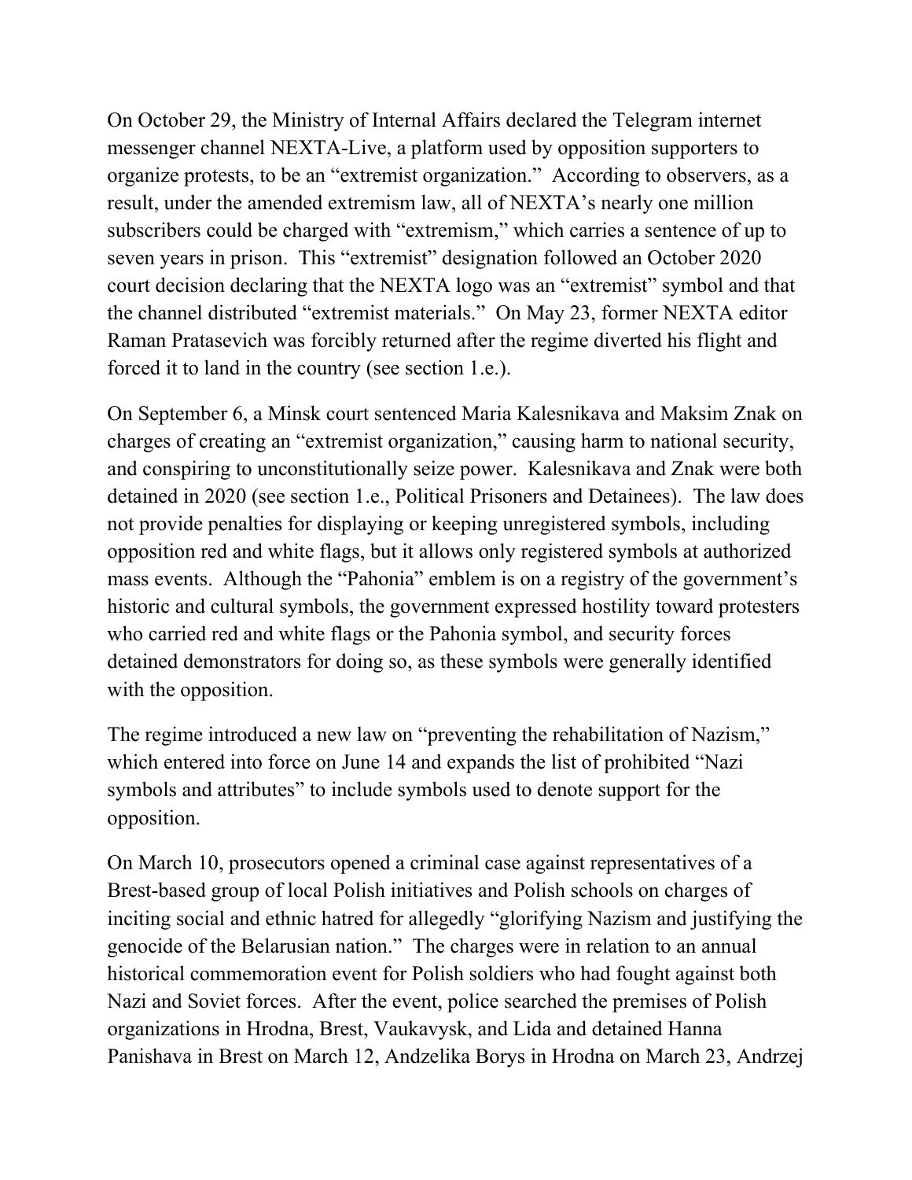On October 29, the Ministry of Internal Affairs declared the Telegram internet messenger channel NEXTA-Live, a platform used by opposition supporters to organize protests, to be an "extremist organization." According to observers, as a result, under the amended extremism law, all of NEXTA's nearly one million subscribers could be charged with "extremism," which carries a sentence of up to seven years in prison. This "extremist" designation followed an October 2020 court decision declaring that the NEXTA logo was an "extremist" symbol and that the channel distributed "extremist materials." On May 23, former NEXTA editor Raman Pratasevich was forcibly returned after the regime diverted his flight and forced it to land in the country (see section 1.e.).

On September 6, a Minsk court sentenced Maria Kalesnikava and Maksim Znak on charges of creating an "extremist organization," causing harm to national security, and conspiring to unconstitutionally seize power. Kalesnikava and Znak were both detained in 2020 (see section 1.e., Political Prisoners and Detainees). The law does not provide penalties for displaying or keeping unregistered symbols, including opposition red and white flags, but it allows only registered symbols at authorized mass events. Although the "Pahonia" emblem is on a registry of the government's historic and cultural symbols, the government expressed hostility toward protesters who carried red and white flags or the Pahonia symbol, and security forces detained demonstrators for doing so, as these symbols were generally identified with the opposition.

The regime introduced a new law on "preventing the rehabilitation of Nazism," which entered into force on June 14 and expands the list of prohibited "Nazi symbols and attributes" to include symbols used to denote support for the opposition.

On March 10, prosecutors opened a criminal case against representatives of a Brest-based group of local Polish initiatives and Polish schools on charges of inciting social and ethnic hatred for allegedly "glorifying Nazism and justifying the genocide of the Belarusian nation." The charges were in relation to an annual historical commemoration event for Polish soldiers who had fought against both Nazi and Soviet forces. After the event, police searched the premises of Polish organizations in Hrodna, Brest, Vaukavysk, and Lida and detained Hanna Panishava in Brest on March 12, Andzelika Borys in Hrodna on March 23, Andrzej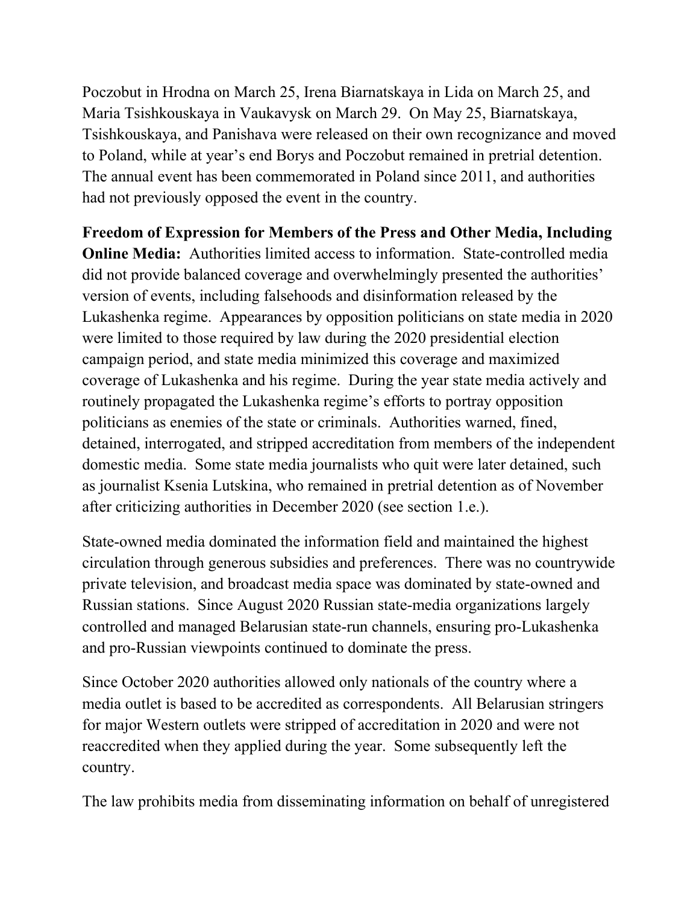Poczobut in Hrodna on March 25, Irena Biarnatskaya in Lida on March 25, and Maria Tsishkouskaya in Vaukavysk on March 29. On May 25, Biarnatskaya, Tsishkouskaya, and Panishava were released on their own recognizance and moved to Poland, while at year's end Borys and Poczobut remained in pretrial detention. The annual event has been commemorated in Poland since 2011, and authorities had not previously opposed the event in the country.

**Freedom of Expression for Members of the Press and Other Media, Including Online Media:** Authorities limited access to information. State-controlled media did not provide balanced coverage and overwhelmingly presented the authorities' version of events, including falsehoods and disinformation released by the Lukashenka regime. Appearances by opposition politicians on state media in 2020 were limited to those required by law during the 2020 presidential election campaign period, and state media minimized this coverage and maximized coverage of Lukashenka and his regime. During the year state media actively and routinely propagated the Lukashenka regime's efforts to portray opposition politicians as enemies of the state or criminals. Authorities warned, fined, detained, interrogated, and stripped accreditation from members of the independent domestic media. Some state media journalists who quit were later detained, such as journalist Ksenia Lutskina, who remained in pretrial detention as of November after criticizing authorities in December 2020 (see section 1.e.).

State-owned media dominated the information field and maintained the highest circulation through generous subsidies and preferences. There was no countrywide private television, and broadcast media space was dominated by state-owned and Russian stations. Since August 2020 Russian state-media organizations largely controlled and managed Belarusian state-run channels, ensuring pro-Lukashenka and pro-Russian viewpoints continued to dominate the press.

Since October 2020 authorities allowed only nationals of the country where a media outlet is based to be accredited as correspondents. All Belarusian stringers for major Western outlets were stripped of accreditation in 2020 and were not reaccredited when they applied during the year. Some subsequently left the country.

The law prohibits media from disseminating information on behalf of unregistered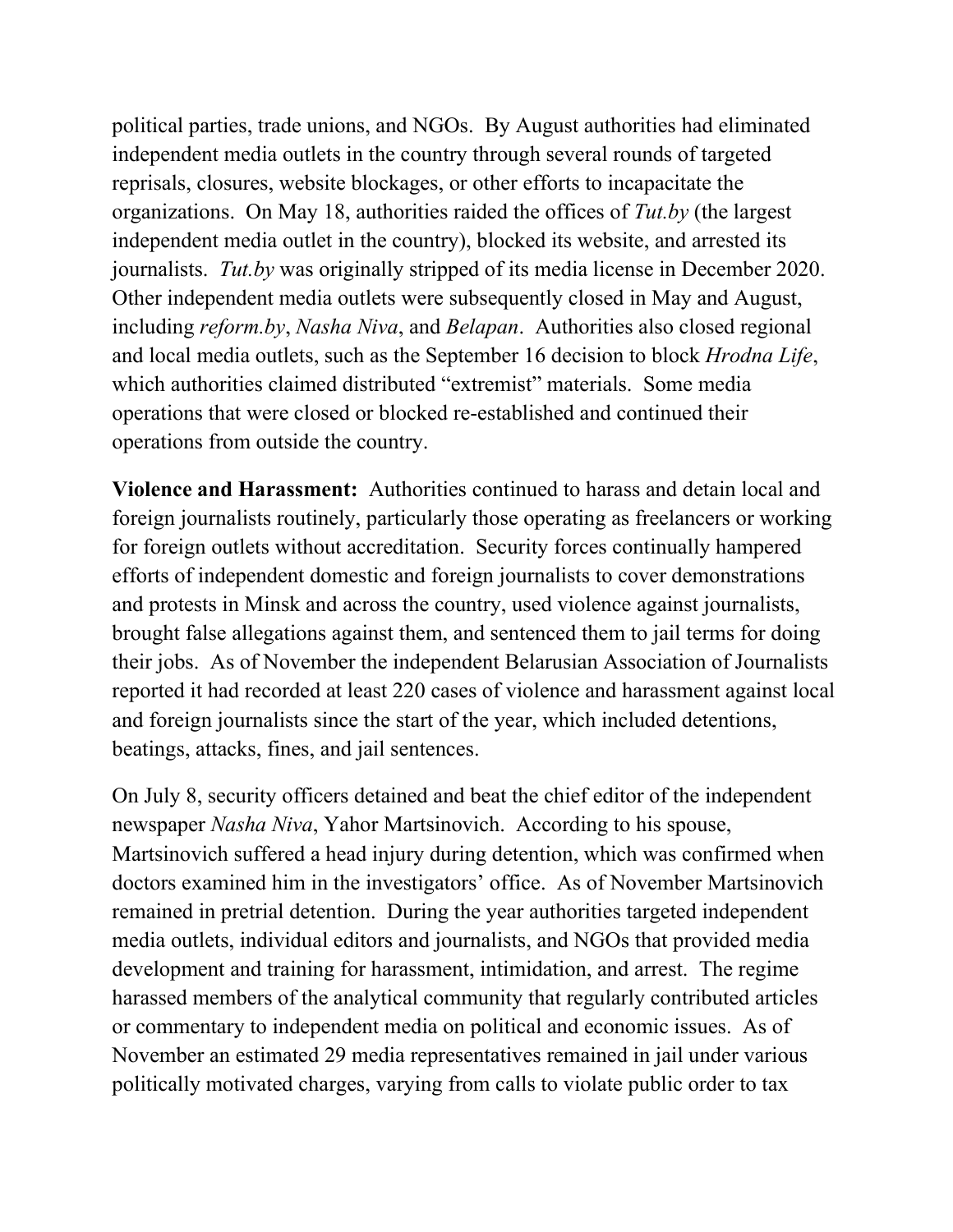political parties, trade unions, and NGOs. By August authorities had eliminated independent media outlets in the country through several rounds of targeted reprisals, closures, website blockages, or other efforts to incapacitate the organizations. On May 18, authorities raided the offices of *Tut.by* (the largest independent media outlet in the country), blocked its website, and arrested its journalists. *Tut.by* was originally stripped of its media license in December 2020. Other independent media outlets were subsequently closed in May and August, including *reform.by*, *Nasha Niva*, and *Belapan*. Authorities also closed regional and local media outlets, such as the September 16 decision to block *Hrodna Life*, which authorities claimed distributed "extremist" materials. Some media operations that were closed or blocked re-established and continued their operations from outside the country.

**Violence and Harassment:** Authorities continued to harass and detain local and foreign journalists routinely, particularly those operating as freelancers or working for foreign outlets without accreditation. Security forces continually hampered efforts of independent domestic and foreign journalists to cover demonstrations and protests in Minsk and across the country, used violence against journalists, brought false allegations against them, and sentenced them to jail terms for doing their jobs. As of November the independent Belarusian Association of Journalists reported it had recorded at least 220 cases of violence and harassment against local and foreign journalists since the start of the year, which included detentions, beatings, attacks, fines, and jail sentences.

On July 8, security officers detained and beat the chief editor of the independent newspaper *Nasha Niva*, Yahor Martsinovich. According to his spouse, Martsinovich suffered a head injury during detention, which was confirmed when doctors examined him in the investigators' office. As of November Martsinovich remained in pretrial detention. During the year authorities targeted independent media outlets, individual editors and journalists, and NGOs that provided media development and training for harassment, intimidation, and arrest. The regime harassed members of the analytical community that regularly contributed articles or commentary to independent media on political and economic issues. As of November an estimated 29 media representatives remained in jail under various politically motivated charges, varying from calls to violate public order to tax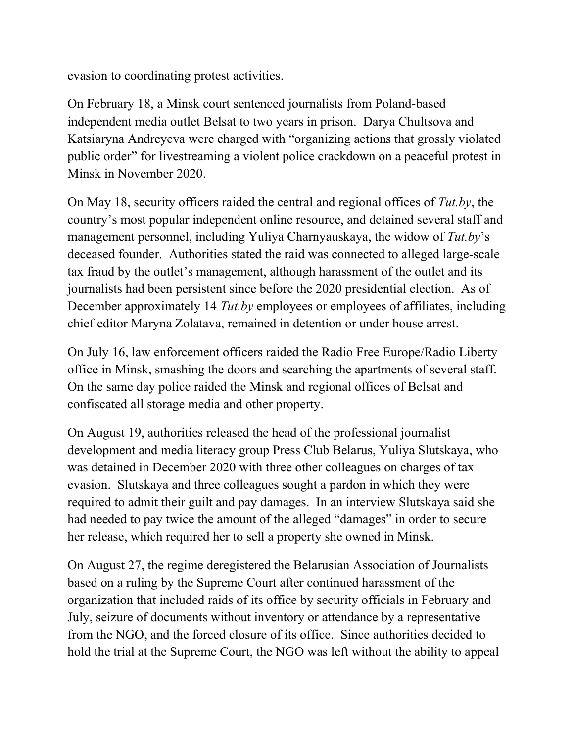evasion to coordinating protest activities.

On February 18, a Minsk court sentenced journalists from Poland-based independent media outlet Belsat to two years in prison. Darya Chultsova and Katsiaryna Andreyeva were charged with "organizing actions that grossly violated public order" for livestreaming a violent police crackdown on a peaceful protest in Minsk in November 2020.

On May 18, security officers raided the central and regional offices of *Tut.by*, the country's most popular independent online resource, and detained several staff and management personnel, including Yuliya Charnyauskaya, the widow of *Tut.by*'s deceased founder. Authorities stated the raid was connected to alleged large-scale tax fraud by the outlet's management, although harassment of the outlet and its journalists had been persistent since before the 2020 presidential election. As of December approximately 14 *Tut.by* employees or employees of affiliates, including chief editor Maryna Zolatava, remained in detention or under house arrest.

On July 16, law enforcement officers raided the Radio Free Europe/Radio Liberty office in Minsk, smashing the doors and searching the apartments of several staff. On the same day police raided the Minsk and regional offices of Belsat and confiscated all storage media and other property.

On August 19, authorities released the head of the professional journalist development and media literacy group Press Club Belarus, Yuliya Slutskaya, who was detained in December 2020 with three other colleagues on charges of tax evasion. Slutskaya and three colleagues sought a pardon in which they were required to admit their guilt and pay damages. In an interview Slutskaya said she had needed to pay twice the amount of the alleged "damages" in order to secure her release, which required her to sell a property she owned in Minsk.

On August 27, the regime deregistered the Belarusian Association of Journalists based on a ruling by the Supreme Court after continued harassment of the organization that included raids of its office by security officials in February and July, seizure of documents without inventory or attendance by a representative from the NGO, and the forced closure of its office. Since authorities decided to hold the trial at the Supreme Court, the NGO was left without the ability to appeal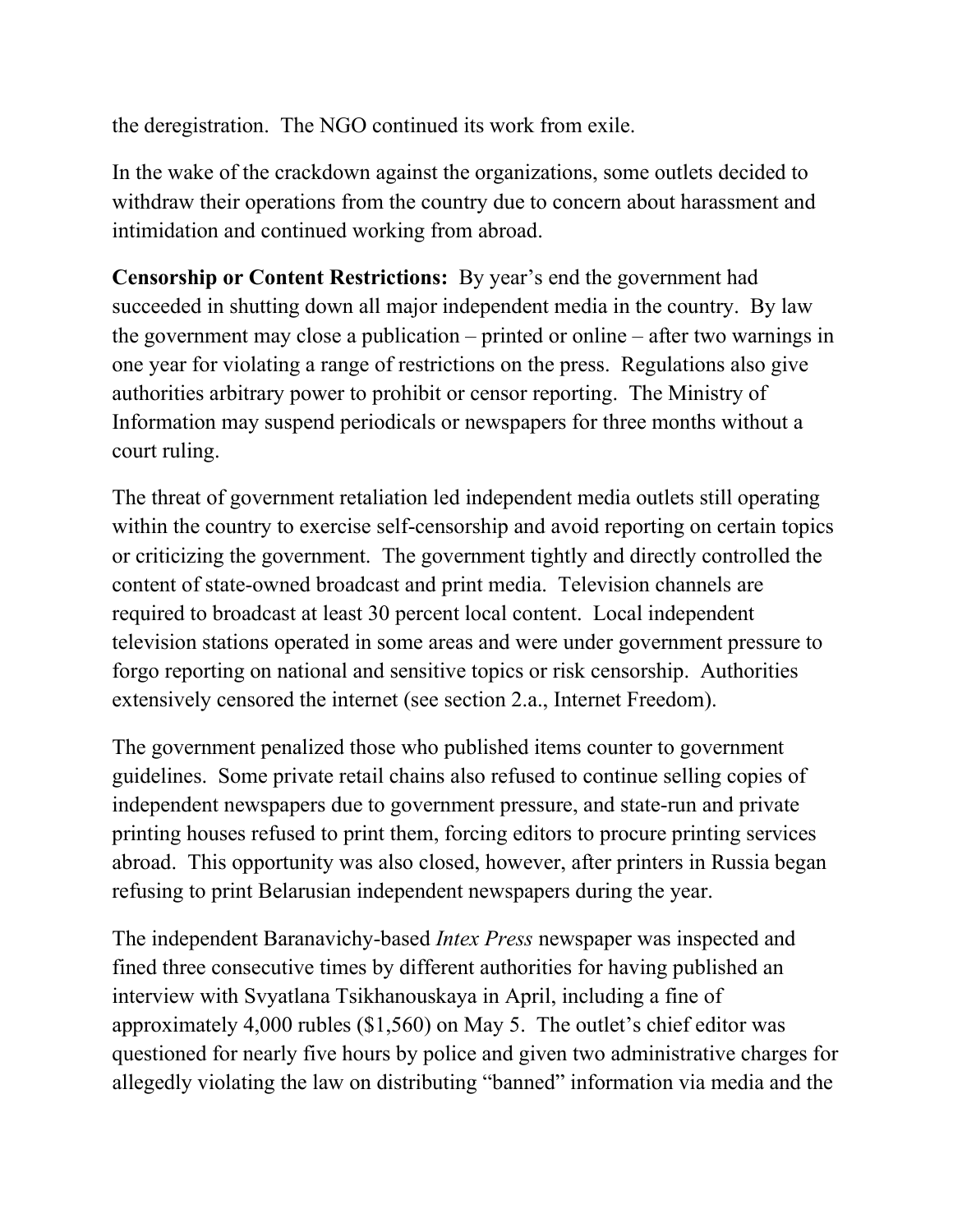the deregistration.  The NGO continued its work from exile.

In the wake of the crackdown against the organizations, some outlets decided to withdraw their operations from the country due to concern about harassment and intimidation and continued working from abroad.

**Censorship or Content Restrictions:**  By year's end the government had succeeded in shutting down all major independent media in the country.  By law the government may close a publication – printed or online – after two warnings in one year for violating a range of restrictions on the press.  Regulations also give authorities arbitrary power to prohibit or censor reporting.  The Ministry of Information may suspend periodicals or newspapers for three months without a court ruling.

The threat of government retaliation led independent media outlets still operating within the country to exercise self-censorship and avoid reporting on certain topics or criticizing the government.  The government tightly and directly controlled the content of state-owned broadcast and print media.  Television channels are required to broadcast at least 30 percent local content.  Local independent television stations operated in some areas and were under government pressure to forgo reporting on national and sensitive topics or risk censorship.  Authorities extensively censored the internet (see section 2.a., Internet Freedom).

The government penalized those who published items counter to government guidelines.  Some private retail chains also refused to continue selling copies of independent newspapers due to government pressure, and state-run and private printing houses refused to print them, forcing editors to procure printing services abroad.  This opportunity was also closed, however, after printers in Russia began refusing to print Belarusian independent newspapers during the year.

The independent Baranavichy-based *Intex Press* newspaper was inspected and fined three consecutive times by different authorities for having published an interview with Svyatlana Tsikhanouskaya in April, including a fine of approximately 4,000 rubles ($1,560) on May 5.  The outlet's chief editor was questioned for nearly five hours by police and given two administrative charges for allegedly violating the law on distributing "banned" information via media and the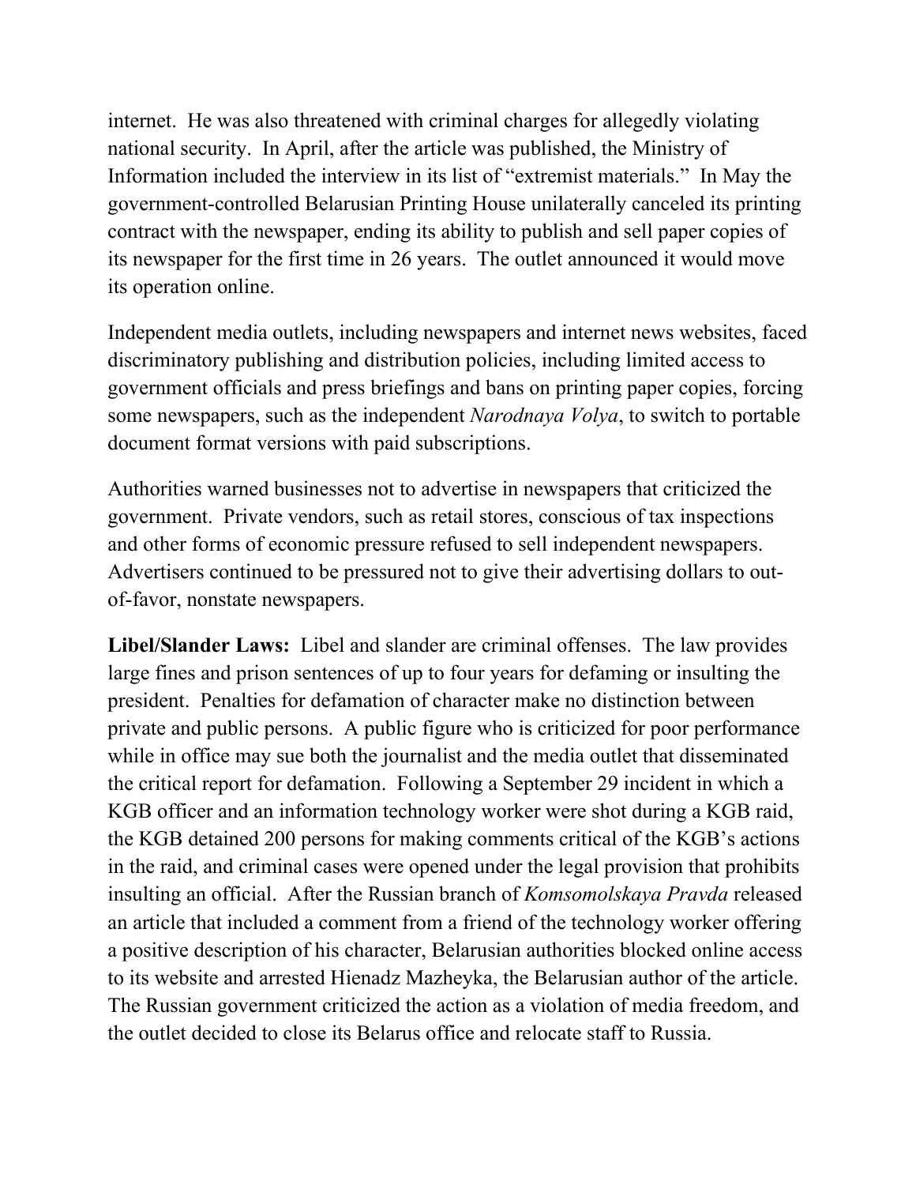internet. He was also threatened with criminal charges for allegedly violating national security. In April, after the article was published, the Ministry of Information included the interview in its list of "extremist materials." In May the government-controlled Belarusian Printing House unilaterally canceled its printing contract with the newspaper, ending its ability to publish and sell paper copies of its newspaper for the first time in 26 years. The outlet announced it would move its operation online.

Independent media outlets, including newspapers and internet news websites, faced discriminatory publishing and distribution policies, including limited access to government officials and press briefings and bans on printing paper copies, forcing some newspapers, such as the independent *Narodnaya Volya*, to switch to portable document format versions with paid subscriptions.

Authorities warned businesses not to advertise in newspapers that criticized the government. Private vendors, such as retail stores, conscious of tax inspections and other forms of economic pressure refused to sell independent newspapers. Advertisers continued to be pressured not to give their advertising dollars to out-of-favor, nonstate newspapers.

**Libel/Slander Laws:** Libel and slander are criminal offenses. The law provides large fines and prison sentences of up to four years for defaming or insulting the president. Penalties for defamation of character make no distinction between private and public persons. A public figure who is criticized for poor performance while in office may sue both the journalist and the media outlet that disseminated the critical report for defamation. Following a September 29 incident in which a KGB officer and an information technology worker were shot during a KGB raid, the KGB detained 200 persons for making comments critical of the KGB's actions in the raid, and criminal cases were opened under the legal provision that prohibits insulting an official. After the Russian branch of *Komsomolskaya Pravda* released an article that included a comment from a friend of the technology worker offering a positive description of his character, Belarusian authorities blocked online access to its website and arrested Hienadz Mazheyka, the Belarusian author of the article. The Russian government criticized the action as a violation of media freedom, and the outlet decided to close its Belarus office and relocate staff to Russia.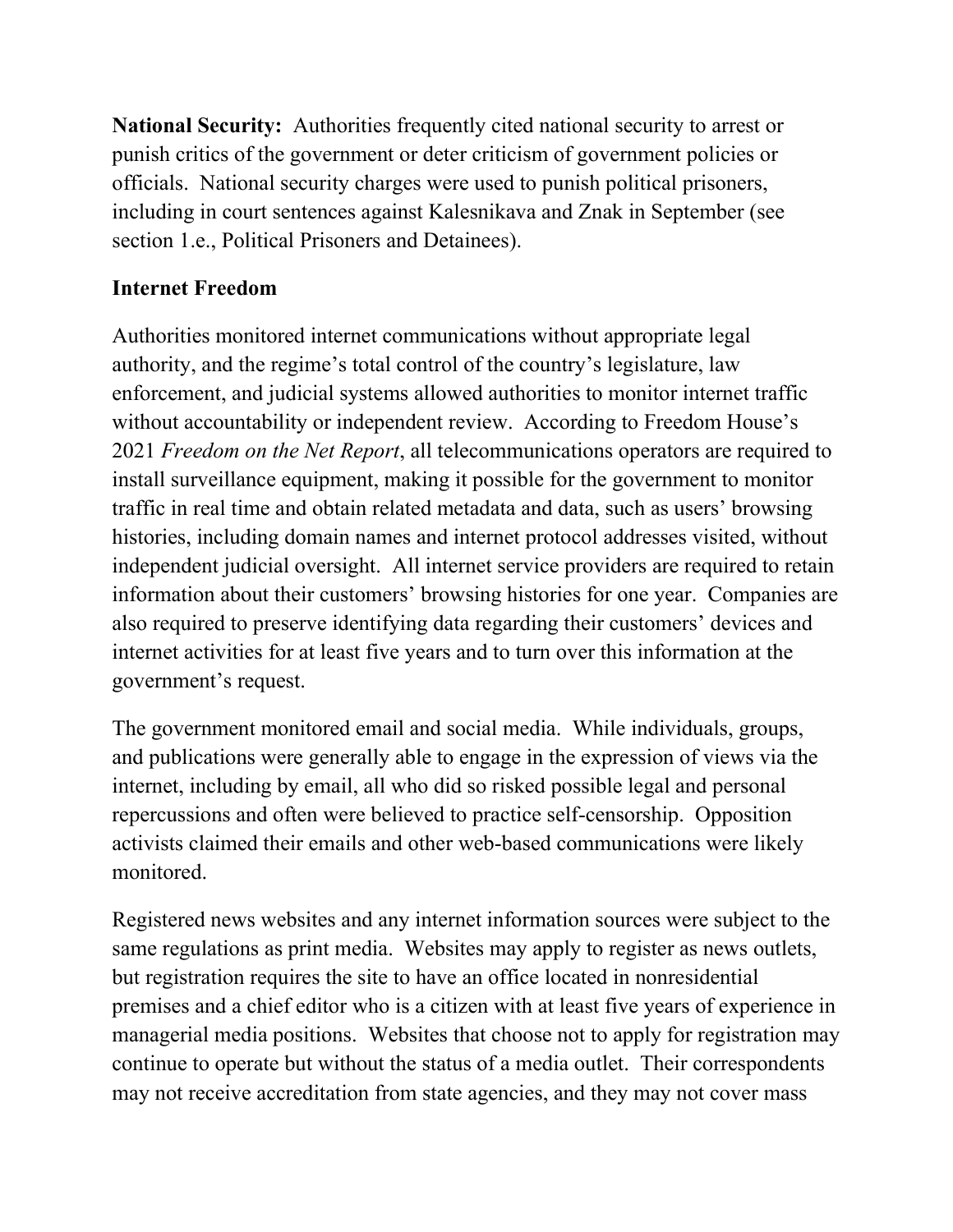**National Security:** Authorities frequently cited national security to arrest or punish critics of the government or deter criticism of government policies or officials. National security charges were used to punish political prisoners, including in court sentences against Kalesnikava and Znak in September (see section 1.e., Political Prisoners and Detainees).

## Internet Freedom

Authorities monitored internet communications without appropriate legal authority, and the regime's total control of the country's legislature, law enforcement, and judicial systems allowed authorities to monitor internet traffic without accountability or independent review. According to Freedom House's 2021 *Freedom on the Net Report*, all telecommunications operators are required to install surveillance equipment, making it possible for the government to monitor traffic in real time and obtain related metadata and data, such as users' browsing histories, including domain names and internet protocol addresses visited, without independent judicial oversight. All internet service providers are required to retain information about their customers' browsing histories for one year. Companies are also required to preserve identifying data regarding their customers' devices and internet activities for at least five years and to turn over this information at the government's request.

The government monitored email and social media. While individuals, groups, and publications were generally able to engage in the expression of views via the internet, including by email, all who did so risked possible legal and personal repercussions and often were believed to practice self-censorship. Opposition activists claimed their emails and other web-based communications were likely monitored.

Registered news websites and any internet information sources were subject to the same regulations as print media. Websites may apply to register as news outlets, but registration requires the site to have an office located in nonresidential premises and a chief editor who is a citizen with at least five years of experience in managerial media positions. Websites that choose not to apply for registration may continue to operate but without the status of a media outlet. Their correspondents may not receive accreditation from state agencies, and they may not cover mass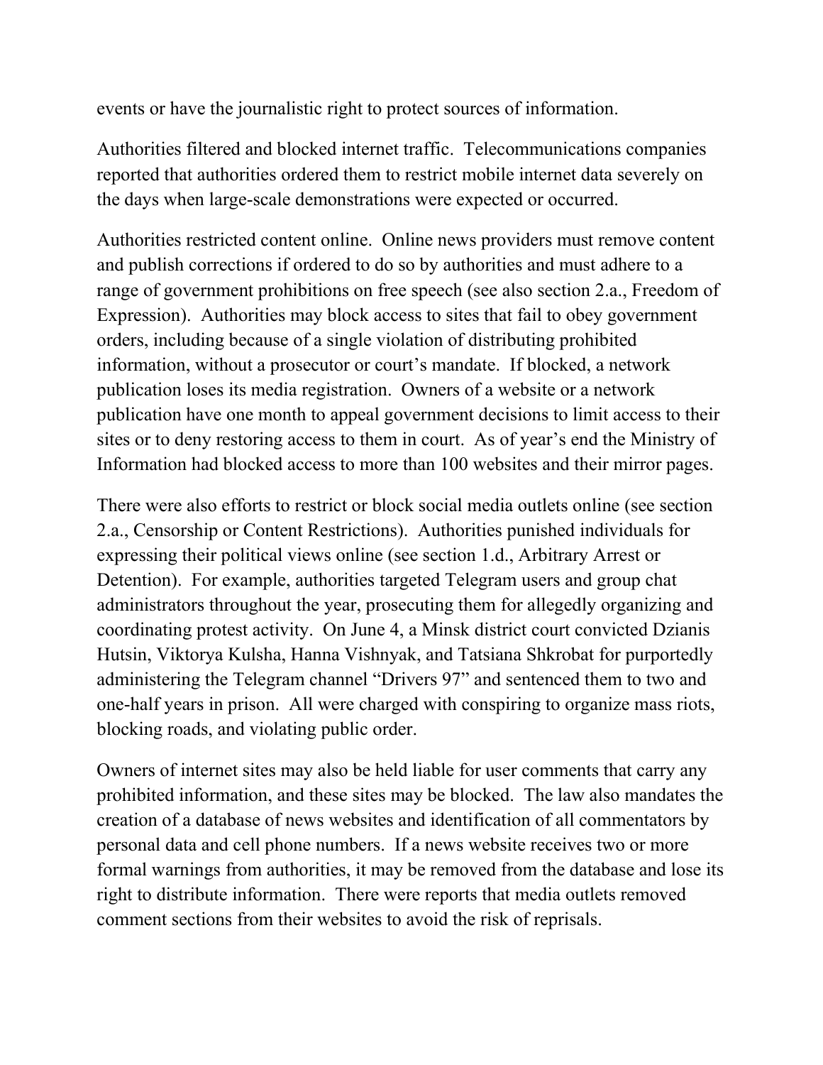events or have the journalistic right to protect sources of information.

Authorities filtered and blocked internet traffic.  Telecommunications companies reported that authorities ordered them to restrict mobile internet data severely on the days when large-scale demonstrations were expected or occurred.

Authorities restricted content online.  Online news providers must remove content and publish corrections if ordered to do so by authorities and must adhere to a range of government prohibitions on free speech (see also section 2.a., Freedom of Expression).  Authorities may block access to sites that fail to obey government orders, including because of a single violation of distributing prohibited information, without a prosecutor or court's mandate.  If blocked, a network publication loses its media registration.  Owners of a website or a network publication have one month to appeal government decisions to limit access to their sites or to deny restoring access to them in court.  As of year's end the Ministry of Information had blocked access to more than 100 websites and their mirror pages.

There were also efforts to restrict or block social media outlets online (see section 2.a., Censorship or Content Restrictions).  Authorities punished individuals for expressing their political views online (see section 1.d., Arbitrary Arrest or Detention).  For example, authorities targeted Telegram users and group chat administrators throughout the year, prosecuting them for allegedly organizing and coordinating protest activity.  On June 4, a Minsk district court convicted Dzianis Hutsin, Viktorya Kulsha, Hanna Vishnyak, and Tatsiana Shkrobat for purportedly administering the Telegram channel "Drivers 97" and sentenced them to two and one-half years in prison.  All were charged with conspiring to organize mass riots, blocking roads, and violating public order.

Owners of internet sites may also be held liable for user comments that carry any prohibited information, and these sites may be blocked.  The law also mandates the creation of a database of news websites and identification of all commentators by personal data and cell phone numbers.  If a news website receives two or more formal warnings from authorities, it may be removed from the database and lose its right to distribute information.  There were reports that media outlets removed comment sections from their websites to avoid the risk of reprisals.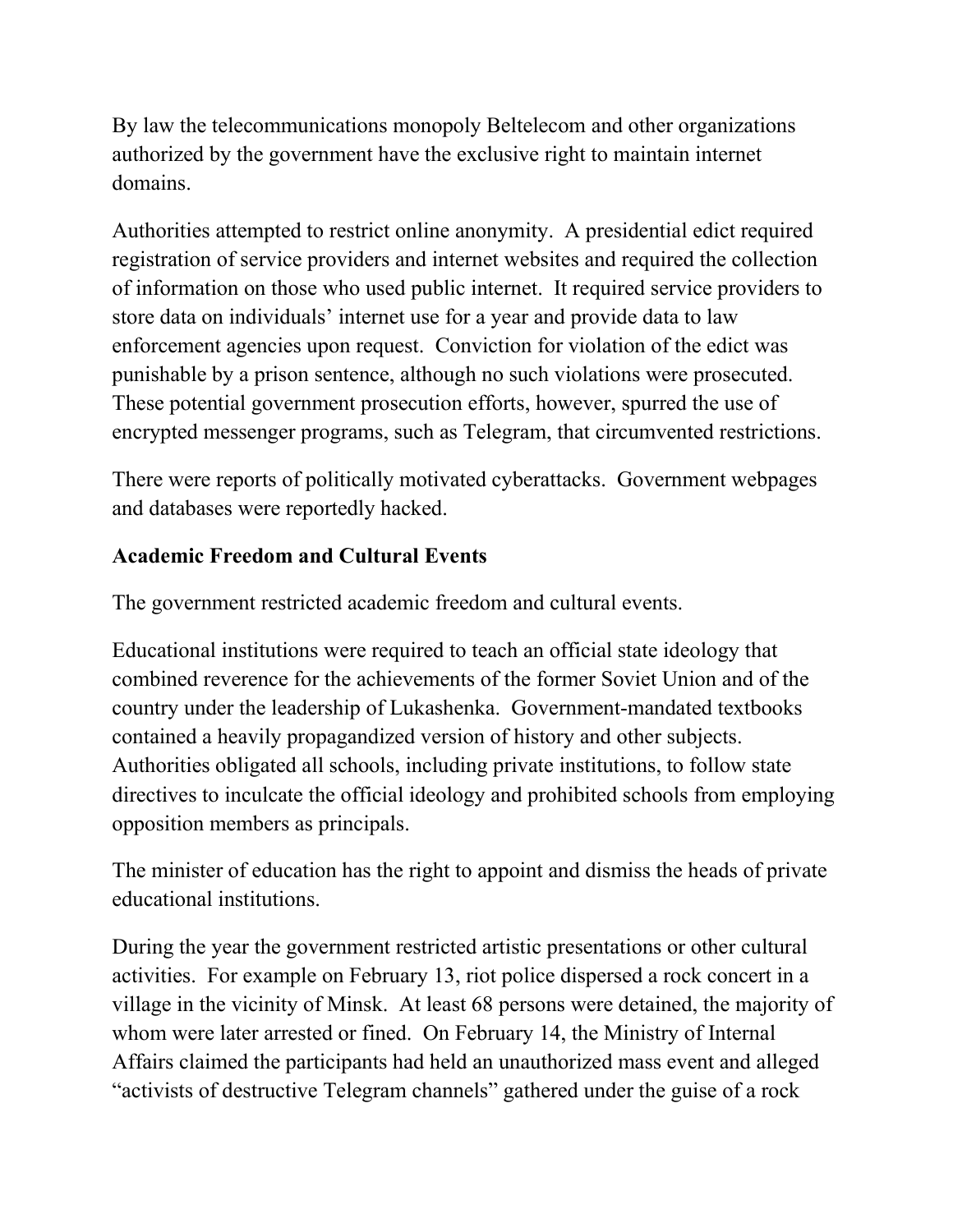By law the telecommunications monopoly Beltelecom and other organizations authorized by the government have the exclusive right to maintain internet domains.

Authorities attempted to restrict online anonymity. A presidential edict required registration of service providers and internet websites and required the collection of information on those who used public internet. It required service providers to store data on individuals' internet use for a year and provide data to law enforcement agencies upon request. Conviction for violation of the edict was punishable by a prison sentence, although no such violations were prosecuted. These potential government prosecution efforts, however, spurred the use of encrypted messenger programs, such as Telegram, that circumvented restrictions.

There were reports of politically motivated cyberattacks. Government webpages and databases were reportedly hacked.

**Academic Freedom and Cultural Events**

The government restricted academic freedom and cultural events.

Educational institutions were required to teach an official state ideology that combined reverence for the achievements of the former Soviet Union and of the country under the leadership of Lukashenka. Government-mandated textbooks contained a heavily propagandized version of history and other subjects. Authorities obligated all schools, including private institutions, to follow state directives to inculcate the official ideology and prohibited schools from employing opposition members as principals.

The minister of education has the right to appoint and dismiss the heads of private educational institutions.

During the year the government restricted artistic presentations or other cultural activities. For example on February 13, riot police dispersed a rock concert in a village in the vicinity of Minsk. At least 68 persons were detained, the majority of whom were later arrested or fined. On February 14, the Ministry of Internal Affairs claimed the participants had held an unauthorized mass event and alleged "activists of destructive Telegram channels" gathered under the guise of a rock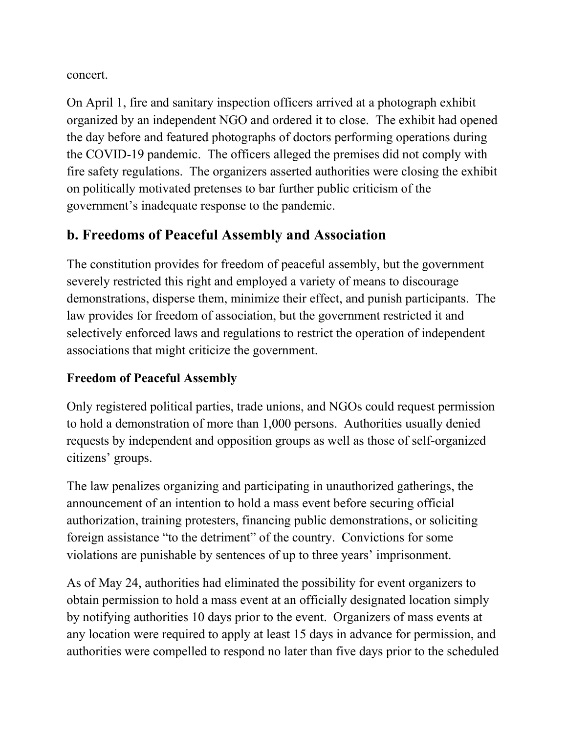concert.

On April 1, fire and sanitary inspection officers arrived at a photograph exhibit organized by an independent NGO and ordered it to close. The exhibit had opened the day before and featured photographs of doctors performing operations during the COVID-19 pandemic. The officers alleged the premises did not comply with fire safety regulations. The organizers asserted authorities were closing the exhibit on politically motivated pretenses to bar further public criticism of the government's inadequate response to the pandemic.

## b. Freedoms of Peaceful Assembly and Association

The constitution provides for freedom of peaceful assembly, but the government severely restricted this right and employed a variety of means to discourage demonstrations, disperse them, minimize their effect, and punish participants. The law provides for freedom of association, but the government restricted it and selectively enforced laws and regulations to restrict the operation of independent associations that might criticize the government.

### Freedom of Peaceful Assembly

Only registered political parties, trade unions, and NGOs could request permission to hold a demonstration of more than 1,000 persons. Authorities usually denied requests by independent and opposition groups as well as those of self-organized citizens' groups.

The law penalizes organizing and participating in unauthorized gatherings, the announcement of an intention to hold a mass event before securing official authorization, training protesters, financing public demonstrations, or soliciting foreign assistance "to the detriment" of the country. Convictions for some violations are punishable by sentences of up to three years' imprisonment.

As of May 24, authorities had eliminated the possibility for event organizers to obtain permission to hold a mass event at an officially designated location simply by notifying authorities 10 days prior to the event. Organizers of mass events at any location were required to apply at least 15 days in advance for permission, and authorities were compelled to respond no later than five days prior to the scheduled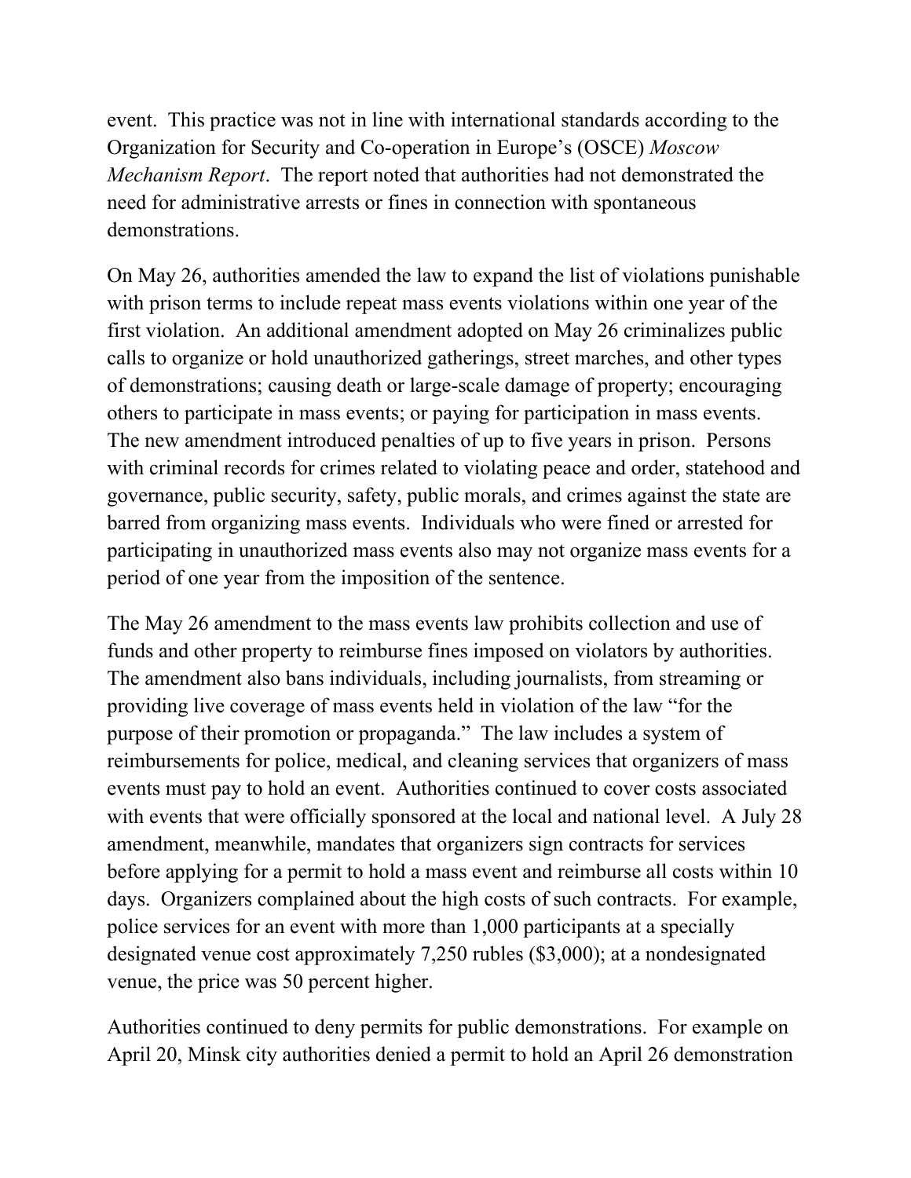event. This practice was not in line with international standards according to the Organization for Security and Co-operation in Europe's (OSCE) *Moscow Mechanism Report*. The report noted that authorities had not demonstrated the need for administrative arrests or fines in connection with spontaneous demonstrations.

On May 26, authorities amended the law to expand the list of violations punishable with prison terms to include repeat mass events violations within one year of the first violation. An additional amendment adopted on May 26 criminalizes public calls to organize or hold unauthorized gatherings, street marches, and other types of demonstrations; causing death or large-scale damage of property; encouraging others to participate in mass events; or paying for participation in mass events. The new amendment introduced penalties of up to five years in prison. Persons with criminal records for crimes related to violating peace and order, statehood and governance, public security, safety, public morals, and crimes against the state are barred from organizing mass events. Individuals who were fined or arrested for participating in unauthorized mass events also may not organize mass events for a period of one year from the imposition of the sentence.

The May 26 amendment to the mass events law prohibits collection and use of funds and other property to reimburse fines imposed on violators by authorities. The amendment also bans individuals, including journalists, from streaming or providing live coverage of mass events held in violation of the law "for the purpose of their promotion or propaganda." The law includes a system of reimbursements for police, medical, and cleaning services that organizers of mass events must pay to hold an event. Authorities continued to cover costs associated with events that were officially sponsored at the local and national level. A July 28 amendment, meanwhile, mandates that organizers sign contracts for services before applying for a permit to hold a mass event and reimburse all costs within 10 days. Organizers complained about the high costs of such contracts. For example, police services for an event with more than 1,000 participants at a specially designated venue cost approximately 7,250 rubles ($3,000); at a nondesignated venue, the price was 50 percent higher.

Authorities continued to deny permits for public demonstrations. For example on April 20, Minsk city authorities denied a permit to hold an April 26 demonstration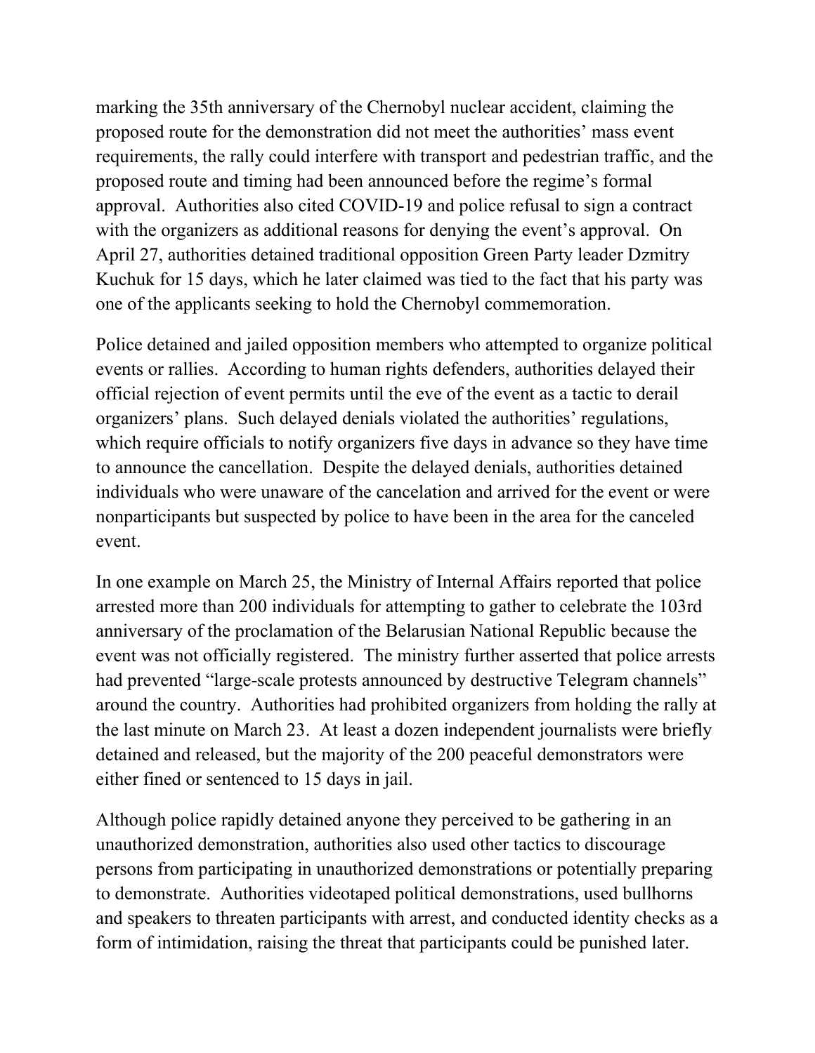marking the 35th anniversary of the Chernobyl nuclear accident, claiming the proposed route for the demonstration did not meet the authorities' mass event requirements, the rally could interfere with transport and pedestrian traffic, and the proposed route and timing had been announced before the regime's formal approval. Authorities also cited COVID-19 and police refusal to sign a contract with the organizers as additional reasons for denying the event's approval. On April 27, authorities detained traditional opposition Green Party leader Dzmitry Kuchuk for 15 days, which he later claimed was tied to the fact that his party was one of the applicants seeking to hold the Chernobyl commemoration.

Police detained and jailed opposition members who attempted to organize political events or rallies. According to human rights defenders, authorities delayed their official rejection of event permits until the eve of the event as a tactic to derail organizers' plans. Such delayed denials violated the authorities' regulations, which require officials to notify organizers five days in advance so they have time to announce the cancellation. Despite the delayed denials, authorities detained individuals who were unaware of the cancelation and arrived for the event or were nonparticipants but suspected by police to have been in the area for the canceled event.

In one example on March 25, the Ministry of Internal Affairs reported that police arrested more than 200 individuals for attempting to gather to celebrate the 103rd anniversary of the proclamation of the Belarusian National Republic because the event was not officially registered. The ministry further asserted that police arrests had prevented "large-scale protests announced by destructive Telegram channels" around the country. Authorities had prohibited organizers from holding the rally at the last minute on March 23. At least a dozen independent journalists were briefly detained and released, but the majority of the 200 peaceful demonstrators were either fined or sentenced to 15 days in jail.

Although police rapidly detained anyone they perceived to be gathering in an unauthorized demonstration, authorities also used other tactics to discourage persons from participating in unauthorized demonstrations or potentially preparing to demonstrate. Authorities videotaped political demonstrations, used bullhorns and speakers to threaten participants with arrest, and conducted identity checks as a form of intimidation, raising the threat that participants could be punished later.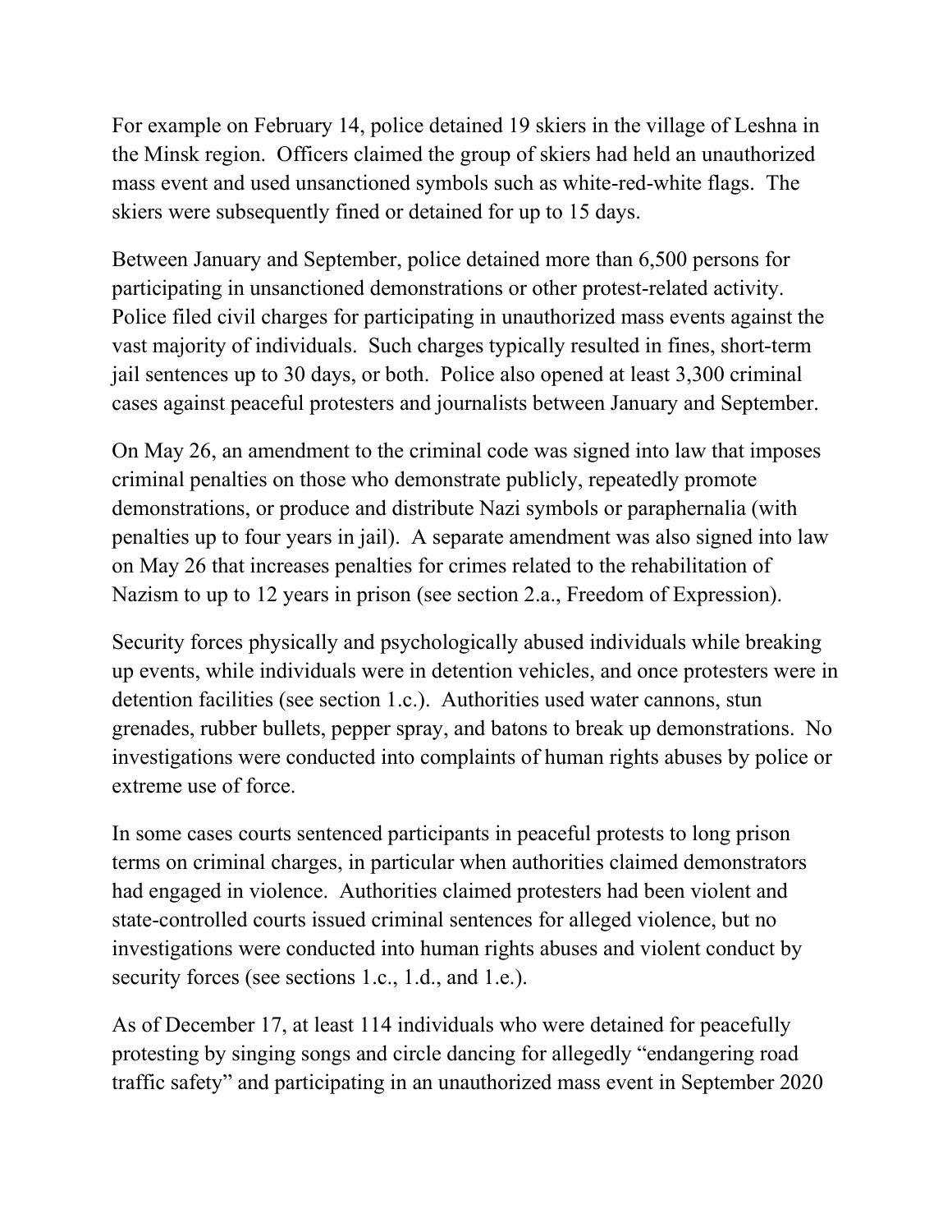For example on February 14, police detained 19 skiers in the village of Leshna in the Minsk region. Officers claimed the group of skiers had held an unauthorized mass event and used unsanctioned symbols such as white-red-white flags. The skiers were subsequently fined or detained for up to 15 days.

Between January and September, police detained more than 6,500 persons for participating in unsanctioned demonstrations or other protest-related activity. Police filed civil charges for participating in unauthorized mass events against the vast majority of individuals. Such charges typically resulted in fines, short-term jail sentences up to 30 days, or both. Police also opened at least 3,300 criminal cases against peaceful protesters and journalists between January and September.

On May 26, an amendment to the criminal code was signed into law that imposes criminal penalties on those who demonstrate publicly, repeatedly promote demonstrations, or produce and distribute Nazi symbols or paraphernalia (with penalties up to four years in jail). A separate amendment was also signed into law on May 26 that increases penalties for crimes related to the rehabilitation of Nazism to up to 12 years in prison (see section 2.a., Freedom of Expression).

Security forces physically and psychologically abused individuals while breaking up events, while individuals were in detention vehicles, and once protesters were in detention facilities (see section 1.c.). Authorities used water cannons, stun grenades, rubber bullets, pepper spray, and batons to break up demonstrations. No investigations were conducted into complaints of human rights abuses by police or extreme use of force.

In some cases courts sentenced participants in peaceful protests to long prison terms on criminal charges, in particular when authorities claimed demonstrators had engaged in violence. Authorities claimed protesters had been violent and state-controlled courts issued criminal sentences for alleged violence, but no investigations were conducted into human rights abuses and violent conduct by security forces (see sections 1.c., 1.d., and 1.e.).

As of December 17, at least 114 individuals who were detained for peacefully protesting by singing songs and circle dancing for allegedly "endangering road traffic safety" and participating in an unauthorized mass event in September 2020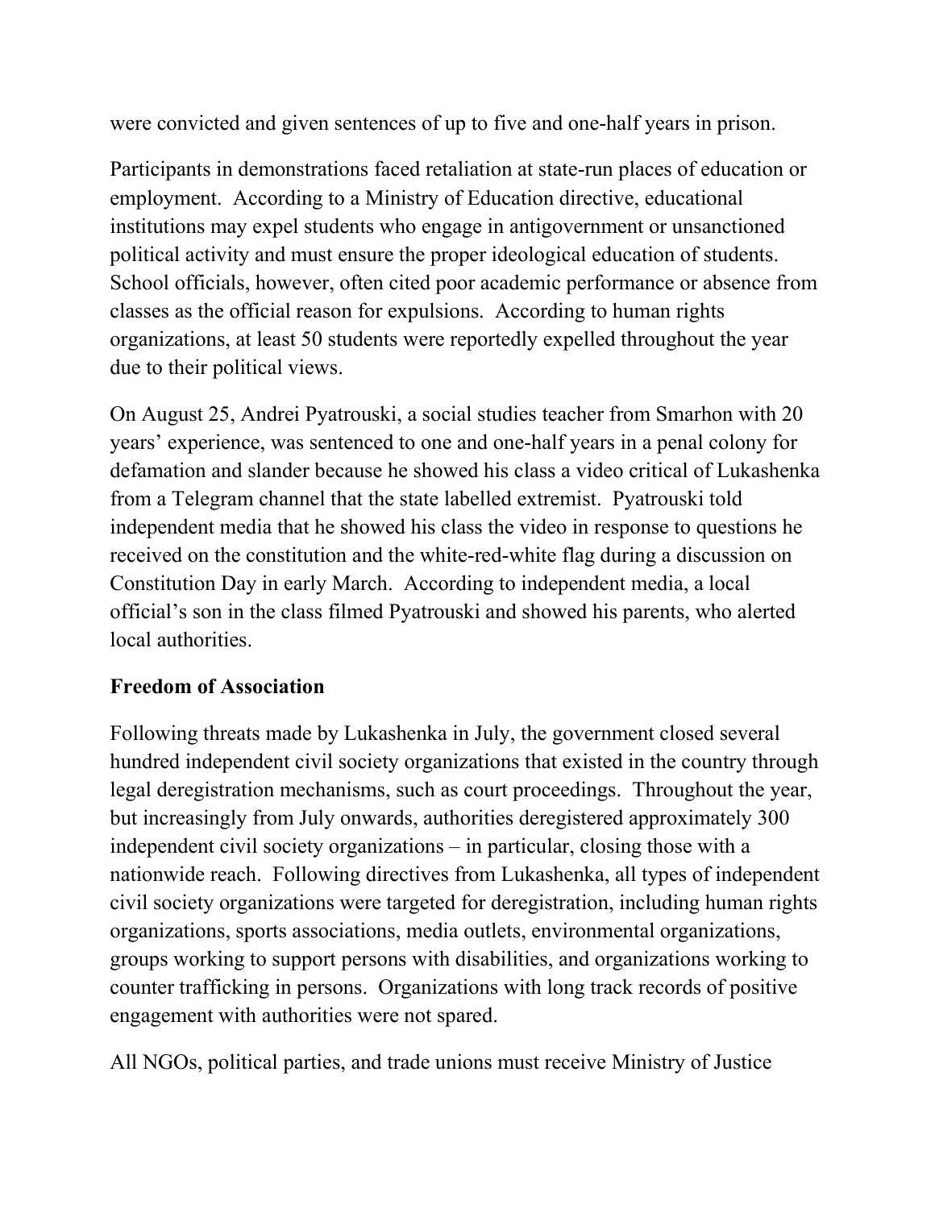were convicted and given sentences of up to five and one-half years in prison.

Participants in demonstrations faced retaliation at state-run places of education or employment. According to a Ministry of Education directive, educational institutions may expel students who engage in antigovernment or unsanctioned political activity and must ensure the proper ideological education of students. School officials, however, often cited poor academic performance or absence from classes as the official reason for expulsions. According to human rights organizations, at least 50 students were reportedly expelled throughout the year due to their political views.

On August 25, Andrei Pyatrouski, a social studies teacher from Smarhon with 20 years' experience, was sentenced to one and one-half years in a penal colony for defamation and slander because he showed his class a video critical of Lukashenka from a Telegram channel that the state labelled extremist. Pyatrouski told independent media that he showed his class the video in response to questions he received on the constitution and the white-red-white flag during a discussion on Constitution Day in early March. According to independent media, a local official's son in the class filmed Pyatrouski and showed his parents, who alerted local authorities.

**Freedom of Association**

Following threats made by Lukashenka in July, the government closed several hundred independent civil society organizations that existed in the country through legal deregistration mechanisms, such as court proceedings. Throughout the year, but increasingly from July onwards, authorities deregistered approximately 300 independent civil society organizations – in particular, closing those with a nationwide reach. Following directives from Lukashenka, all types of independent civil society organizations were targeted for deregistration, including human rights organizations, sports associations, media outlets, environmental organizations, groups working to support persons with disabilities, and organizations working to counter trafficking in persons. Organizations with long track records of positive engagement with authorities were not spared.

All NGOs, political parties, and trade unions must receive Ministry of Justice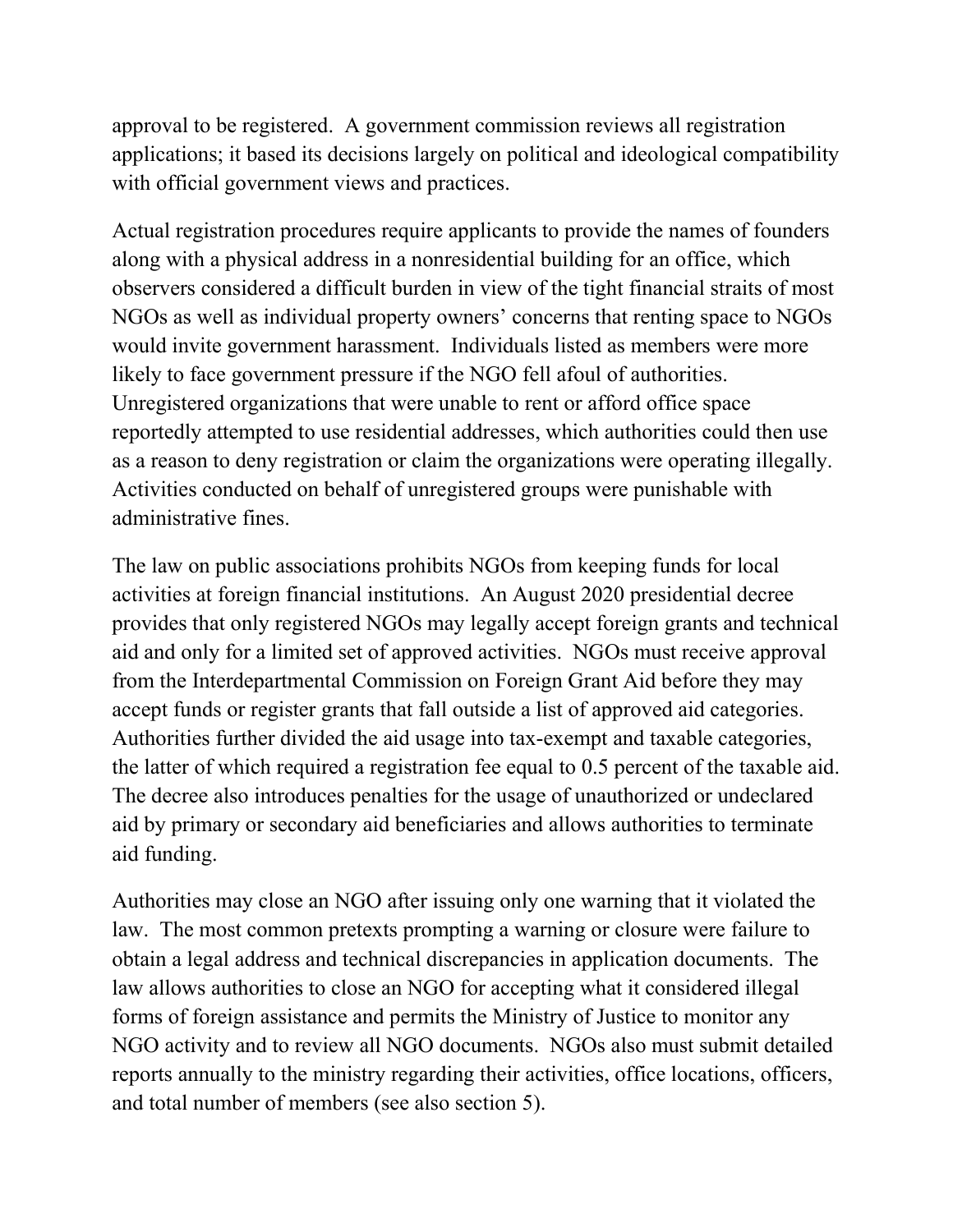approval to be registered. A government commission reviews all registration applications; it based its decisions largely on political and ideological compatibility with official government views and practices.

Actual registration procedures require applicants to provide the names of founders along with a physical address in a nonresidential building for an office, which observers considered a difficult burden in view of the tight financial straits of most NGOs as well as individual property owners' concerns that renting space to NGOs would invite government harassment. Individuals listed as members were more likely to face government pressure if the NGO fell afoul of authorities. Unregistered organizations that were unable to rent or afford office space reportedly attempted to use residential addresses, which authorities could then use as a reason to deny registration or claim the organizations were operating illegally. Activities conducted on behalf of unregistered groups were punishable with administrative fines.

The law on public associations prohibits NGOs from keeping funds for local activities at foreign financial institutions. An August 2020 presidential decree provides that only registered NGOs may legally accept foreign grants and technical aid and only for a limited set of approved activities. NGOs must receive approval from the Interdepartmental Commission on Foreign Grant Aid before they may accept funds or register grants that fall outside a list of approved aid categories. Authorities further divided the aid usage into tax-exempt and taxable categories, the latter of which required a registration fee equal to 0.5 percent of the taxable aid. The decree also introduces penalties for the usage of unauthorized or undeclared aid by primary or secondary aid beneficiaries and allows authorities to terminate aid funding.

Authorities may close an NGO after issuing only one warning that it violated the law. The most common pretexts prompting a warning or closure were failure to obtain a legal address and technical discrepancies in application documents. The law allows authorities to close an NGO for accepting what it considered illegal forms of foreign assistance and permits the Ministry of Justice to monitor any NGO activity and to review all NGO documents. NGOs also must submit detailed reports annually to the ministry regarding their activities, office locations, officers, and total number of members (see also section 5).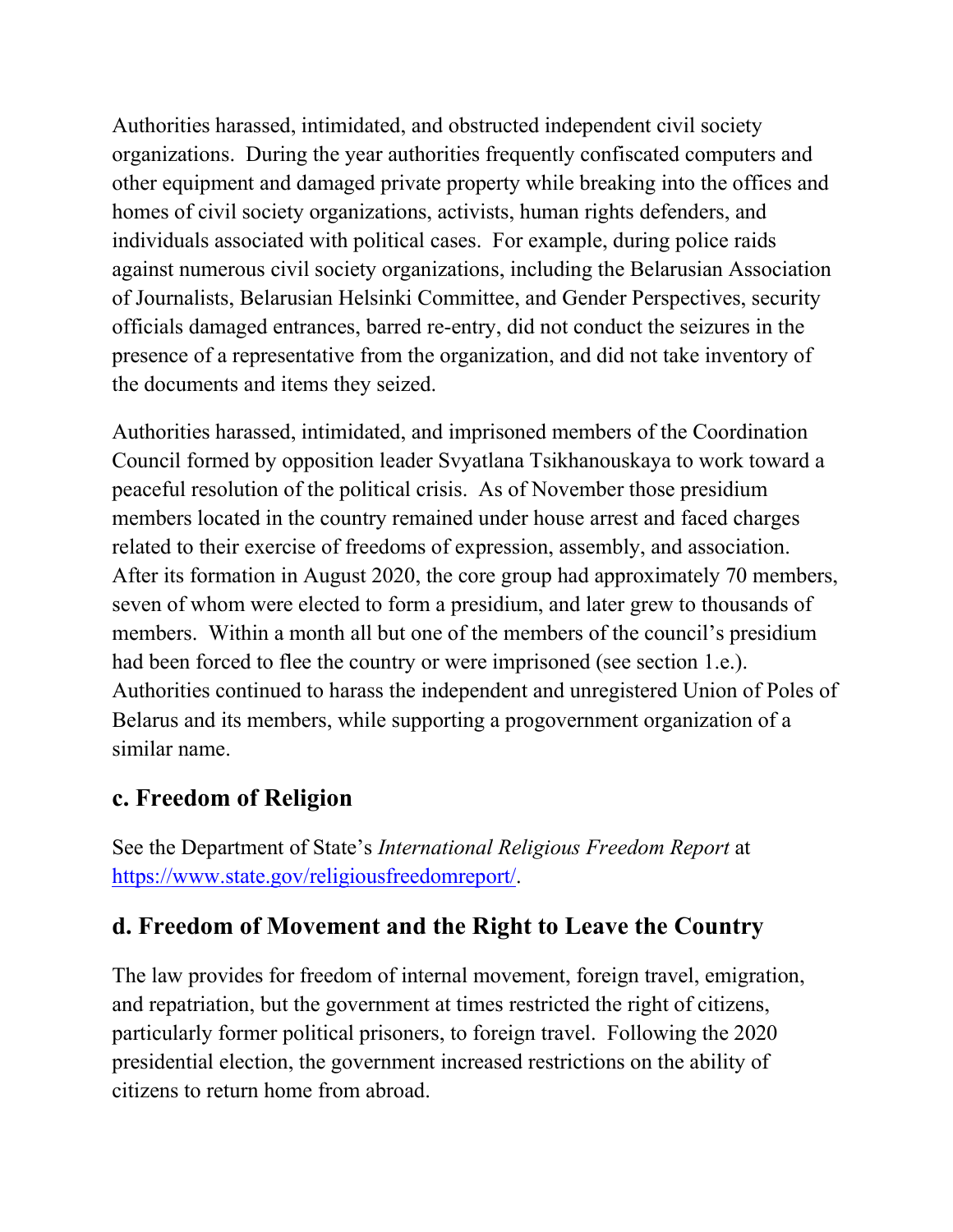Authorities harassed, intimidated, and obstructed independent civil society organizations. During the year authorities frequently confiscated computers and other equipment and damaged private property while breaking into the offices and homes of civil society organizations, activists, human rights defenders, and individuals associated with political cases. For example, during police raids against numerous civil society organizations, including the Belarusian Association of Journalists, Belarusian Helsinki Committee, and Gender Perspectives, security officials damaged entrances, barred re-entry, did not conduct the seizures in the presence of a representative from the organization, and did not take inventory of the documents and items they seized.

Authorities harassed, intimidated, and imprisoned members of the Coordination Council formed by opposition leader Svyatlana Tsikhanouskaya to work toward a peaceful resolution of the political crisis. As of November those presidium members located in the country remained under house arrest and faced charges related to their exercise of freedoms of expression, assembly, and association. After its formation in August 2020, the core group had approximately 70 members, seven of whom were elected to form a presidium, and later grew to thousands of members. Within a month all but one of the members of the council's presidium had been forced to flee the country or were imprisoned (see section 1.e.). Authorities continued to harass the independent and unregistered Union of Poles of Belarus and its members, while supporting a progovernment organization of a similar name.

## c. Freedom of Religion

See the Department of State's *International Religious Freedom Report* at [https://www.state.gov/religiousfreedomreport/](https://www.state.gov/religiousfreedomreport/).

## d. Freedom of Movement and the Right to Leave the Country

The law provides for freedom of internal movement, foreign travel, emigration, and repatriation, but the government at times restricted the right of citizens, particularly former political prisoners, to foreign travel. Following the 2020 presidential election, the government increased restrictions on the ability of citizens to return home from abroad.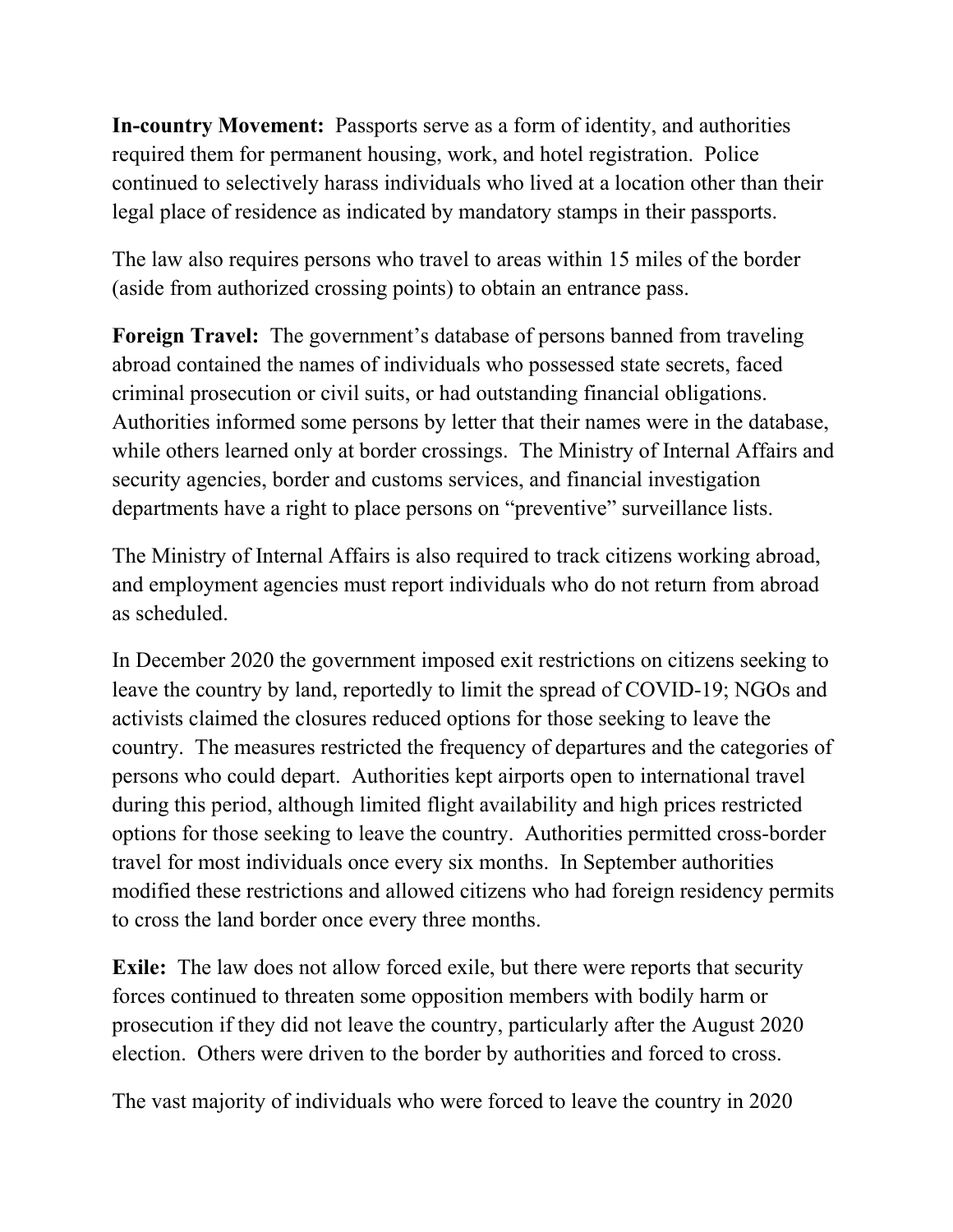**In-country Movement:** Passports serve as a form of identity, and authorities required them for permanent housing, work, and hotel registration. Police continued to selectively harass individuals who lived at a location other than their legal place of residence as indicated by mandatory stamps in their passports.

The law also requires persons who travel to areas within 15 miles of the border (aside from authorized crossing points) to obtain an entrance pass.

**Foreign Travel:** The government's database of persons banned from traveling abroad contained the names of individuals who possessed state secrets, faced criminal prosecution or civil suits, or had outstanding financial obligations. Authorities informed some persons by letter that their names were in the database, while others learned only at border crossings. The Ministry of Internal Affairs and security agencies, border and customs services, and financial investigation departments have a right to place persons on "preventive" surveillance lists.

The Ministry of Internal Affairs is also required to track citizens working abroad, and employment agencies must report individuals who do not return from abroad as scheduled.

In December 2020 the government imposed exit restrictions on citizens seeking to leave the country by land, reportedly to limit the spread of COVID-19; NGOs and activists claimed the closures reduced options for those seeking to leave the country. The measures restricted the frequency of departures and the categories of persons who could depart. Authorities kept airports open to international travel during this period, although limited flight availability and high prices restricted options for those seeking to leave the country. Authorities permitted cross-border travel for most individuals once every six months. In September authorities modified these restrictions and allowed citizens who had foreign residency permits to cross the land border once every three months.

**Exile:** The law does not allow forced exile, but there were reports that security forces continued to threaten some opposition members with bodily harm or prosecution if they did not leave the country, particularly after the August 2020 election. Others were driven to the border by authorities and forced to cross.

The vast majority of individuals who were forced to leave the country in 2020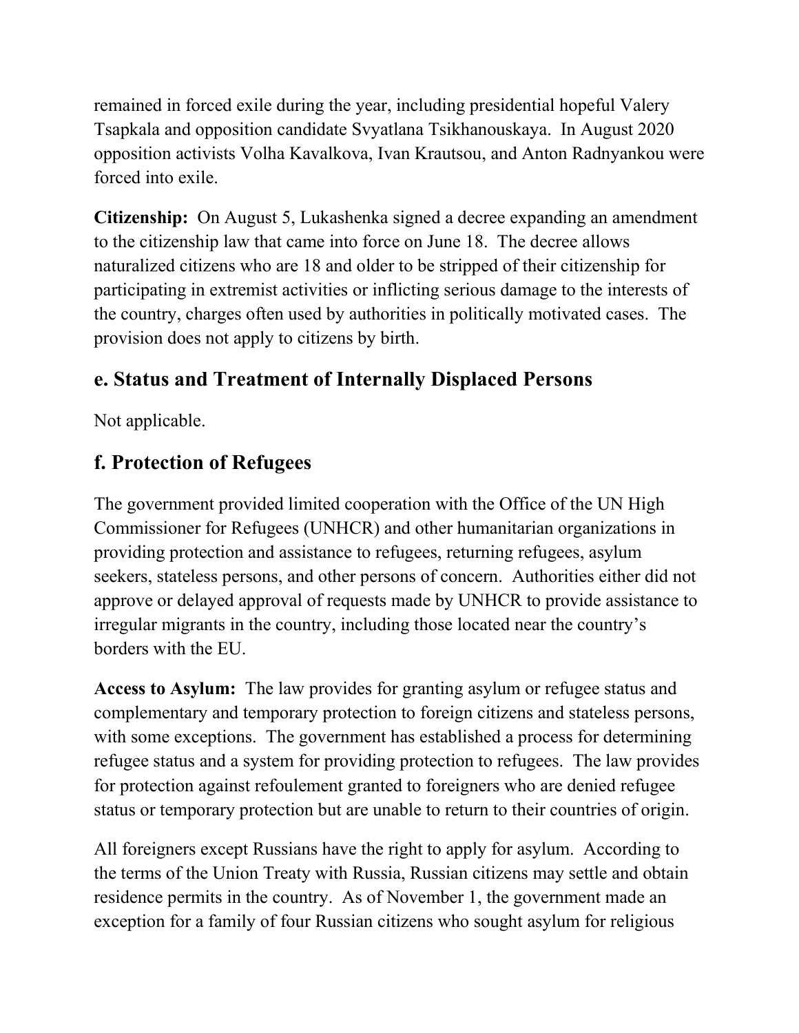remained in forced exile during the year, including presidential hopeful Valery Tsapkala and opposition candidate Svyatlana Tsikhanouskaya. In August 2020 opposition activists Volha Kavalkova, Ivan Krautsou, and Anton Radnyankou were forced into exile.

**Citizenship:** On August 5, Lukashenka signed a decree expanding an amendment to the citizenship law that came into force on June 18. The decree allows naturalized citizens who are 18 and older to be stripped of their citizenship for participating in extremist activities or inflicting serious damage to the interests of the country, charges often used by authorities in politically motivated cases. The provision does not apply to citizens by birth.

## e. Status and Treatment of Internally Displaced Persons

Not applicable.

## f. Protection of Refugees

The government provided limited cooperation with the Office of the UN High Commissioner for Refugees (UNHCR) and other humanitarian organizations in providing protection and assistance to refugees, returning refugees, asylum seekers, stateless persons, and other persons of concern. Authorities either did not approve or delayed approval of requests made by UNHCR to provide assistance to irregular migrants in the country, including those located near the country's borders with the EU.

**Access to Asylum:** The law provides for granting asylum or refugee status and complementary and temporary protection to foreign citizens and stateless persons, with some exceptions. The government has established a process for determining refugee status and a system for providing protection to refugees. The law provides for protection against refoulement granted to foreigners who are denied refugee status or temporary protection but are unable to return to their countries of origin.

All foreigners except Russians have the right to apply for asylum. According to the terms of the Union Treaty with Russia, Russian citizens may settle and obtain residence permits in the country. As of November 1, the government made an exception for a family of four Russian citizens who sought asylum for religious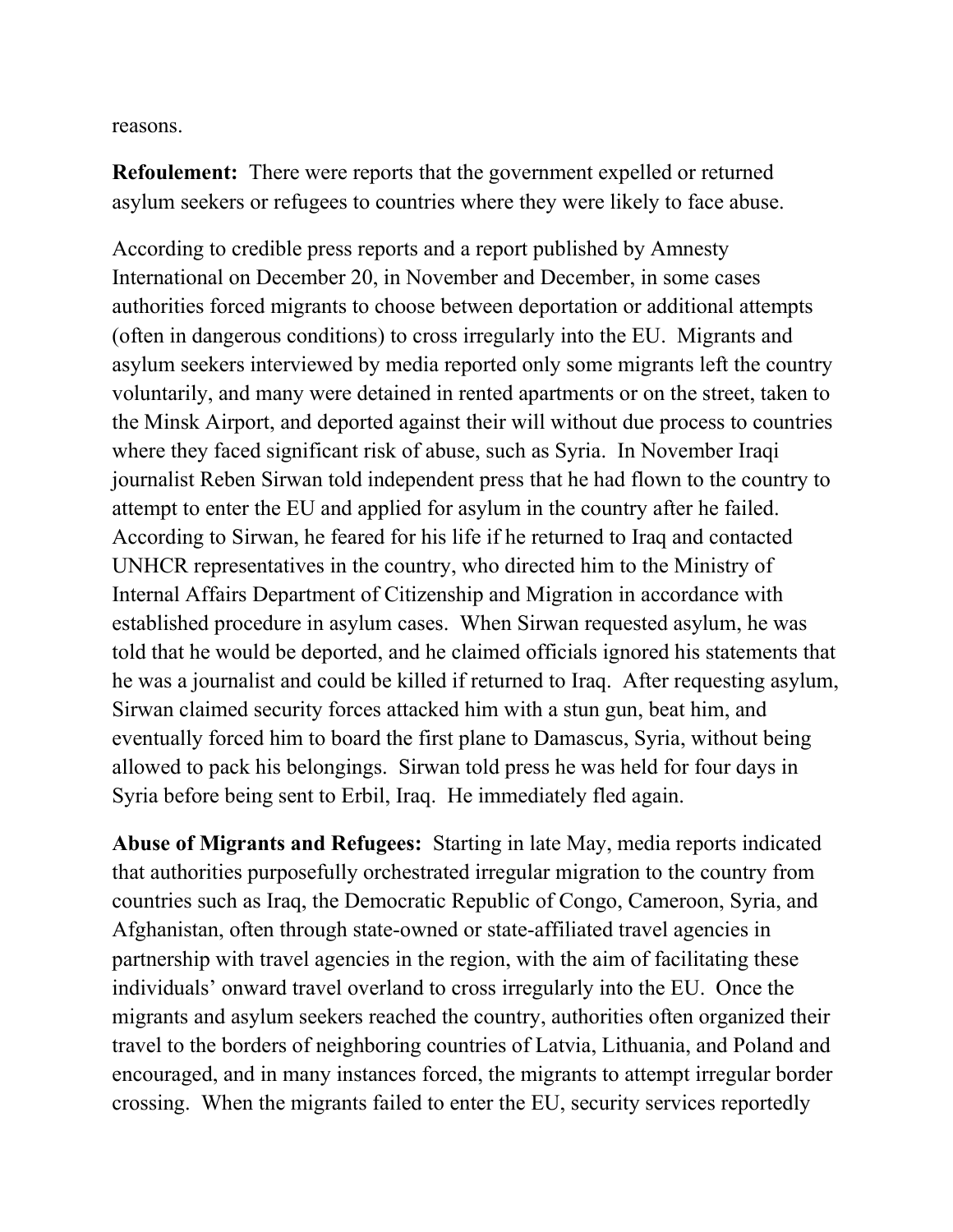reasons.

**Refoulement:** There were reports that the government expelled or returned asylum seekers or refugees to countries where they were likely to face abuse.

According to credible press reports and a report published by Amnesty International on December 20, in November and December, in some cases authorities forced migrants to choose between deportation or additional attempts (often in dangerous conditions) to cross irregularly into the EU. Migrants and asylum seekers interviewed by media reported only some migrants left the country voluntarily, and many were detained in rented apartments or on the street, taken to the Minsk Airport, and deported against their will without due process to countries where they faced significant risk of abuse, such as Syria. In November Iraqi journalist Reben Sirwan told independent press that he had flown to the country to attempt to enter the EU and applied for asylum in the country after he failed. According to Sirwan, he feared for his life if he returned to Iraq and contacted UNHCR representatives in the country, who directed him to the Ministry of Internal Affairs Department of Citizenship and Migration in accordance with established procedure in asylum cases. When Sirwan requested asylum, he was told that he would be deported, and he claimed officials ignored his statements that he was a journalist and could be killed if returned to Iraq. After requesting asylum, Sirwan claimed security forces attacked him with a stun gun, beat him, and eventually forced him to board the first plane to Damascus, Syria, without being allowed to pack his belongings. Sirwan told press he was held for four days in Syria before being sent to Erbil, Iraq. He immediately fled again.

**Abuse of Migrants and Refugees:** Starting in late May, media reports indicated that authorities purposefully orchestrated irregular migration to the country from countries such as Iraq, the Democratic Republic of Congo, Cameroon, Syria, and Afghanistan, often through state-owned or state-affiliated travel agencies in partnership with travel agencies in the region, with the aim of facilitating these individuals' onward travel overland to cross irregularly into the EU. Once the migrants and asylum seekers reached the country, authorities often organized their travel to the borders of neighboring countries of Latvia, Lithuania, and Poland and encouraged, and in many instances forced, the migrants to attempt irregular border crossing. When the migrants failed to enter the EU, security services reportedly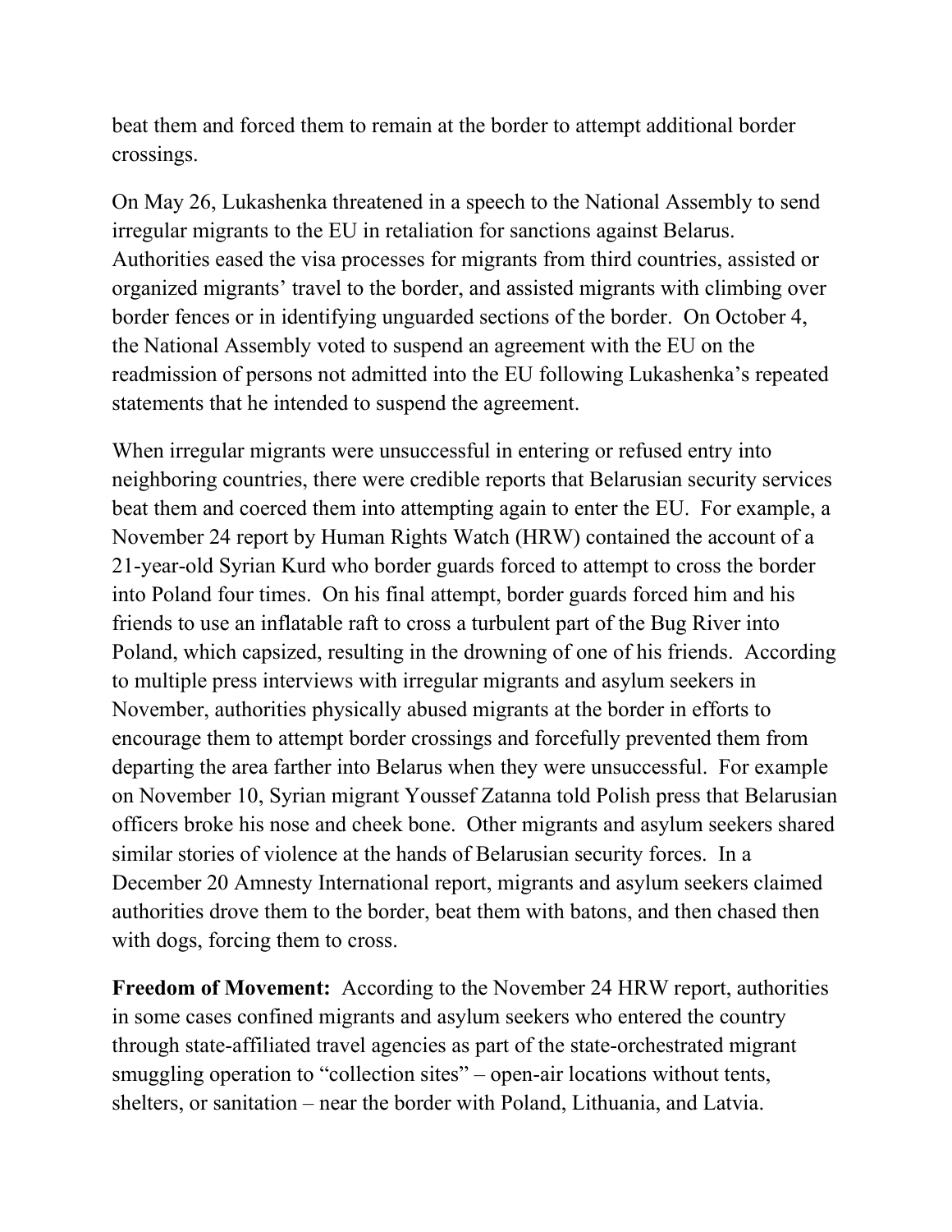beat them and forced them to remain at the border to attempt additional border crossings.

On May 26, Lukashenka threatened in a speech to the National Assembly to send irregular migrants to the EU in retaliation for sanctions against Belarus. Authorities eased the visa processes for migrants from third countries, assisted or organized migrants' travel to the border, and assisted migrants with climbing over border fences or in identifying unguarded sections of the border. On October 4, the National Assembly voted to suspend an agreement with the EU on the readmission of persons not admitted into the EU following Lukashenka's repeated statements that he intended to suspend the agreement.

When irregular migrants were unsuccessful in entering or refused entry into neighboring countries, there were credible reports that Belarusian security services beat them and coerced them into attempting again to enter the EU. For example, a November 24 report by Human Rights Watch (HRW) contained the account of a 21-year-old Syrian Kurd who border guards forced to attempt to cross the border into Poland four times. On his final attempt, border guards forced him and his friends to use an inflatable raft to cross a turbulent part of the Bug River into Poland, which capsized, resulting in the drowning of one of his friends. According to multiple press interviews with irregular migrants and asylum seekers in November, authorities physically abused migrants at the border in efforts to encourage them to attempt border crossings and forcefully prevented them from departing the area farther into Belarus when they were unsuccessful. For example on November 10, Syrian migrant Youssef Zatanna told Polish press that Belarusian officers broke his nose and cheek bone. Other migrants and asylum seekers shared similar stories of violence at the hands of Belarusian security forces. In a December 20 Amnesty International report, migrants and asylum seekers claimed authorities drove them to the border, beat them with batons, and then chased then with dogs, forcing them to cross.

**Freedom of Movement:** According to the November 24 HRW report, authorities in some cases confined migrants and asylum seekers who entered the country through state-affiliated travel agencies as part of the state-orchestrated migrant smuggling operation to "collection sites" – open-air locations without tents, shelters, or sanitation – near the border with Poland, Lithuania, and Latvia.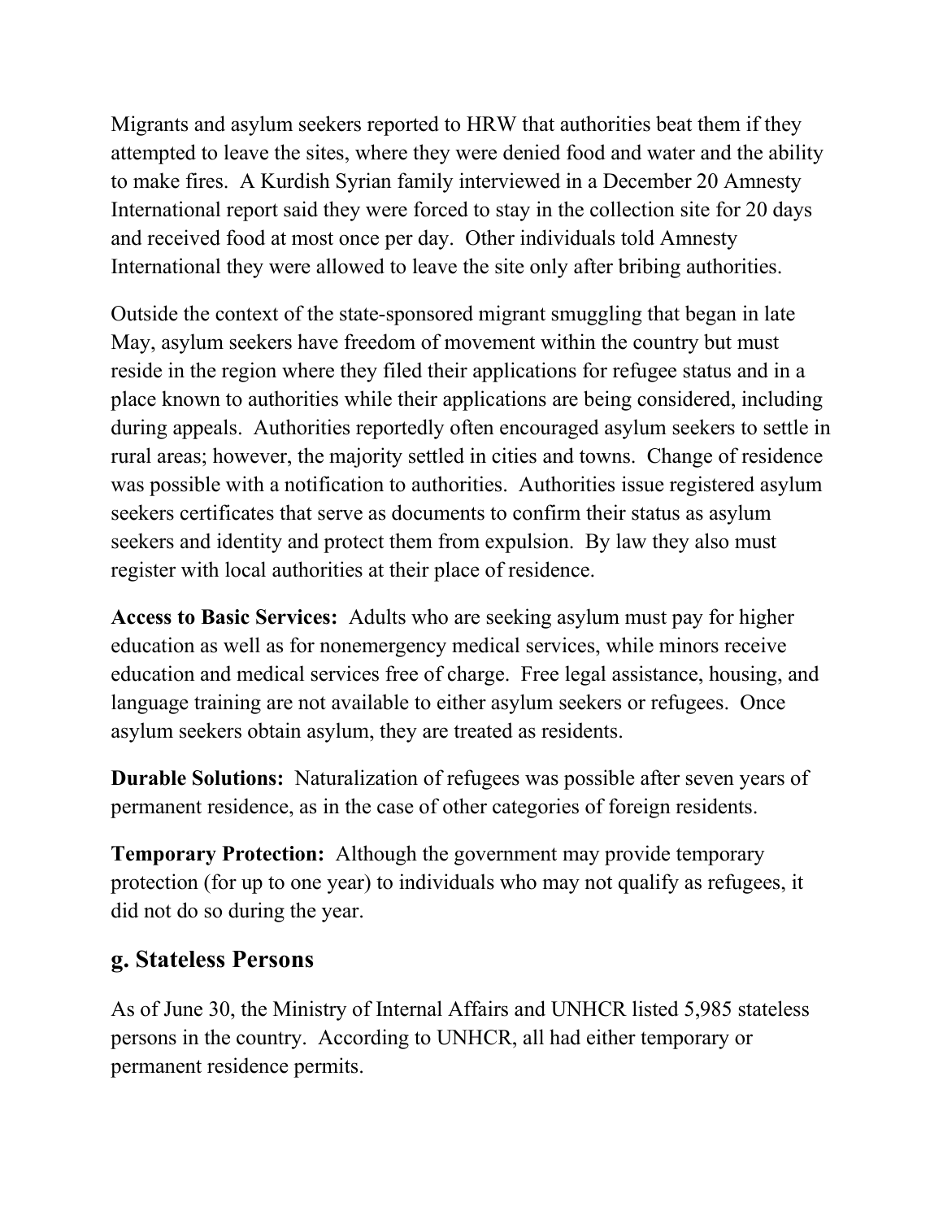Migrants and asylum seekers reported to HRW that authorities beat them if they attempted to leave the sites, where they were denied food and water and the ability to make fires. A Kurdish Syrian family interviewed in a December 20 Amnesty International report said they were forced to stay in the collection site for 20 days and received food at most once per day. Other individuals told Amnesty International they were allowed to leave the site only after bribing authorities.

Outside the context of the state-sponsored migrant smuggling that began in late May, asylum seekers have freedom of movement within the country but must reside in the region where they filed their applications for refugee status and in a place known to authorities while their applications are being considered, including during appeals. Authorities reportedly often encouraged asylum seekers to settle in rural areas; however, the majority settled in cities and towns. Change of residence was possible with a notification to authorities. Authorities issue registered asylum seekers certificates that serve as documents to confirm their status as asylum seekers and identity and protect them from expulsion. By law they also must register with local authorities at their place of residence.

**Access to Basic Services:** Adults who are seeking asylum must pay for higher education as well as for nonemergency medical services, while minors receive education and medical services free of charge. Free legal assistance, housing, and language training are not available to either asylum seekers or refugees. Once asylum seekers obtain asylum, they are treated as residents.

**Durable Solutions:** Naturalization of refugees was possible after seven years of permanent residence, as in the case of other categories of foreign residents.

**Temporary Protection:** Although the government may provide temporary protection (for up to one year) to individuals who may not qualify as refugees, it did not do so during the year.

## g. Stateless Persons

As of June 30, the Ministry of Internal Affairs and UNHCR listed 5,985 stateless persons in the country. According to UNHCR, all had either temporary or permanent residence permits.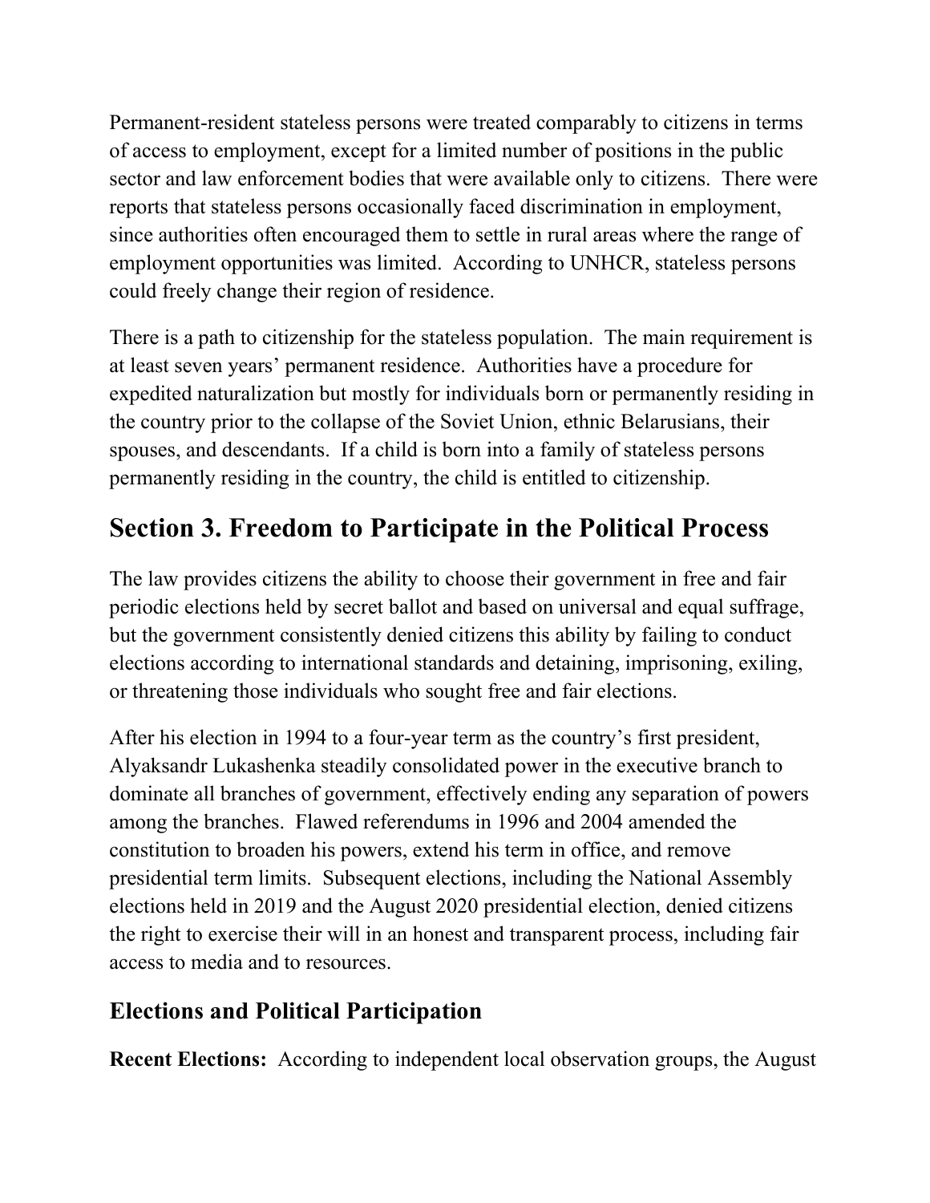Permanent-resident stateless persons were treated comparably to citizens in terms of access to employment, except for a limited number of positions in the public sector and law enforcement bodies that were available only to citizens. There were reports that stateless persons occasionally faced discrimination in employment, since authorities often encouraged them to settle in rural areas where the range of employment opportunities was limited. According to UNHCR, stateless persons could freely change their region of residence.

There is a path to citizenship for the stateless population. The main requirement is at least seven years' permanent residence. Authorities have a procedure for expedited naturalization but mostly for individuals born or permanently residing in the country prior to the collapse of the Soviet Union, ethnic Belarusians, their spouses, and descendants. If a child is born into a family of stateless persons permanently residing in the country, the child is entitled to citizenship.

## Section 3. Freedom to Participate in the Political Process

The law provides citizens the ability to choose their government in free and fair periodic elections held by secret ballot and based on universal and equal suffrage, but the government consistently denied citizens this ability by failing to conduct elections according to international standards and detaining, imprisoning, exiling, or threatening those individuals who sought free and fair elections.

After his election in 1994 to a four-year term as the country's first president, Alyaksandr Lukashenka steadily consolidated power in the executive branch to dominate all branches of government, effectively ending any separation of powers among the branches. Flawed referendums in 1996 and 2004 amended the constitution to broaden his powers, extend his term in office, and remove presidential term limits. Subsequent elections, including the National Assembly elections held in 2019 and the August 2020 presidential election, denied citizens the right to exercise their will in an honest and transparent process, including fair access to media and to resources.

### Elections and Political Participation

**Recent Elections:** According to independent local observation groups, the August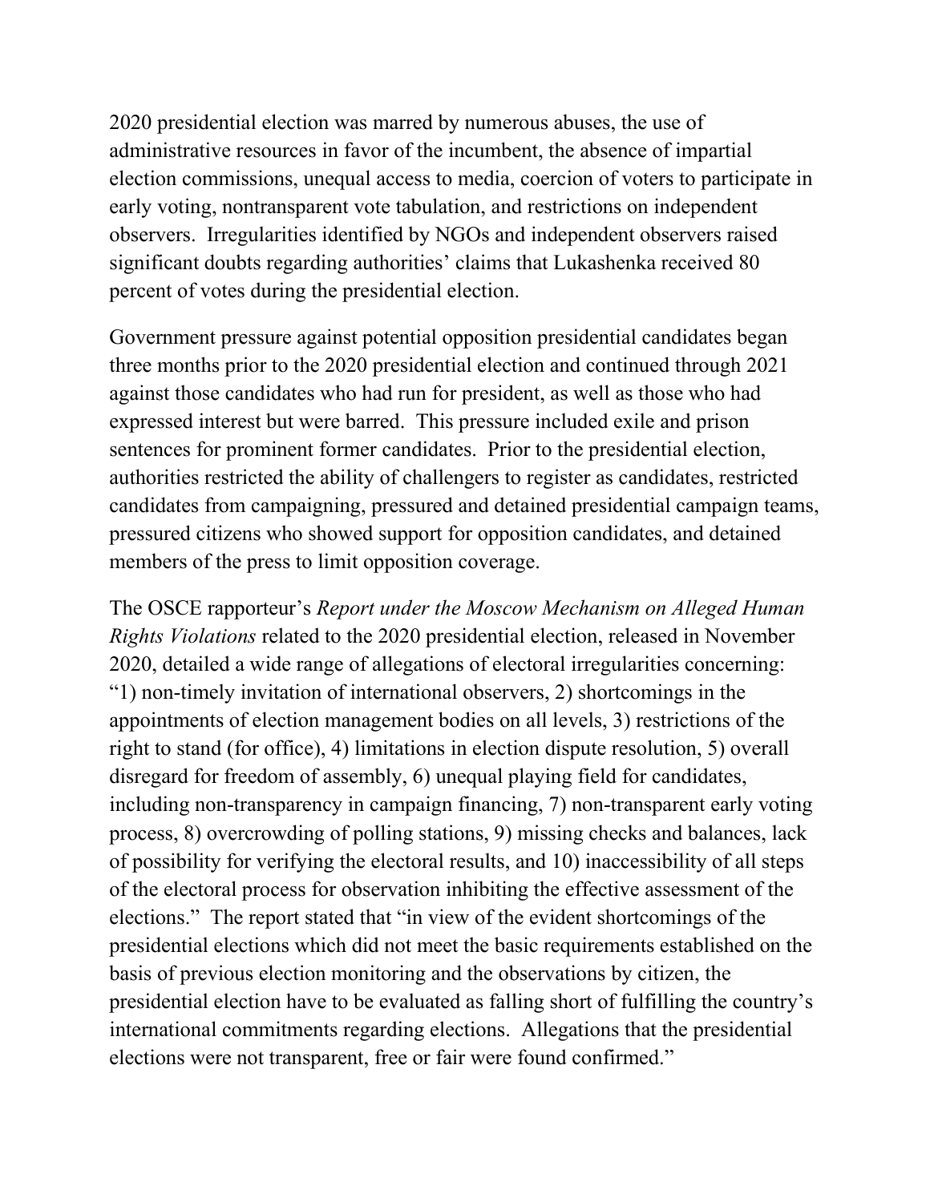2020 presidential election was marred by numerous abuses, the use of administrative resources in favor of the incumbent, the absence of impartial election commissions, unequal access to media, coercion of voters to participate in early voting, nontransparent vote tabulation, and restrictions on independent observers.  Irregularities identified by NGOs and independent observers raised significant doubts regarding authorities' claims that Lukashenka received 80 percent of votes during the presidential election.

Government pressure against potential opposition presidential candidates began three months prior to the 2020 presidential election and continued through 2021 against those candidates who had run for president, as well as those who had expressed interest but were barred.  This pressure included exile and prison sentences for prominent former candidates.  Prior to the presidential election, authorities restricted the ability of challengers to register as candidates, restricted candidates from campaigning, pressured and detained presidential campaign teams, pressured citizens who showed support for opposition candidates, and detained members of the press to limit opposition coverage.

The OSCE rapporteur's *Report under the Moscow Mechanism on Alleged Human Rights Violations* related to the 2020 presidential election, released in November 2020, detailed a wide range of allegations of electoral irregularities concerning: "1) non-timely invitation of international observers, 2) shortcomings in the appointments of election management bodies on all levels, 3) restrictions of the right to stand (for office), 4) limitations in election dispute resolution, 5) overall disregard for freedom of assembly, 6) unequal playing field for candidates, including non-transparency in campaign financing, 7) non-transparent early voting process, 8) overcrowding of polling stations, 9) missing checks and balances, lack of possibility for verifying the electoral results, and 10) inaccessibility of all steps of the electoral process for observation inhibiting the effective assessment of the elections."  The report stated that "in view of the evident shortcomings of the presidential elections which did not meet the basic requirements established on the basis of previous election monitoring and the observations by citizen, the presidential election have to be evaluated as falling short of fulfilling the country's international commitments regarding elections.  Allegations that the presidential elections were not transparent, free or fair were found confirmed."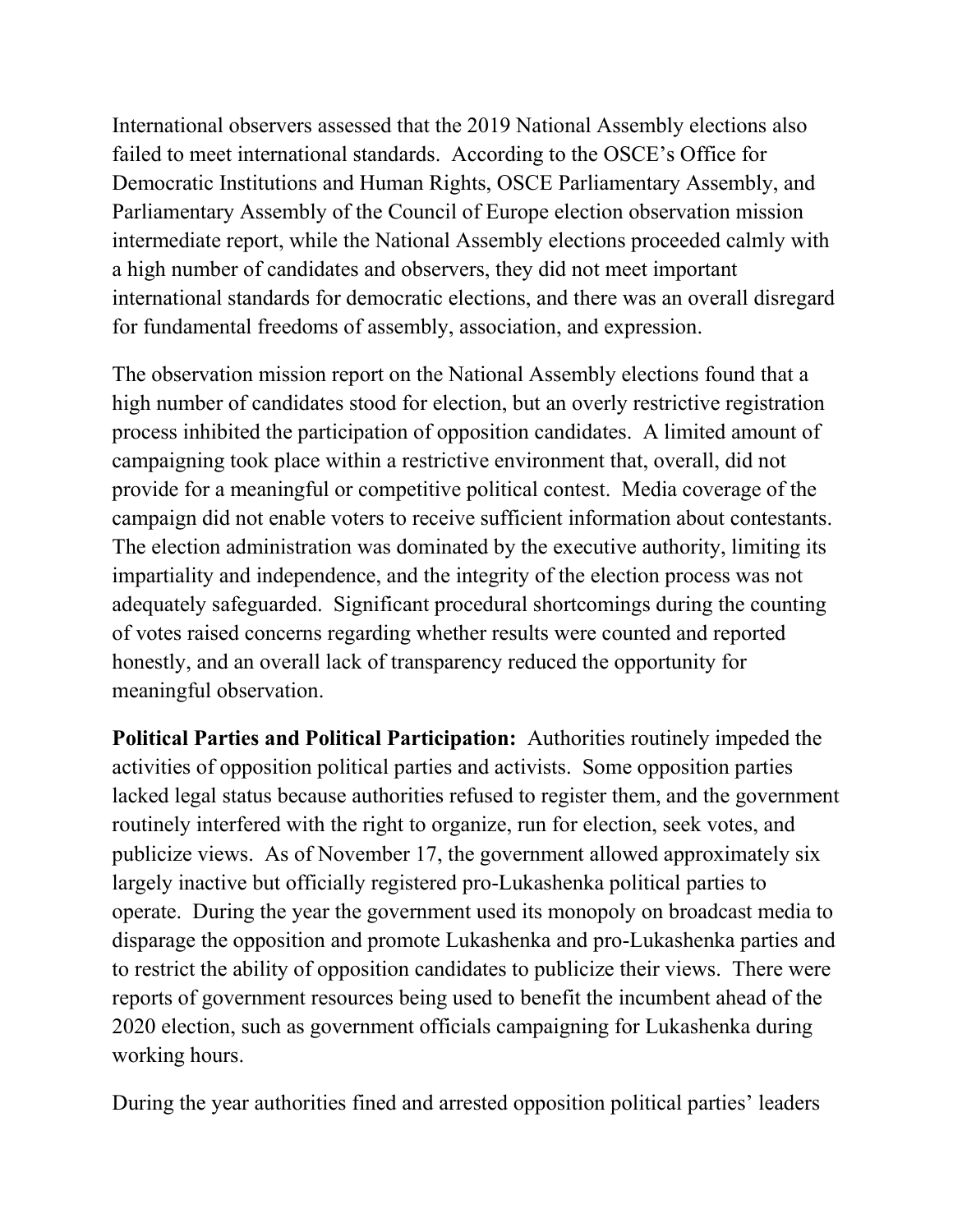International observers assessed that the 2019 National Assembly elections also failed to meet international standards. According to the OSCE's Office for Democratic Institutions and Human Rights, OSCE Parliamentary Assembly, and Parliamentary Assembly of the Council of Europe election observation mission intermediate report, while the National Assembly elections proceeded calmly with a high number of candidates and observers, they did not meet important international standards for democratic elections, and there was an overall disregard for fundamental freedoms of assembly, association, and expression.

The observation mission report on the National Assembly elections found that a high number of candidates stood for election, but an overly restrictive registration process inhibited the participation of opposition candidates. A limited amount of campaigning took place within a restrictive environment that, overall, did not provide for a meaningful or competitive political contest. Media coverage of the campaign did not enable voters to receive sufficient information about contestants. The election administration was dominated by the executive authority, limiting its impartiality and independence, and the integrity of the election process was not adequately safeguarded. Significant procedural shortcomings during the counting of votes raised concerns regarding whether results were counted and reported honestly, and an overall lack of transparency reduced the opportunity for meaningful observation.

**Political Parties and Political Participation:** Authorities routinely impeded the activities of opposition political parties and activists. Some opposition parties lacked legal status because authorities refused to register them, and the government routinely interfered with the right to organize, run for election, seek votes, and publicize views. As of November 17, the government allowed approximately six largely inactive but officially registered pro-Lukashenka political parties to operate. During the year the government used its monopoly on broadcast media to disparage the opposition and promote Lukashenka and pro-Lukashenka parties and to restrict the ability of opposition candidates to publicize their views. There were reports of government resources being used to benefit the incumbent ahead of the 2020 election, such as government officials campaigning for Lukashenka during working hours.

During the year authorities fined and arrested opposition political parties' leaders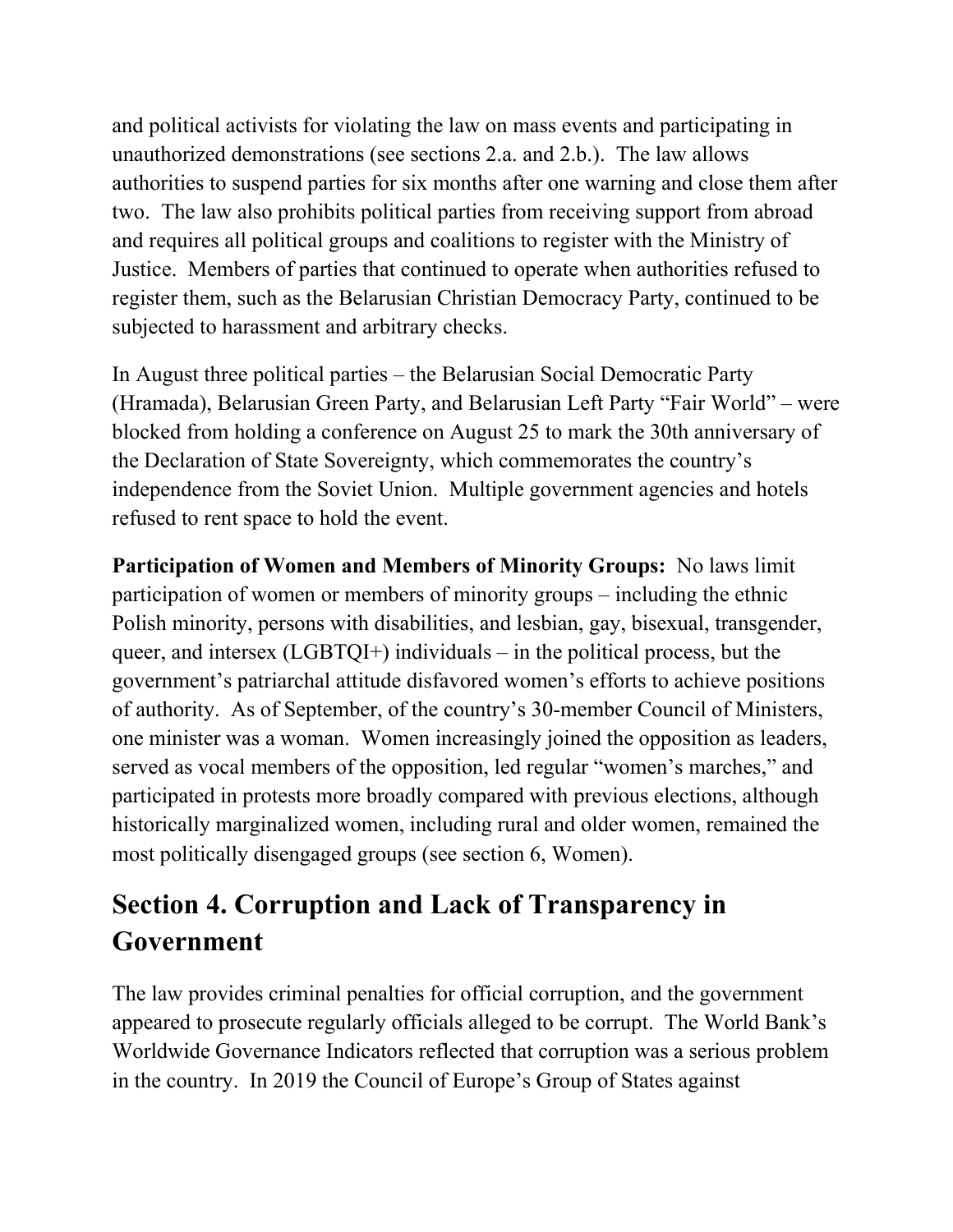and political activists for violating the law on mass events and participating in unauthorized demonstrations (see sections 2.a. and 2.b.). The law allows authorities to suspend parties for six months after one warning and close them after two. The law also prohibits political parties from receiving support from abroad and requires all political groups and coalitions to register with the Ministry of Justice. Members of parties that continued to operate when authorities refused to register them, such as the Belarusian Christian Democracy Party, continued to be subjected to harassment and arbitrary checks.

In August three political parties – the Belarusian Social Democratic Party (Hramada), Belarusian Green Party, and Belarusian Left Party "Fair World" – were blocked from holding a conference on August 25 to mark the 30th anniversary of the Declaration of State Sovereignty, which commemorates the country's independence from the Soviet Union. Multiple government agencies and hotels refused to rent space to hold the event.

**Participation of Women and Members of Minority Groups:** No laws limit participation of women or members of minority groups – including the ethnic Polish minority, persons with disabilities, and lesbian, gay, bisexual, transgender, queer, and intersex (LGBTQI+) individuals – in the political process, but the government's patriarchal attitude disfavored women's efforts to achieve positions of authority. As of September, of the country's 30-member Council of Ministers, one minister was a woman. Women increasingly joined the opposition as leaders, served as vocal members of the opposition, led regular "women's marches," and participated in protests more broadly compared with previous elections, although historically marginalized women, including rural and older women, remained the most politically disengaged groups (see section 6, Women).

## Section 4. Corruption and Lack of Transparency in Government

The law provides criminal penalties for official corruption, and the government appeared to prosecute regularly officials alleged to be corrupt. The World Bank's Worldwide Governance Indicators reflected that corruption was a serious problem in the country. In 2019 the Council of Europe's Group of States against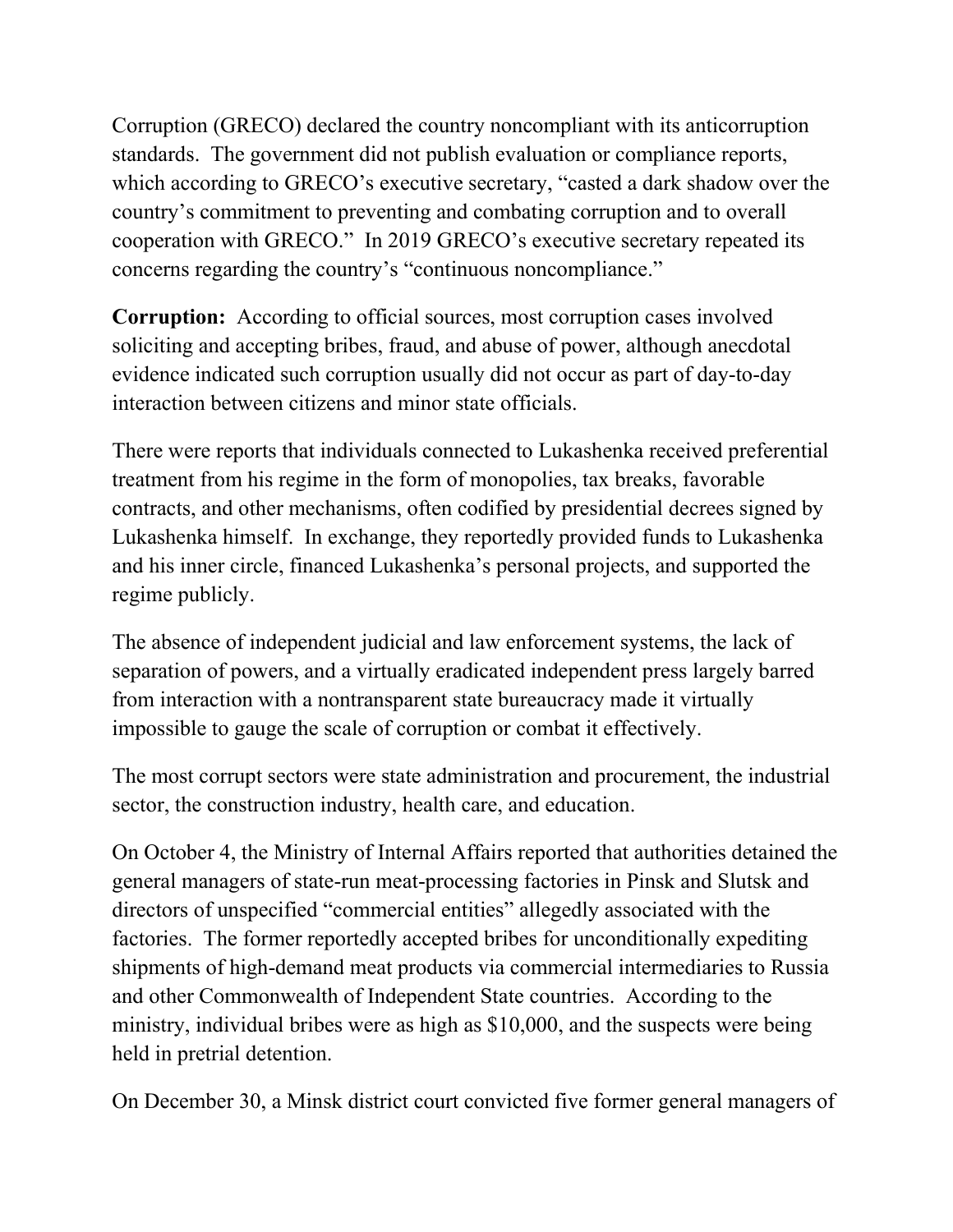Corruption (GRECO) declared the country noncompliant with its anticorruption standards. The government did not publish evaluation or compliance reports, which according to GRECO's executive secretary, "casted a dark shadow over the country's commitment to preventing and combating corruption and to overall cooperation with GRECO." In 2019 GRECO's executive secretary repeated its concerns regarding the country's "continuous noncompliance."

**Corruption:** According to official sources, most corruption cases involved soliciting and accepting bribes, fraud, and abuse of power, although anecdotal evidence indicated such corruption usually did not occur as part of day-to-day interaction between citizens and minor state officials.

There were reports that individuals connected to Lukashenka received preferential treatment from his regime in the form of monopolies, tax breaks, favorable contracts, and other mechanisms, often codified by presidential decrees signed by Lukashenka himself. In exchange, they reportedly provided funds to Lukashenka and his inner circle, financed Lukashenka's personal projects, and supported the regime publicly.

The absence of independent judicial and law enforcement systems, the lack of separation of powers, and a virtually eradicated independent press largely barred from interaction with a nontransparent state bureaucracy made it virtually impossible to gauge the scale of corruption or combat it effectively.

The most corrupt sectors were state administration and procurement, the industrial sector, the construction industry, health care, and education.

On October 4, the Ministry of Internal Affairs reported that authorities detained the general managers of state-run meat-processing factories in Pinsk and Slutsk and directors of unspecified "commercial entities" allegedly associated with the factories. The former reportedly accepted bribes for unconditionally expediting shipments of high-demand meat products via commercial intermediaries to Russia and other Commonwealth of Independent State countries. According to the ministry, individual bribes were as high as $10,000, and the suspects were being held in pretrial detention.

On December 30, a Minsk district court convicted five former general managers of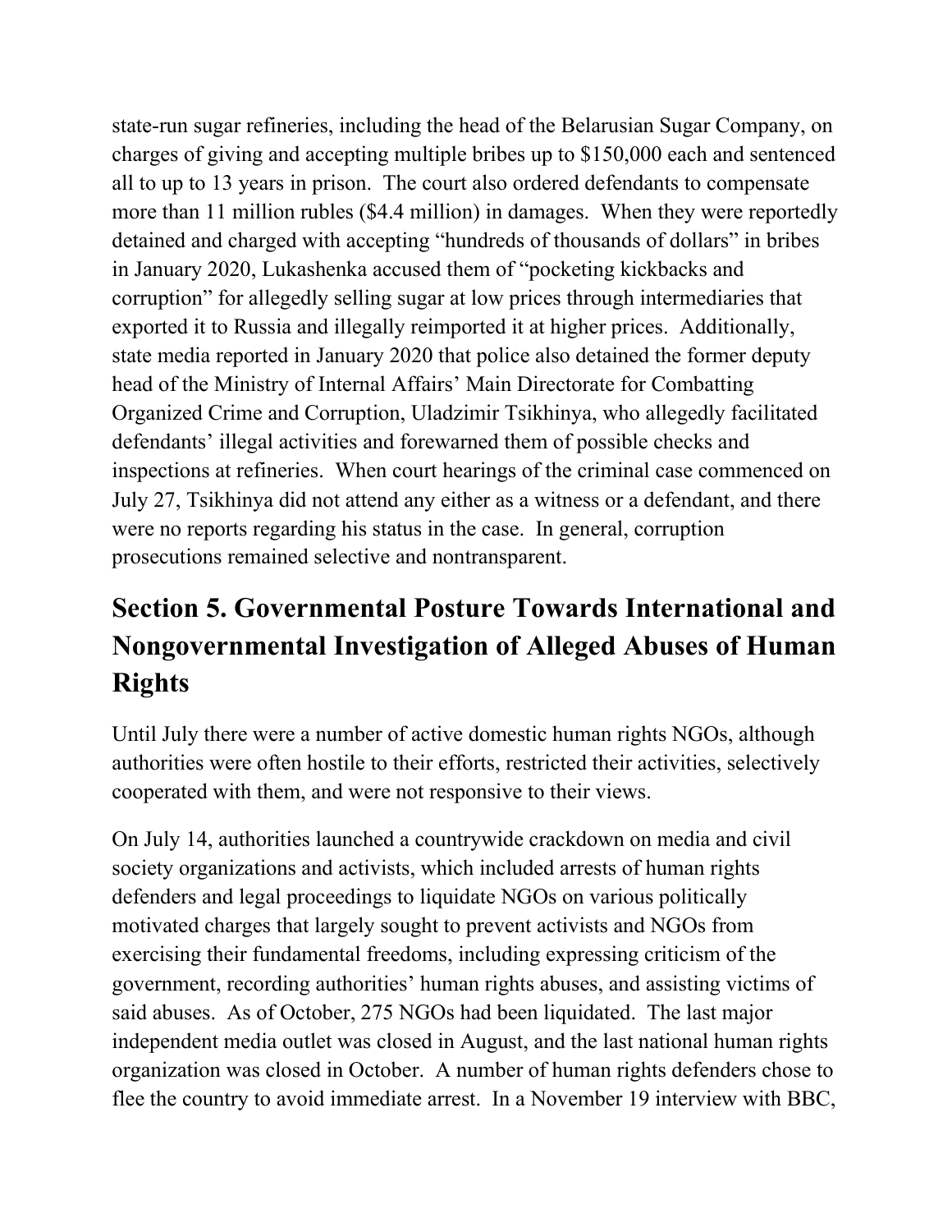state-run sugar refineries, including the head of the Belarusian Sugar Company, on charges of giving and accepting multiple bribes up to $150,000 each and sentenced all to up to 13 years in prison. The court also ordered defendants to compensate more than 11 million rubles ($4.4 million) in damages. When they were reportedly detained and charged with accepting "hundreds of thousands of dollars" in bribes in January 2020, Lukashenka accused them of "pocketing kickbacks and corruption" for allegedly selling sugar at low prices through intermediaries that exported it to Russia and illegally reimported it at higher prices. Additionally, state media reported in January 2020 that police also detained the former deputy head of the Ministry of Internal Affairs' Main Directorate for Combatting Organized Crime and Corruption, Uladzimir Tsikhinya, who allegedly facilitated defendants' illegal activities and forewarned them of possible checks and inspections at refineries. When court hearings of the criminal case commenced on July 27, Tsikhinya did not attend any either as a witness or a defendant, and there were no reports regarding his status in the case. In general, corruption prosecutions remained selective and nontransparent.

## Section 5. Governmental Posture Towards International and Nongovernmental Investigation of Alleged Abuses of Human Rights

Until July there were a number of active domestic human rights NGOs, although authorities were often hostile to their efforts, restricted their activities, selectively cooperated with them, and were not responsive to their views.

On July 14, authorities launched a countrywide crackdown on media and civil society organizations and activists, which included arrests of human rights defenders and legal proceedings to liquidate NGOs on various politically motivated charges that largely sought to prevent activists and NGOs from exercising their fundamental freedoms, including expressing criticism of the government, recording authorities' human rights abuses, and assisting victims of said abuses. As of October, 275 NGOs had been liquidated. The last major independent media outlet was closed in August, and the last national human rights organization was closed in October. A number of human rights defenders chose to flee the country to avoid immediate arrest. In a November 19 interview with BBC,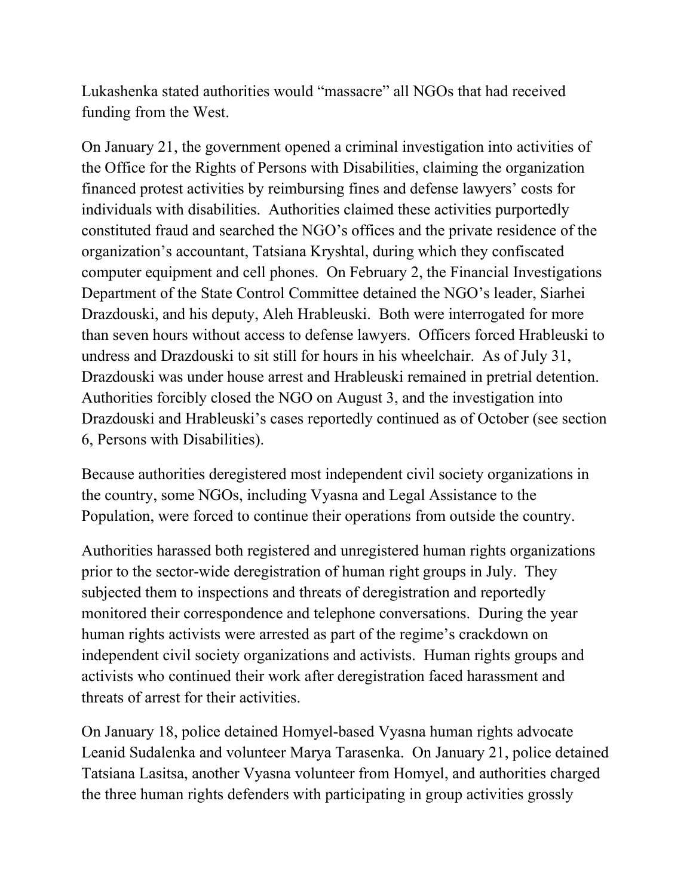Lukashenka stated authorities would "massacre" all NGOs that had received funding from the West.

On January 21, the government opened a criminal investigation into activities of the Office for the Rights of Persons with Disabilities, claiming the organization financed protest activities by reimbursing fines and defense lawyers' costs for individuals with disabilities. Authorities claimed these activities purportedly constituted fraud and searched the NGO's offices and the private residence of the organization's accountant, Tatsiana Kryshtal, during which they confiscated computer equipment and cell phones. On February 2, the Financial Investigations Department of the State Control Committee detained the NGO's leader, Siarhei Drazdouski, and his deputy, Aleh Hrableuski. Both were interrogated for more than seven hours without access to defense lawyers. Officers forced Hrableuski to undress and Drazdouski to sit still for hours in his wheelchair. As of July 31, Drazdouski was under house arrest and Hrableuski remained in pretrial detention. Authorities forcibly closed the NGO on August 3, and the investigation into Drazdouski and Hrableuski's cases reportedly continued as of October (see section 6, Persons with Disabilities).

Because authorities deregistered most independent civil society organizations in the country, some NGOs, including Vyasna and Legal Assistance to the Population, were forced to continue their operations from outside the country.

Authorities harassed both registered and unregistered human rights organizations prior to the sector-wide deregistration of human right groups in July. They subjected them to inspections and threats of deregistration and reportedly monitored their correspondence and telephone conversations. During the year human rights activists were arrested as part of the regime's crackdown on independent civil society organizations and activists. Human rights groups and activists who continued their work after deregistration faced harassment and threats of arrest for their activities.

On January 18, police detained Homyel-based Vyasna human rights advocate Leanid Sudalenka and volunteer Marya Tarasenka. On January 21, police detained Tatsiana Lasitsa, another Vyasna volunteer from Homyel, and authorities charged the three human rights defenders with participating in group activities grossly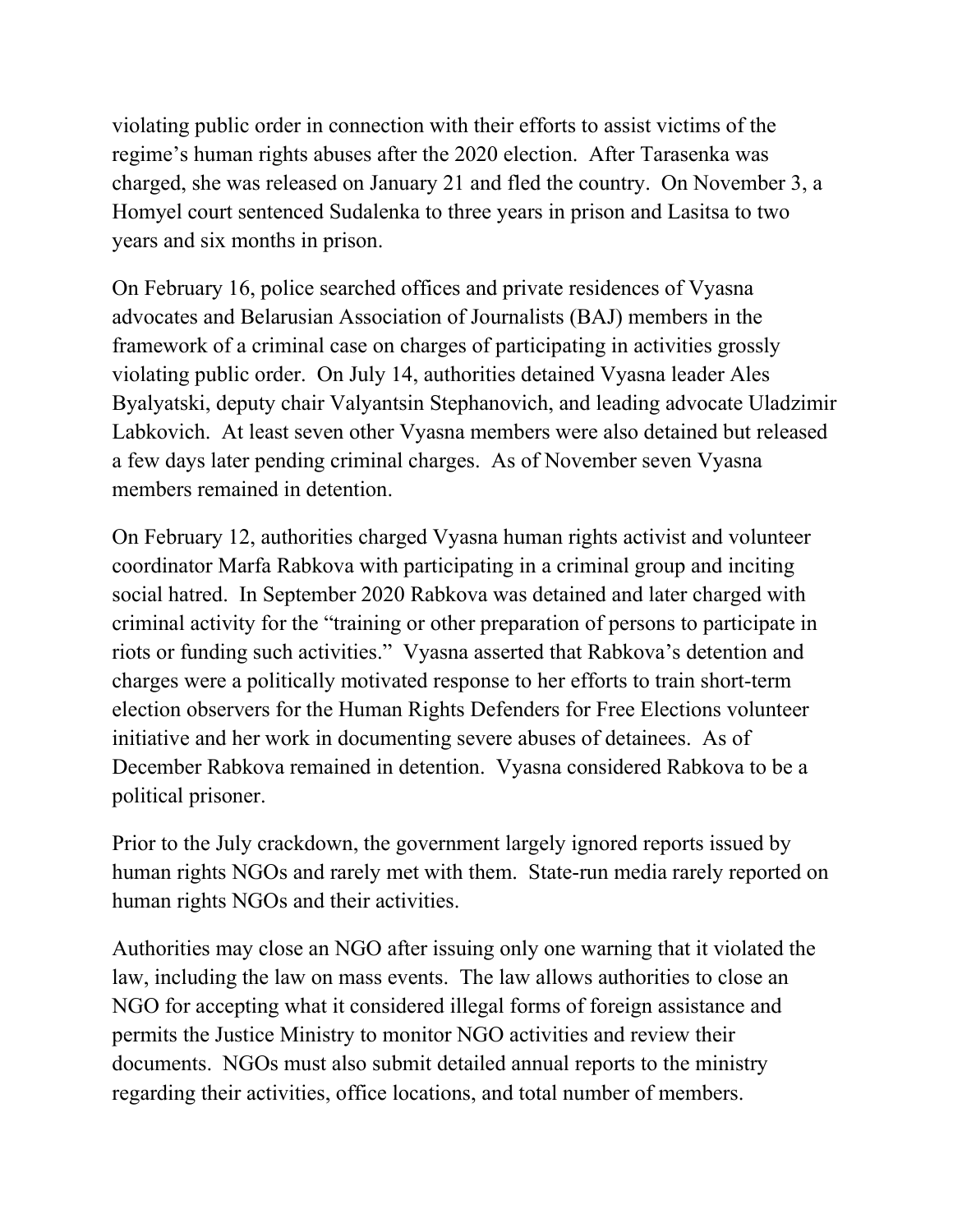violating public order in connection with their efforts to assist victims of the regime's human rights abuses after the 2020 election. After Tarasenka was charged, she was released on January 21 and fled the country. On November 3, a Homyel court sentenced Sudalenka to three years in prison and Lasitsa to two years and six months in prison.

On February 16, police searched offices and private residences of Vyasna advocates and Belarusian Association of Journalists (BAJ) members in the framework of a criminal case on charges of participating in activities grossly violating public order. On July 14, authorities detained Vyasna leader Ales Byalyatski, deputy chair Valyantsin Stephanovich, and leading advocate Uladzimir Labkovich. At least seven other Vyasna members were also detained but released a few days later pending criminal charges. As of November seven Vyasna members remained in detention.

On February 12, authorities charged Vyasna human rights activist and volunteer coordinator Marfa Rabkova with participating in a criminal group and inciting social hatred. In September 2020 Rabkova was detained and later charged with criminal activity for the "training or other preparation of persons to participate in riots or funding such activities." Vyasna asserted that Rabkova's detention and charges were a politically motivated response to her efforts to train short-term election observers for the Human Rights Defenders for Free Elections volunteer initiative and her work in documenting severe abuses of detainees. As of December Rabkova remained in detention. Vyasna considered Rabkova to be a political prisoner.

Prior to the July crackdown, the government largely ignored reports issued by human rights NGOs and rarely met with them. State-run media rarely reported on human rights NGOs and their activities.

Authorities may close an NGO after issuing only one warning that it violated the law, including the law on mass events. The law allows authorities to close an NGO for accepting what it considered illegal forms of foreign assistance and permits the Justice Ministry to monitor NGO activities and review their documents. NGOs must also submit detailed annual reports to the ministry regarding their activities, office locations, and total number of members.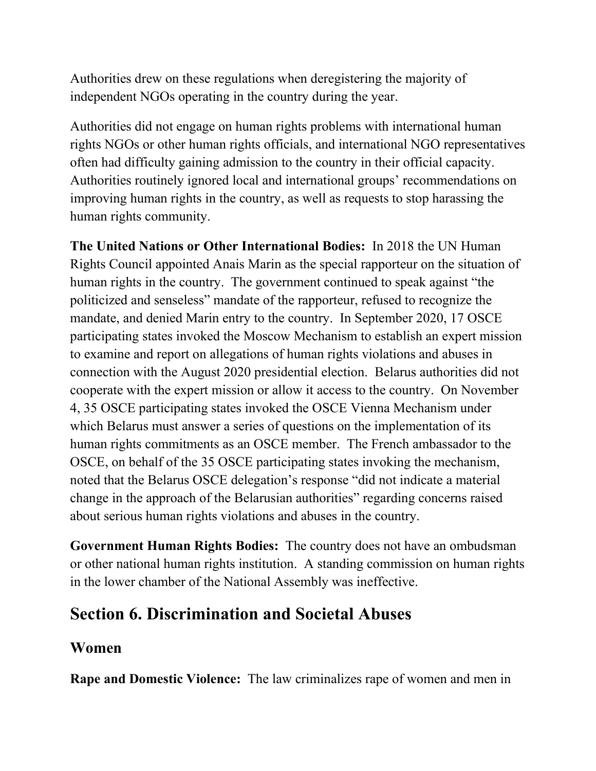Authorities drew on these regulations when deregistering the majority of independent NGOs operating in the country during the year.

Authorities did not engage on human rights problems with international human rights NGOs or other human rights officials, and international NGO representatives often had difficulty gaining admission to the country in their official capacity. Authorities routinely ignored local and international groups' recommendations on improving human rights in the country, as well as requests to stop harassing the human rights community.

**The United Nations or Other International Bodies:** In 2018 the UN Human Rights Council appointed Anais Marin as the special rapporteur on the situation of human rights in the country. The government continued to speak against "the politicized and senseless" mandate of the rapporteur, refused to recognize the mandate, and denied Marin entry to the country. In September 2020, 17 OSCE participating states invoked the Moscow Mechanism to establish an expert mission to examine and report on allegations of human rights violations and abuses in connection with the August 2020 presidential election. Belarus authorities did not cooperate with the expert mission or allow it access to the country. On November 4, 35 OSCE participating states invoked the OSCE Vienna Mechanism under which Belarus must answer a series of questions on the implementation of its human rights commitments as an OSCE member. The French ambassador to the OSCE, on behalf of the 35 OSCE participating states invoking the mechanism, noted that the Belarus OSCE delegation's response "did not indicate a material change in the approach of the Belarusian authorities" regarding concerns raised about serious human rights violations and abuses in the country.

**Government Human Rights Bodies:** The country does not have an ombudsman or other national human rights institution. A standing commission on human rights in the lower chamber of the National Assembly was ineffective.

## Section 6. Discrimination and Societal Abuses

### Women

**Rape and Domestic Violence:** The law criminalizes rape of women and men in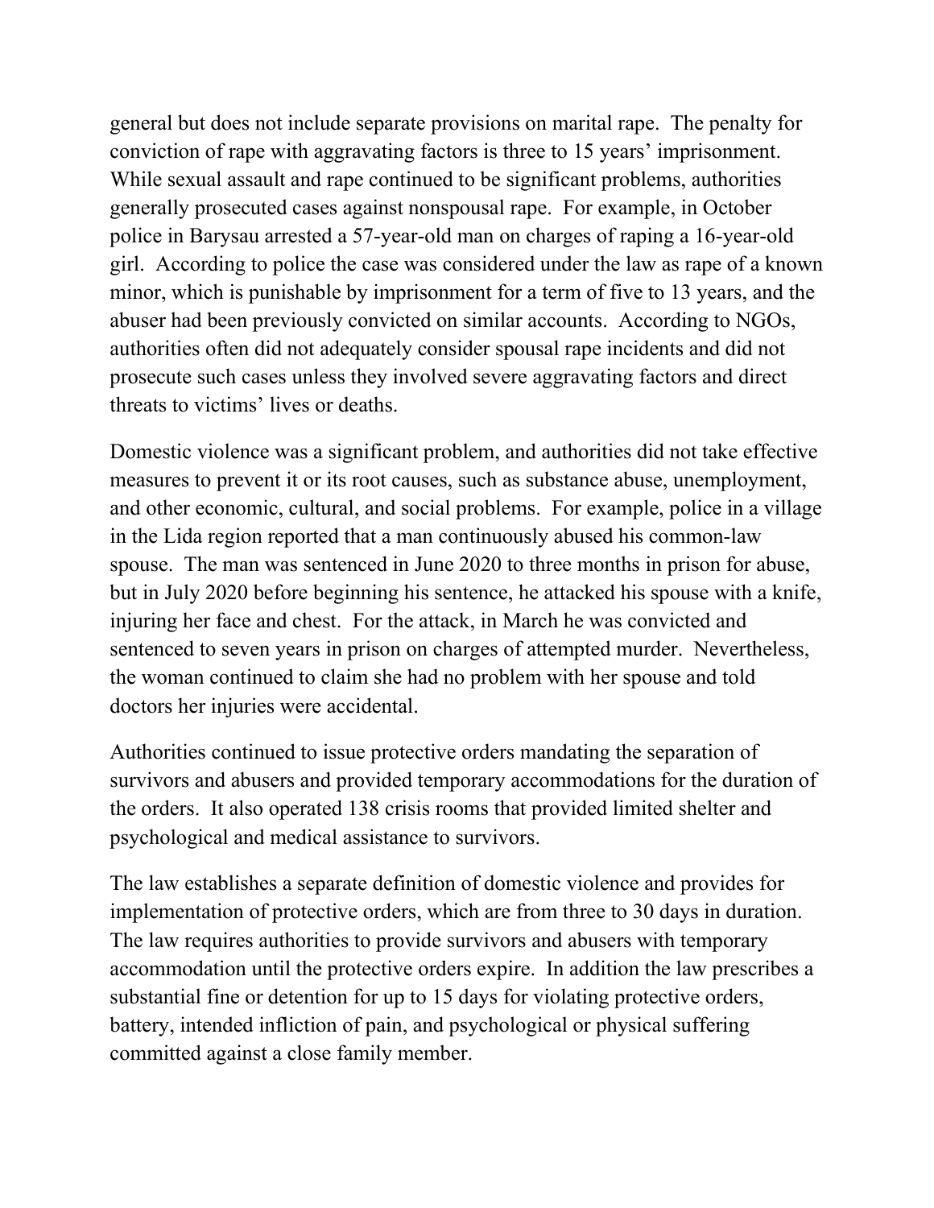general but does not include separate provisions on marital rape. The penalty for conviction of rape with aggravating factors is three to 15 years' imprisonment. While sexual assault and rape continued to be significant problems, authorities generally prosecuted cases against nonspousal rape. For example, in October police in Barysau arrested a 57-year-old man on charges of raping a 16-year-old girl. According to police the case was considered under the law as rape of a known minor, which is punishable by imprisonment for a term of five to 13 years, and the abuser had been previously convicted on similar accounts. According to NGOs, authorities often did not adequately consider spousal rape incidents and did not prosecute such cases unless they involved severe aggravating factors and direct threats to victims' lives or deaths.

Domestic violence was a significant problem, and authorities did not take effective measures to prevent it or its root causes, such as substance abuse, unemployment, and other economic, cultural, and social problems. For example, police in a village in the Lida region reported that a man continuously abused his common-law spouse. The man was sentenced in June 2020 to three months in prison for abuse, but in July 2020 before beginning his sentence, he attacked his spouse with a knife, injuring her face and chest. For the attack, in March he was convicted and sentenced to seven years in prison on charges of attempted murder. Nevertheless, the woman continued to claim she had no problem with her spouse and told doctors her injuries were accidental.

Authorities continued to issue protective orders mandating the separation of survivors and abusers and provided temporary accommodations for the duration of the orders. It also operated 138 crisis rooms that provided limited shelter and psychological and medical assistance to survivors.

The law establishes a separate definition of domestic violence and provides for implementation of protective orders, which are from three to 30 days in duration. The law requires authorities to provide survivors and abusers with temporary accommodation until the protective orders expire. In addition the law prescribes a substantial fine or detention for up to 15 days for violating protective orders, battery, intended infliction of pain, and psychological or physical suffering committed against a close family member.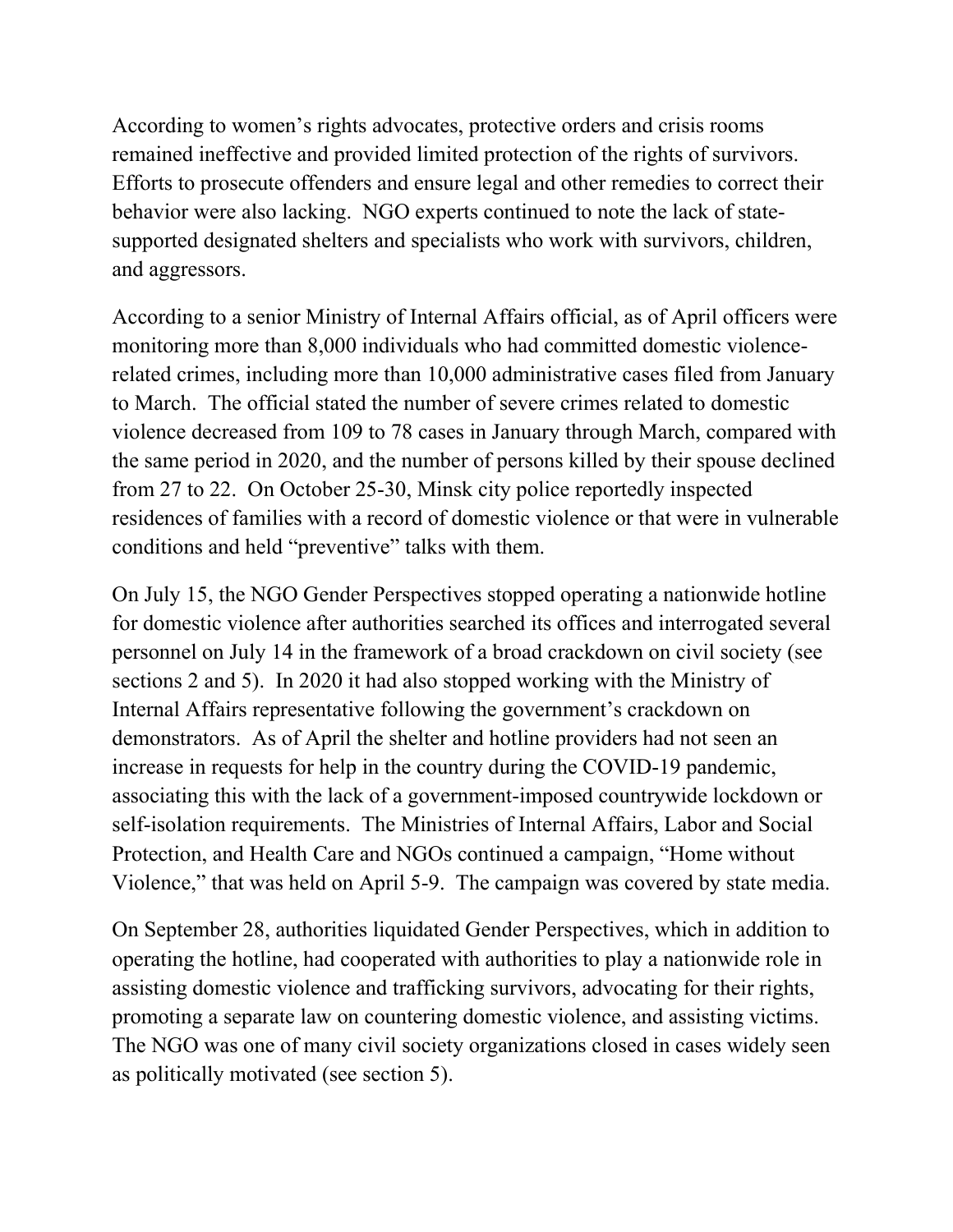According to women's rights advocates, protective orders and crisis rooms remained ineffective and provided limited protection of the rights of survivors. Efforts to prosecute offenders and ensure legal and other remedies to correct their behavior were also lacking. NGO experts continued to note the lack of state-supported designated shelters and specialists who work with survivors, children, and aggressors.

According to a senior Ministry of Internal Affairs official, as of April officers were monitoring more than 8,000 individuals who had committed domestic violence-related crimes, including more than 10,000 administrative cases filed from January to March. The official stated the number of severe crimes related to domestic violence decreased from 109 to 78 cases in January through March, compared with the same period in 2020, and the number of persons killed by their spouse declined from 27 to 22. On October 25-30, Minsk city police reportedly inspected residences of families with a record of domestic violence or that were in vulnerable conditions and held "preventive" talks with them.

On July 15, the NGO Gender Perspectives stopped operating a nationwide hotline for domestic violence after authorities searched its offices and interrogated several personnel on July 14 in the framework of a broad crackdown on civil society (see sections 2 and 5). In 2020 it had also stopped working with the Ministry of Internal Affairs representative following the government's crackdown on demonstrators. As of April the shelter and hotline providers had not seen an increase in requests for help in the country during the COVID-19 pandemic, associating this with the lack of a government-imposed countrywide lockdown or self-isolation requirements. The Ministries of Internal Affairs, Labor and Social Protection, and Health Care and NGOs continued a campaign, "Home without Violence," that was held on April 5-9. The campaign was covered by state media.

On September 28, authorities liquidated Gender Perspectives, which in addition to operating the hotline, had cooperated with authorities to play a nationwide role in assisting domestic violence and trafficking survivors, advocating for their rights, promoting a separate law on countering domestic violence, and assisting victims. The NGO was one of many civil society organizations closed in cases widely seen as politically motivated (see section 5).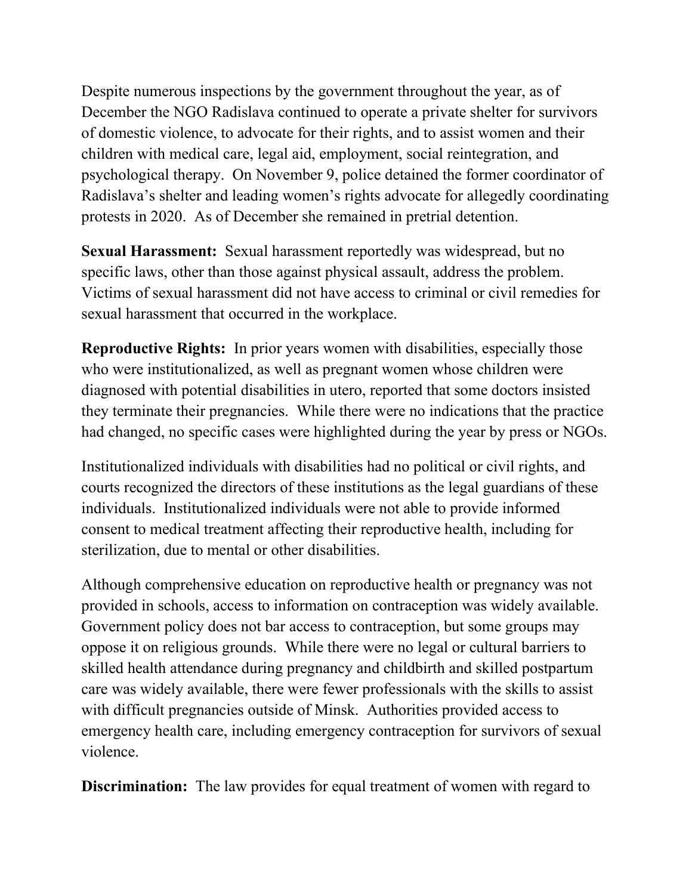Despite numerous inspections by the government throughout the year, as of December the NGO Radislava continued to operate a private shelter for survivors of domestic violence, to advocate for their rights, and to assist women and their children with medical care, legal aid, employment, social reintegration, and psychological therapy. On November 9, police detained the former coordinator of Radislava's shelter and leading women's rights advocate for allegedly coordinating protests in 2020. As of December she remained in pretrial detention.

**Sexual Harassment:** Sexual harassment reportedly was widespread, but no specific laws, other than those against physical assault, address the problem. Victims of sexual harassment did not have access to criminal or civil remedies for sexual harassment that occurred in the workplace.

**Reproductive Rights:** In prior years women with disabilities, especially those who were institutionalized, as well as pregnant women whose children were diagnosed with potential disabilities in utero, reported that some doctors insisted they terminate their pregnancies. While there were no indications that the practice had changed, no specific cases were highlighted during the year by press or NGOs.

Institutionalized individuals with disabilities had no political or civil rights, and courts recognized the directors of these institutions as the legal guardians of these individuals. Institutionalized individuals were not able to provide informed consent to medical treatment affecting their reproductive health, including for sterilization, due to mental or other disabilities.

Although comprehensive education on reproductive health or pregnancy was not provided in schools, access to information on contraception was widely available. Government policy does not bar access to contraception, but some groups may oppose it on religious grounds. While there were no legal or cultural barriers to skilled health attendance during pregnancy and childbirth and skilled postpartum care was widely available, there were fewer professionals with the skills to assist with difficult pregnancies outside of Minsk. Authorities provided access to emergency health care, including emergency contraception for survivors of sexual violence.

**Discrimination:** The law provides for equal treatment of women with regard to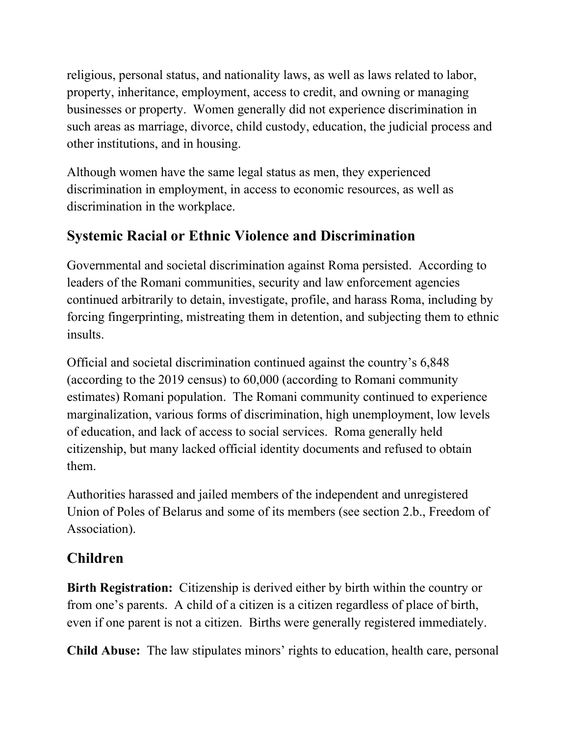religious, personal status, and nationality laws, as well as laws related to labor, property, inheritance, employment, access to credit, and owning or managing businesses or property. Women generally did not experience discrimination in such areas as marriage, divorce, child custody, education, the judicial process and other institutions, and in housing.

Although women have the same legal status as men, they experienced discrimination in employment, in access to economic resources, as well as discrimination in the workplace.

## Systemic Racial or Ethnic Violence and Discrimination

Governmental and societal discrimination against Roma persisted. According to leaders of the Romani communities, security and law enforcement agencies continued arbitrarily to detain, investigate, profile, and harass Roma, including by forcing fingerprinting, mistreating them in detention, and subjecting them to ethnic insults.

Official and societal discrimination continued against the country's 6,848 (according to the 2019 census) to 60,000 (according to Romani community estimates) Romani population. The Romani community continued to experience marginalization, various forms of discrimination, high unemployment, low levels of education, and lack of access to social services. Roma generally held citizenship, but many lacked official identity documents and refused to obtain them.

Authorities harassed and jailed members of the independent and unregistered Union of Poles of Belarus and some of its members (see section 2.b., Freedom of Association).

## Children

**Birth Registration:** Citizenship is derived either by birth within the country or from one's parents. A child of a citizen is a citizen regardless of place of birth, even if one parent is not a citizen. Births were generally registered immediately.

**Child Abuse:** The law stipulates minors' rights to education, health care, personal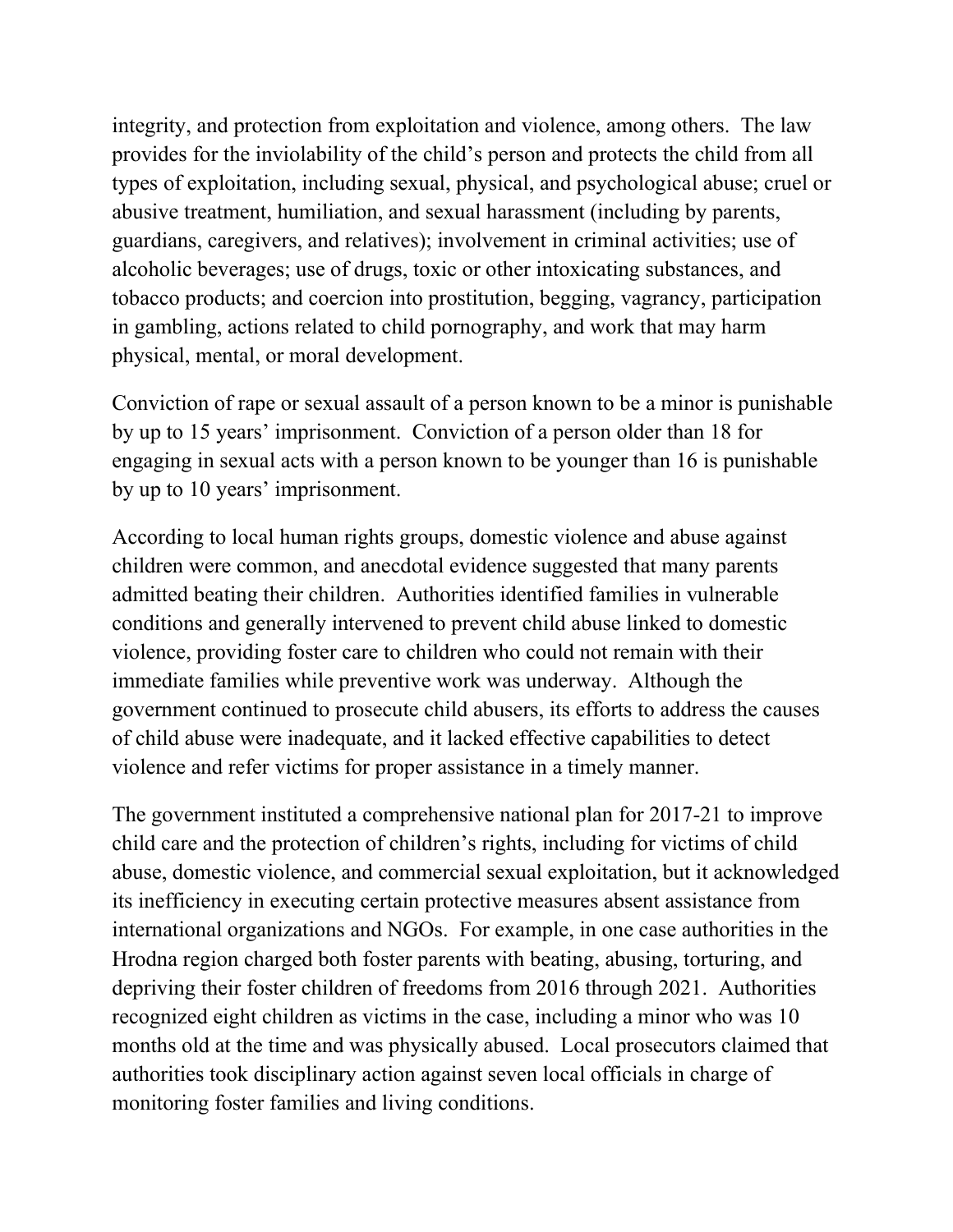integrity, and protection from exploitation and violence, among others. The law provides for the inviolability of the child's person and protects the child from all types of exploitation, including sexual, physical, and psychological abuse; cruel or abusive treatment, humiliation, and sexual harassment (including by parents, guardians, caregivers, and relatives); involvement in criminal activities; use of alcoholic beverages; use of drugs, toxic or other intoxicating substances, and tobacco products; and coercion into prostitution, begging, vagrancy, participation in gambling, actions related to child pornography, and work that may harm physical, mental, or moral development.

Conviction of rape or sexual assault of a person known to be a minor is punishable by up to 15 years' imprisonment. Conviction of a person older than 18 for engaging in sexual acts with a person known to be younger than 16 is punishable by up to 10 years' imprisonment.

According to local human rights groups, domestic violence and abuse against children were common, and anecdotal evidence suggested that many parents admitted beating their children. Authorities identified families in vulnerable conditions and generally intervened to prevent child abuse linked to domestic violence, providing foster care to children who could not remain with their immediate families while preventive work was underway. Although the government continued to prosecute child abusers, its efforts to address the causes of child abuse were inadequate, and it lacked effective capabilities to detect violence and refer victims for proper assistance in a timely manner.

The government instituted a comprehensive national plan for 2017-21 to improve child care and the protection of children's rights, including for victims of child abuse, domestic violence, and commercial sexual exploitation, but it acknowledged its inefficiency in executing certain protective measures absent assistance from international organizations and NGOs. For example, in one case authorities in the Hrodna region charged both foster parents with beating, abusing, torturing, and depriving their foster children of freedoms from 2016 through 2021. Authorities recognized eight children as victims in the case, including a minor who was 10 months old at the time and was physically abused. Local prosecutors claimed that authorities took disciplinary action against seven local officials in charge of monitoring foster families and living conditions.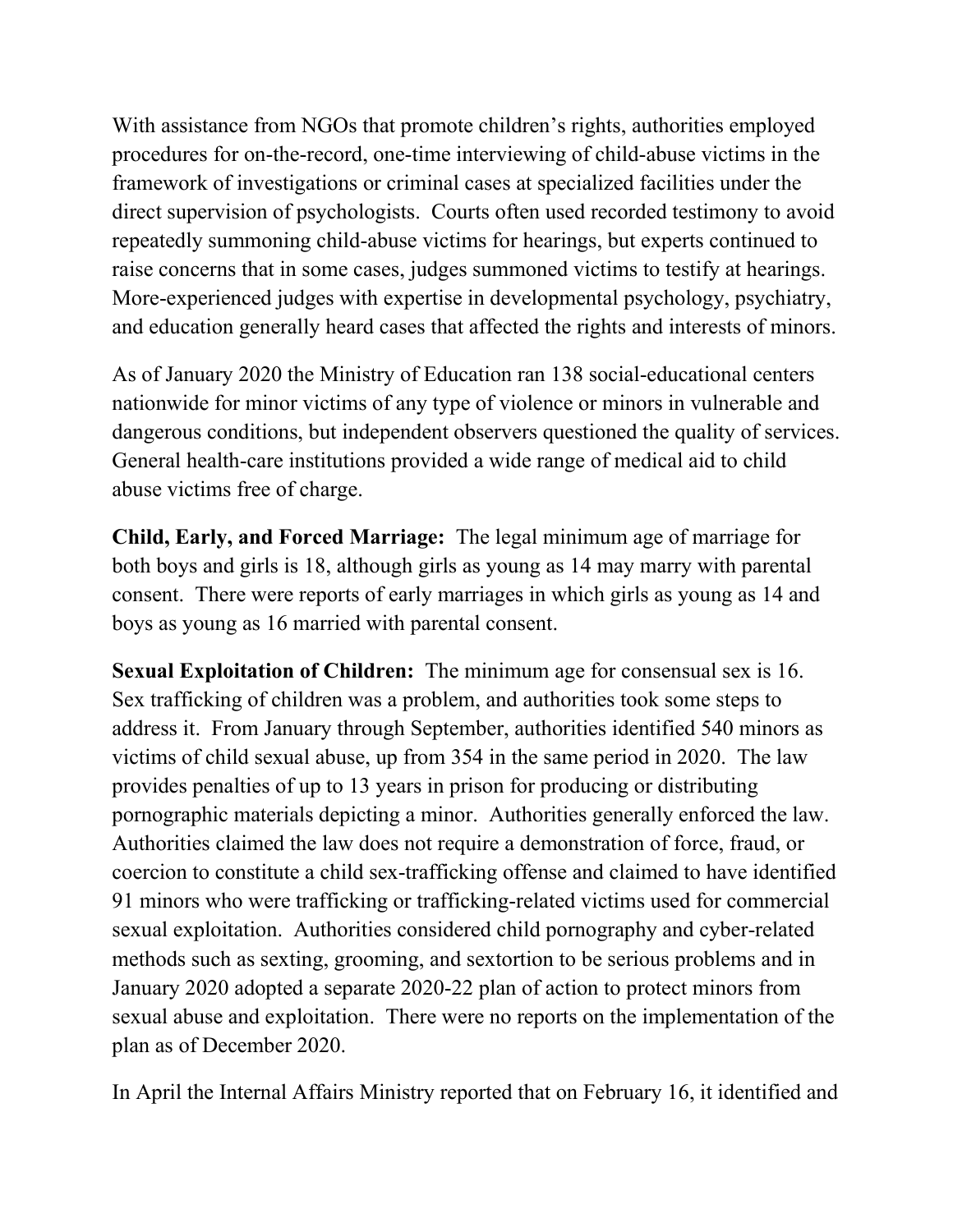With assistance from NGOs that promote children's rights, authorities employed procedures for on-the-record, one-time interviewing of child-abuse victims in the framework of investigations or criminal cases at specialized facilities under the direct supervision of psychologists. Courts often used recorded testimony to avoid repeatedly summoning child-abuse victims for hearings, but experts continued to raise concerns that in some cases, judges summoned victims to testify at hearings. More-experienced judges with expertise in developmental psychology, psychiatry, and education generally heard cases that affected the rights and interests of minors.

As of January 2020 the Ministry of Education ran 138 social-educational centers nationwide for minor victims of any type of violence or minors in vulnerable and dangerous conditions, but independent observers questioned the quality of services. General health-care institutions provided a wide range of medical aid to child abuse victims free of charge.

**Child, Early, and Forced Marriage:** The legal minimum age of marriage for both boys and girls is 18, although girls as young as 14 may marry with parental consent. There were reports of early marriages in which girls as young as 14 and boys as young as 16 married with parental consent.

**Sexual Exploitation of Children:** The minimum age for consensual sex is 16. Sex trafficking of children was a problem, and authorities took some steps to address it. From January through September, authorities identified 540 minors as victims of child sexual abuse, up from 354 in the same period in 2020. The law provides penalties of up to 13 years in prison for producing or distributing pornographic materials depicting a minor. Authorities generally enforced the law. Authorities claimed the law does not require a demonstration of force, fraud, or coercion to constitute a child sex-trafficking offense and claimed to have identified 91 minors who were trafficking or trafficking-related victims used for commercial sexual exploitation. Authorities considered child pornography and cyber-related methods such as sexting, grooming, and sextortion to be serious problems and in January 2020 adopted a separate 2020-22 plan of action to protect minors from sexual abuse and exploitation. There were no reports on the implementation of the plan as of December 2020.

In April the Internal Affairs Ministry reported that on February 16, it identified and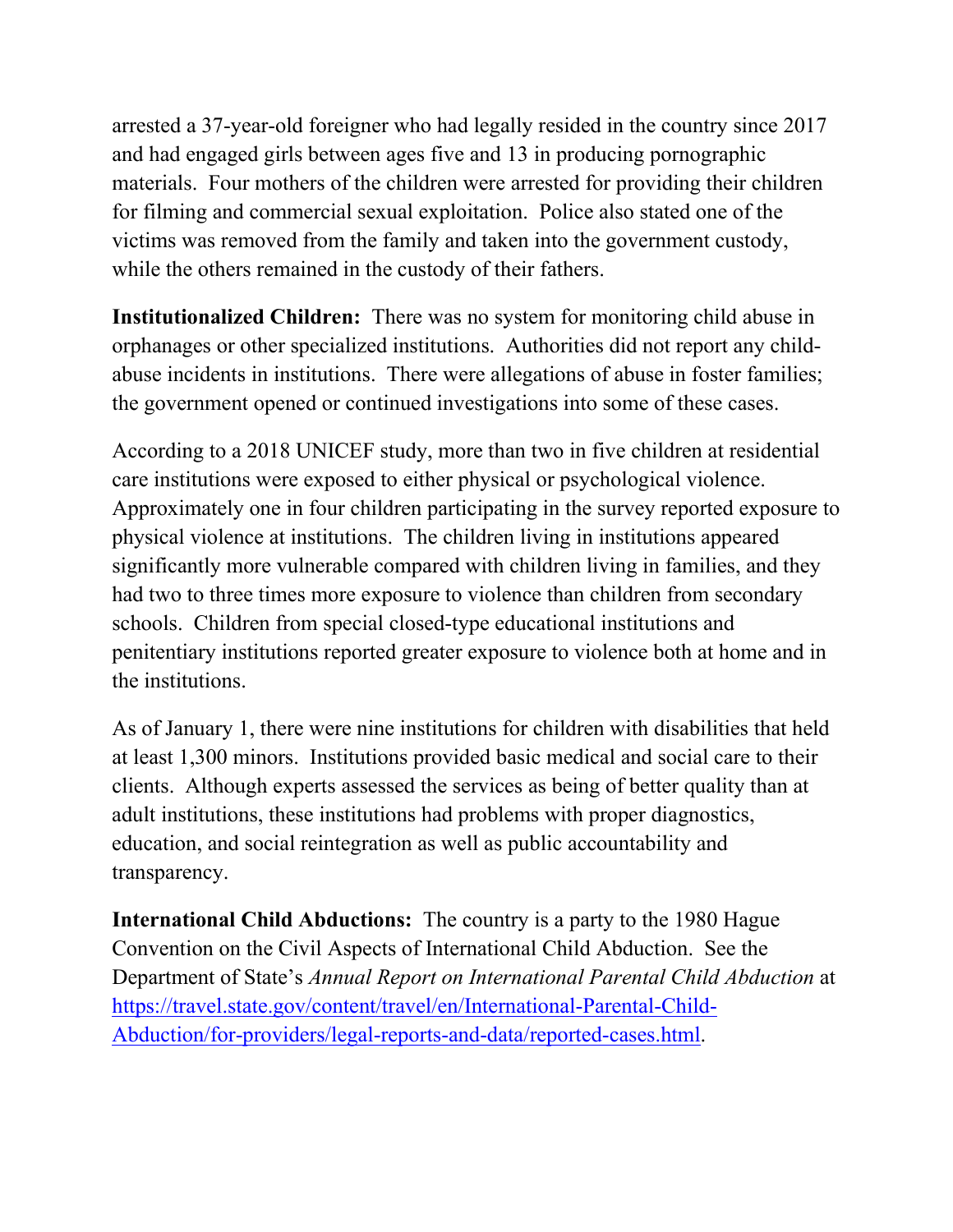arrested a 37-year-old foreigner who had legally resided in the country since 2017 and had engaged girls between ages five and 13 in producing pornographic materials. Four mothers of the children were arrested for providing their children for filming and commercial sexual exploitation. Police also stated one of the victims was removed from the family and taken into the government custody, while the others remained in the custody of their fathers.

**Institutionalized Children:** There was no system for monitoring child abuse in orphanages or other specialized institutions. Authorities did not report any child-abuse incidents in institutions. There were allegations of abuse in foster families; the government opened or continued investigations into some of these cases.

According to a 2018 UNICEF study, more than two in five children at residential care institutions were exposed to either physical or psychological violence. Approximately one in four children participating in the survey reported exposure to physical violence at institutions. The children living in institutions appeared significantly more vulnerable compared with children living in families, and they had two to three times more exposure to violence than children from secondary schools. Children from special closed-type educational institutions and penitentiary institutions reported greater exposure to violence both at home and in the institutions.

As of January 1, there were nine institutions for children with disabilities that held at least 1,300 minors. Institutions provided basic medical and social care to their clients. Although experts assessed the services as being of better quality than at adult institutions, these institutions had problems with proper diagnostics, education, and social reintegration as well as public accountability and transparency.

**International Child Abductions:** The country is a party to the 1980 Hague Convention on the Civil Aspects of International Child Abduction. See the Department of State's *Annual Report on International Parental Child Abduction* at [https://travel.state.gov/content/travel/en/International-Parental-Child-Abduction/for-providers/legal-reports-and-data/reported-cases.html](https://travel.state.gov/content/travel/en/International-Parental-Child-Abduction/for-providers/legal-reports-and-data/reported-cases.html).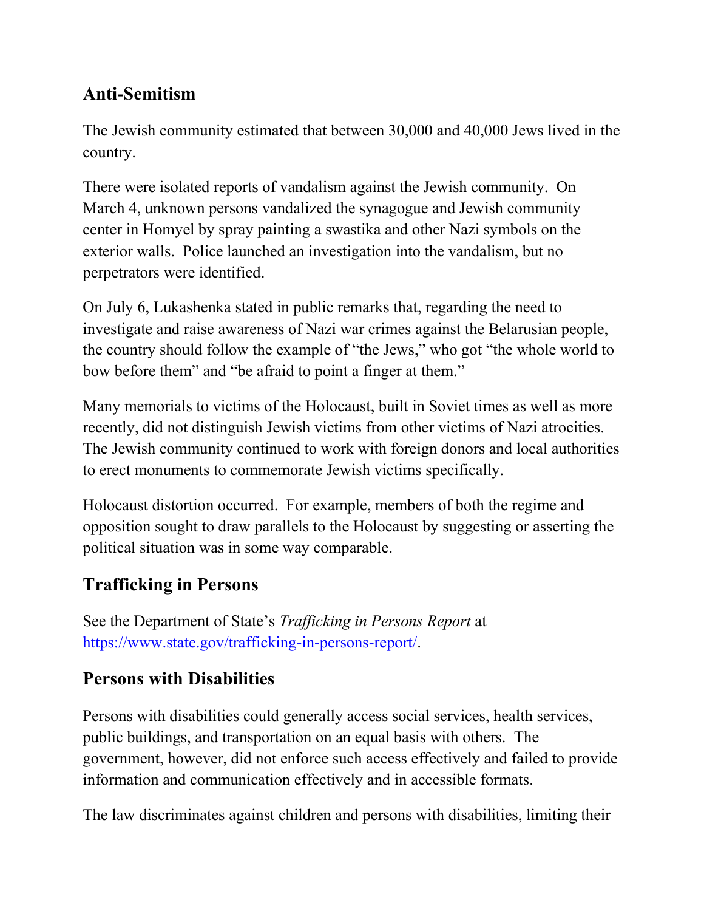## Anti-Semitism

The Jewish community estimated that between 30,000 and 40,000 Jews lived in the country.

There were isolated reports of vandalism against the Jewish community. On March 4, unknown persons vandalized the synagogue and Jewish community center in Homyel by spray painting a swastika and other Nazi symbols on the exterior walls. Police launched an investigation into the vandalism, but no perpetrators were identified.

On July 6, Lukashenka stated in public remarks that, regarding the need to investigate and raise awareness of Nazi war crimes against the Belarusian people, the country should follow the example of "the Jews," who got "the whole world to bow before them" and "be afraid to point a finger at them."

Many memorials to victims of the Holocaust, built in Soviet times as well as more recently, did not distinguish Jewish victims from other victims of Nazi atrocities. The Jewish community continued to work with foreign donors and local authorities to erect monuments to commemorate Jewish victims specifically.

Holocaust distortion occurred. For example, members of both the regime and opposition sought to draw parallels to the Holocaust by suggesting or asserting the political situation was in some way comparable.

## Trafficking in Persons

See the Department of State's *Trafficking in Persons Report* at https://www.state.gov/trafficking-in-persons-report/.

## Persons with Disabilities

Persons with disabilities could generally access social services, health services, public buildings, and transportation on an equal basis with others. The government, however, did not enforce such access effectively and failed to provide information and communication effectively and in accessible formats.

The law discriminates against children and persons with disabilities, limiting their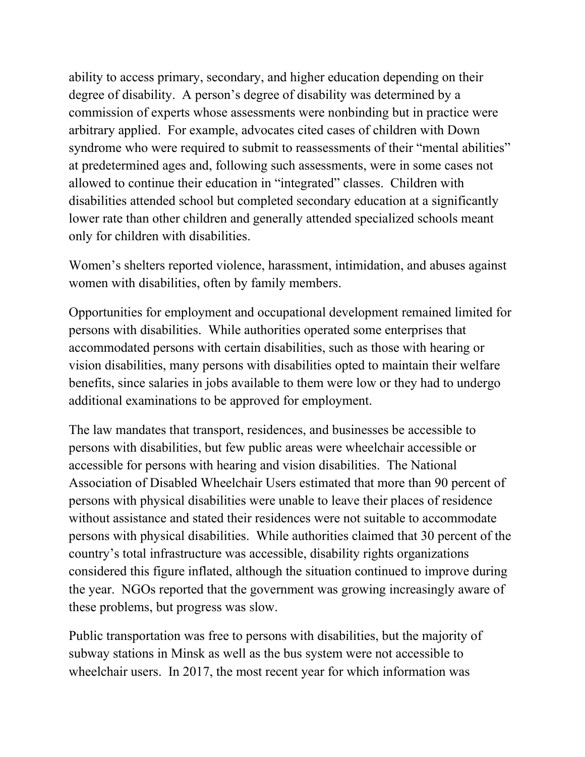ability to access primary, secondary, and higher education depending on their degree of disability. A person's degree of disability was determined by a commission of experts whose assessments were nonbinding but in practice were arbitrary applied. For example, advocates cited cases of children with Down syndrome who were required to submit to reassessments of their "mental abilities" at predetermined ages and, following such assessments, were in some cases not allowed to continue their education in "integrated" classes. Children with disabilities attended school but completed secondary education at a significantly lower rate than other children and generally attended specialized schools meant only for children with disabilities.

Women's shelters reported violence, harassment, intimidation, and abuses against women with disabilities, often by family members.

Opportunities for employment and occupational development remained limited for persons with disabilities. While authorities operated some enterprises that accommodated persons with certain disabilities, such as those with hearing or vision disabilities, many persons with disabilities opted to maintain their welfare benefits, since salaries in jobs available to them were low or they had to undergo additional examinations to be approved for employment.

The law mandates that transport, residences, and businesses be accessible to persons with disabilities, but few public areas were wheelchair accessible or accessible for persons with hearing and vision disabilities. The National Association of Disabled Wheelchair Users estimated that more than 90 percent of persons with physical disabilities were unable to leave their places of residence without assistance and stated their residences were not suitable to accommodate persons with physical disabilities. While authorities claimed that 30 percent of the country's total infrastructure was accessible, disability rights organizations considered this figure inflated, although the situation continued to improve during the year. NGOs reported that the government was growing increasingly aware of these problems, but progress was slow.

Public transportation was free to persons with disabilities, but the majority of subway stations in Minsk as well as the bus system were not accessible to wheelchair users. In 2017, the most recent year for which information was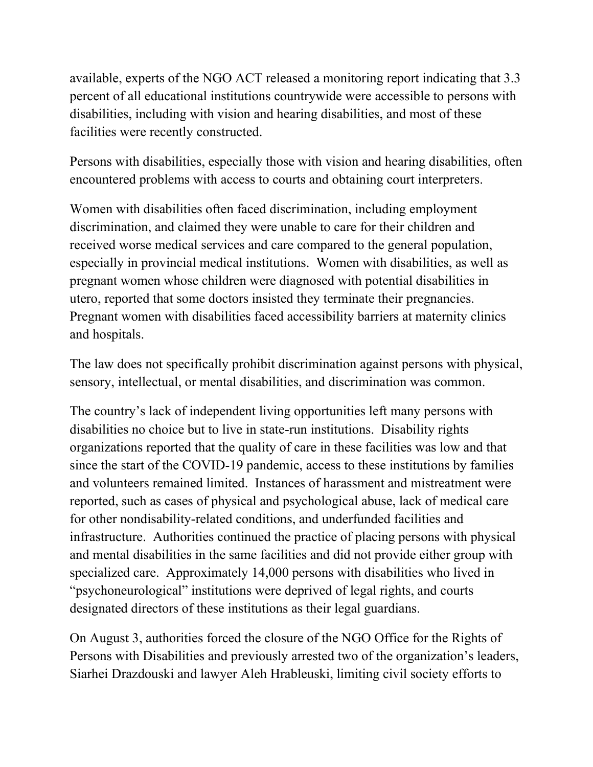available, experts of the NGO ACT released a monitoring report indicating that 3.3 percent of all educational institutions countrywide were accessible to persons with disabilities, including with vision and hearing disabilities, and most of these facilities were recently constructed.

Persons with disabilities, especially those with vision and hearing disabilities, often encountered problems with access to courts and obtaining court interpreters.

Women with disabilities often faced discrimination, including employment discrimination, and claimed they were unable to care for their children and received worse medical services and care compared to the general population, especially in provincial medical institutions. Women with disabilities, as well as pregnant women whose children were diagnosed with potential disabilities in utero, reported that some doctors insisted they terminate their pregnancies. Pregnant women with disabilities faced accessibility barriers at maternity clinics and hospitals.

The law does not specifically prohibit discrimination against persons with physical, sensory, intellectual, or mental disabilities, and discrimination was common.

The country's lack of independent living opportunities left many persons with disabilities no choice but to live in state-run institutions. Disability rights organizations reported that the quality of care in these facilities was low and that since the start of the COVID-19 pandemic, access to these institutions by families and volunteers remained limited. Instances of harassment and mistreatment were reported, such as cases of physical and psychological abuse, lack of medical care for other nondisability-related conditions, and underfunded facilities and infrastructure. Authorities continued the practice of placing persons with physical and mental disabilities in the same facilities and did not provide either group with specialized care. Approximately 14,000 persons with disabilities who lived in "psychoneurological" institutions were deprived of legal rights, and courts designated directors of these institutions as their legal guardians.

On August 3, authorities forced the closure of the NGO Office for the Rights of Persons with Disabilities and previously arrested two of the organization's leaders, Siarhei Drazdouski and lawyer Aleh Hrableuski, limiting civil society efforts to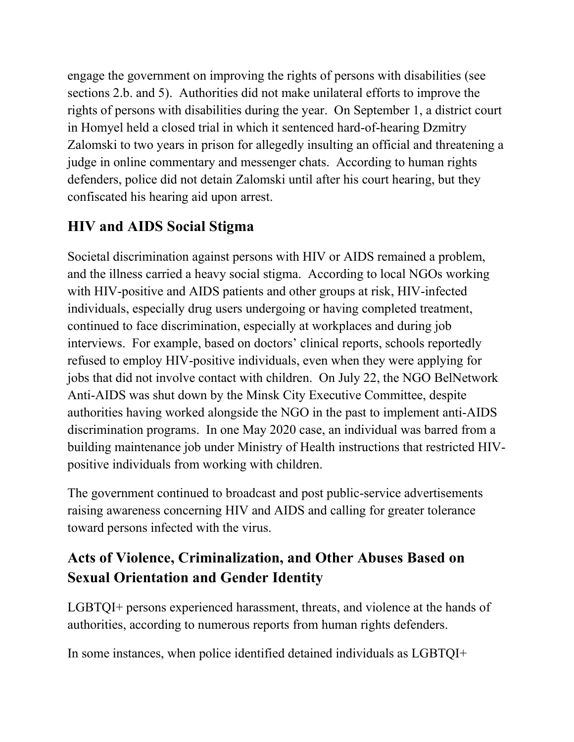engage the government on improving the rights of persons with disabilities (see sections 2.b. and 5). Authorities did not make unilateral efforts to improve the rights of persons with disabilities during the year. On September 1, a district court in Homyel held a closed trial in which it sentenced hard-of-hearing Dzmitry Zalomski to two years in prison for allegedly insulting an official and threatening a judge in online commentary and messenger chats. According to human rights defenders, police did not detain Zalomski until after his court hearing, but they confiscated his hearing aid upon arrest.

## HIV and AIDS Social Stigma

Societal discrimination against persons with HIV or AIDS remained a problem, and the illness carried a heavy social stigma. According to local NGOs working with HIV-positive and AIDS patients and other groups at risk, HIV-infected individuals, especially drug users undergoing or having completed treatment, continued to face discrimination, especially at workplaces and during job interviews. For example, based on doctors' clinical reports, schools reportedly refused to employ HIV-positive individuals, even when they were applying for jobs that did not involve contact with children. On July 22, the NGO BelNetwork Anti-AIDS was shut down by the Minsk City Executive Committee, despite authorities having worked alongside the NGO in the past to implement anti-AIDS discrimination programs. In one May 2020 case, an individual was barred from a building maintenance job under Ministry of Health instructions that restricted HIV-positive individuals from working with children.

The government continued to broadcast and post public-service advertisements raising awareness concerning HIV and AIDS and calling for greater tolerance toward persons infected with the virus.

## Acts of Violence, Criminalization, and Other Abuses Based on Sexual Orientation and Gender Identity

LGBTQI+ persons experienced harassment, threats, and violence at the hands of authorities, according to numerous reports from human rights defenders.

In some instances, when police identified detained individuals as LGBTQI+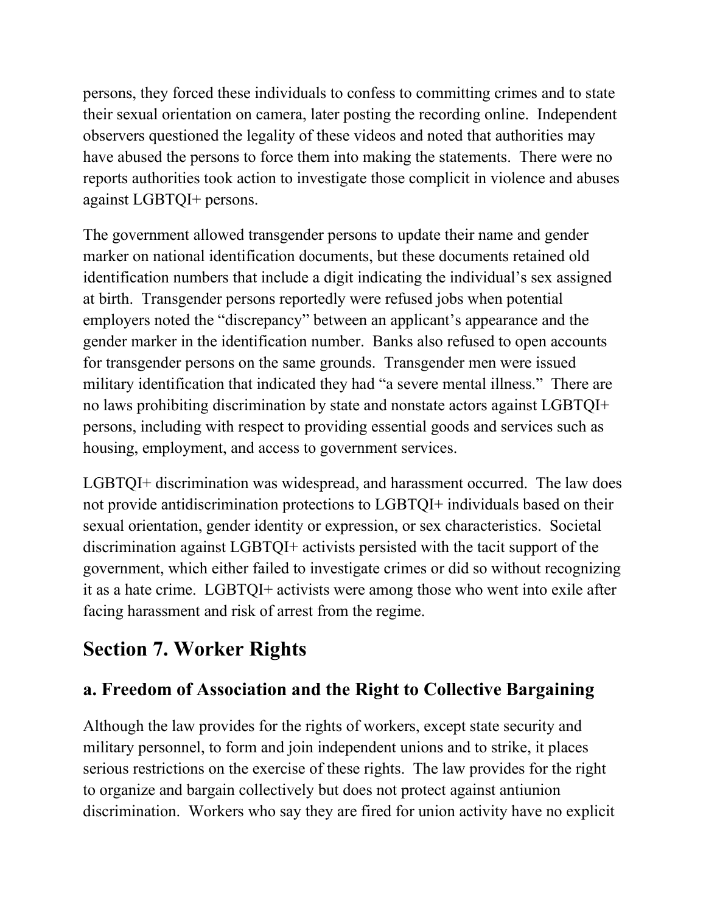persons, they forced these individuals to confess to committing crimes and to state their sexual orientation on camera, later posting the recording online. Independent observers questioned the legality of these videos and noted that authorities may have abused the persons to force them into making the statements. There were no reports authorities took action to investigate those complicit in violence and abuses against LGBTQI+ persons.

The government allowed transgender persons to update their name and gender marker on national identification documents, but these documents retained old identification numbers that include a digit indicating the individual's sex assigned at birth. Transgender persons reportedly were refused jobs when potential employers noted the "discrepancy" between an applicant's appearance and the gender marker in the identification number. Banks also refused to open accounts for transgender persons on the same grounds. Transgender men were issued military identification that indicated they had "a severe mental illness." There are no laws prohibiting discrimination by state and nonstate actors against LGBTQI+ persons, including with respect to providing essential goods and services such as housing, employment, and access to government services.

LGBTQI+ discrimination was widespread, and harassment occurred. The law does not provide antidiscrimination protections to LGBTQI+ individuals based on their sexual orientation, gender identity or expression, or sex characteristics. Societal discrimination against LGBTQI+ activists persisted with the tacit support of the government, which either failed to investigate crimes or did so without recognizing it as a hate crime. LGBTQI+ activists were among those who went into exile after facing harassment and risk of arrest from the regime.

## Section 7. Worker Rights

### a. Freedom of Association and the Right to Collective Bargaining

Although the law provides for the rights of workers, except state security and military personnel, to form and join independent unions and to strike, it places serious restrictions on the exercise of these rights. The law provides for the right to organize and bargain collectively but does not protect against antiunion discrimination. Workers who say they are fired for union activity have no explicit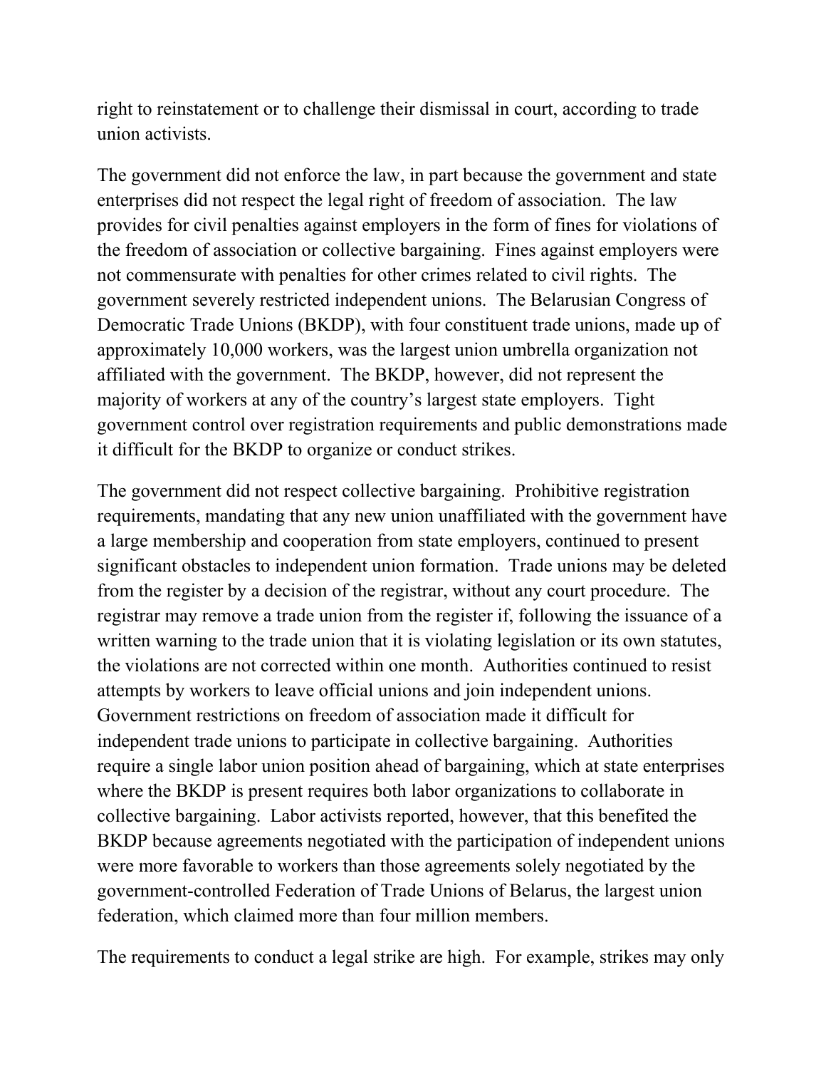right to reinstatement or to challenge their dismissal in court, according to trade union activists.

The government did not enforce the law, in part because the government and state enterprises did not respect the legal right of freedom of association. The law provides for civil penalties against employers in the form of fines for violations of the freedom of association or collective bargaining. Fines against employers were not commensurate with penalties for other crimes related to civil rights. The government severely restricted independent unions. The Belarusian Congress of Democratic Trade Unions (BKDP), with four constituent trade unions, made up of approximately 10,000 workers, was the largest union umbrella organization not affiliated with the government. The BKDP, however, did not represent the majority of workers at any of the country's largest state employers. Tight government control over registration requirements and public demonstrations made it difficult for the BKDP to organize or conduct strikes.

The government did not respect collective bargaining. Prohibitive registration requirements, mandating that any new union unaffiliated with the government have a large membership and cooperation from state employers, continued to present significant obstacles to independent union formation. Trade unions may be deleted from the register by a decision of the registrar, without any court procedure. The registrar may remove a trade union from the register if, following the issuance of a written warning to the trade union that it is violating legislation or its own statutes, the violations are not corrected within one month. Authorities continued to resist attempts by workers to leave official unions and join independent unions. Government restrictions on freedom of association made it difficult for independent trade unions to participate in collective bargaining. Authorities require a single labor union position ahead of bargaining, which at state enterprises where the BKDP is present requires both labor organizations to collaborate in collective bargaining. Labor activists reported, however, that this benefited the BKDP because agreements negotiated with the participation of independent unions were more favorable to workers than those agreements solely negotiated by the government-controlled Federation of Trade Unions of Belarus, the largest union federation, which claimed more than four million members.

The requirements to conduct a legal strike are high. For example, strikes may only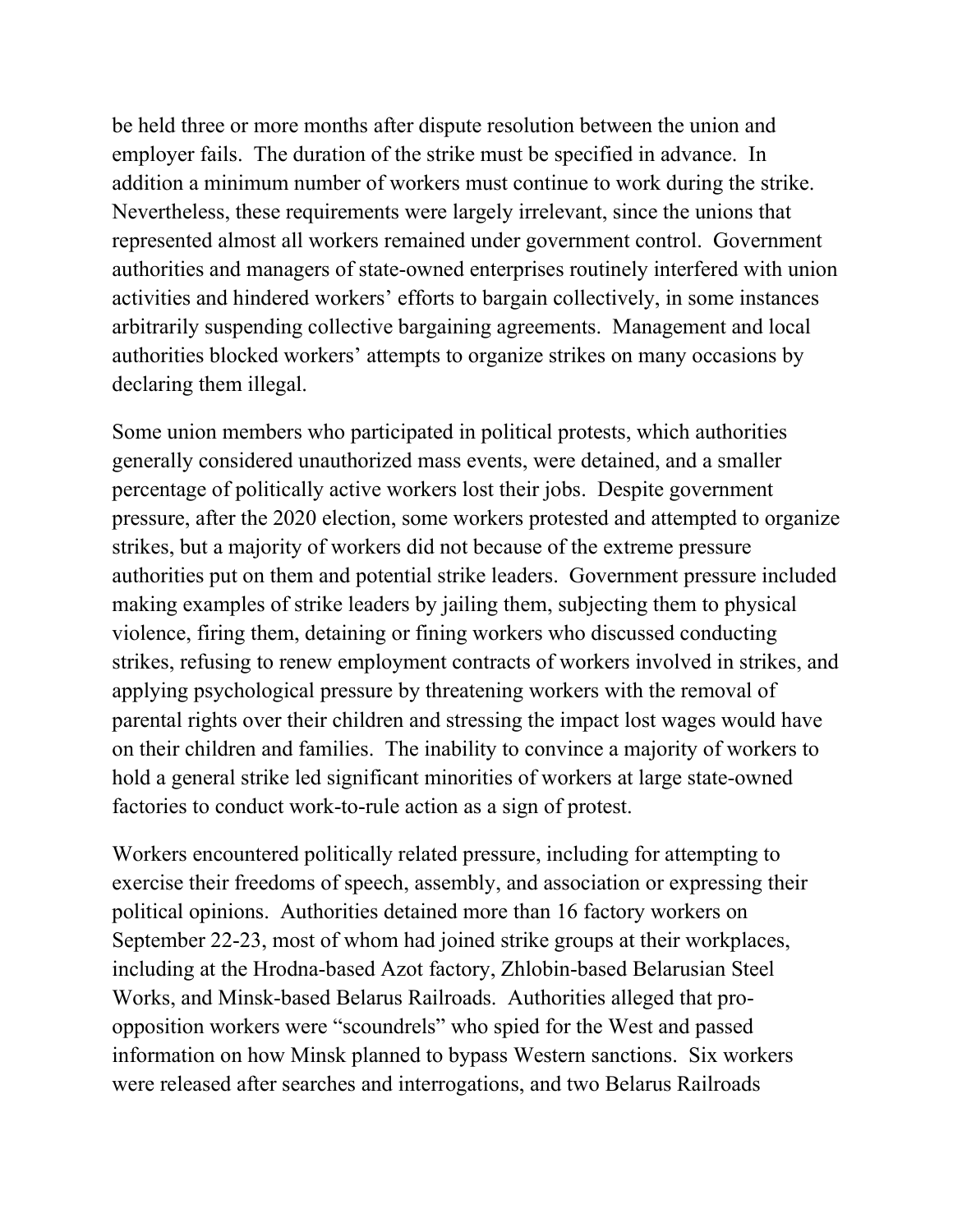be held three or more months after dispute resolution between the union and employer fails. The duration of the strike must be specified in advance. In addition a minimum number of workers must continue to work during the strike. Nevertheless, these requirements were largely irrelevant, since the unions that represented almost all workers remained under government control. Government authorities and managers of state-owned enterprises routinely interfered with union activities and hindered workers' efforts to bargain collectively, in some instances arbitrarily suspending collective bargaining agreements. Management and local authorities blocked workers' attempts to organize strikes on many occasions by declaring them illegal.

Some union members who participated in political protests, which authorities generally considered unauthorized mass events, were detained, and a smaller percentage of politically active workers lost their jobs. Despite government pressure, after the 2020 election, some workers protested and attempted to organize strikes, but a majority of workers did not because of the extreme pressure authorities put on them and potential strike leaders. Government pressure included making examples of strike leaders by jailing them, subjecting them to physical violence, firing them, detaining or fining workers who discussed conducting strikes, refusing to renew employment contracts of workers involved in strikes, and applying psychological pressure by threatening workers with the removal of parental rights over their children and stressing the impact lost wages would have on their children and families. The inability to convince a majority of workers to hold a general strike led significant minorities of workers at large state-owned factories to conduct work-to-rule action as a sign of protest.

Workers encountered politically related pressure, including for attempting to exercise their freedoms of speech, assembly, and association or expressing their political opinions. Authorities detained more than 16 factory workers on September 22-23, most of whom had joined strike groups at their workplaces, including at the Hrodna-based Azot factory, Zhlobin-based Belarusian Steel Works, and Minsk-based Belarus Railroads. Authorities alleged that pro-opposition workers were "scoundrels" who spied for the West and passed information on how Minsk planned to bypass Western sanctions. Six workers were released after searches and interrogations, and two Belarus Railroads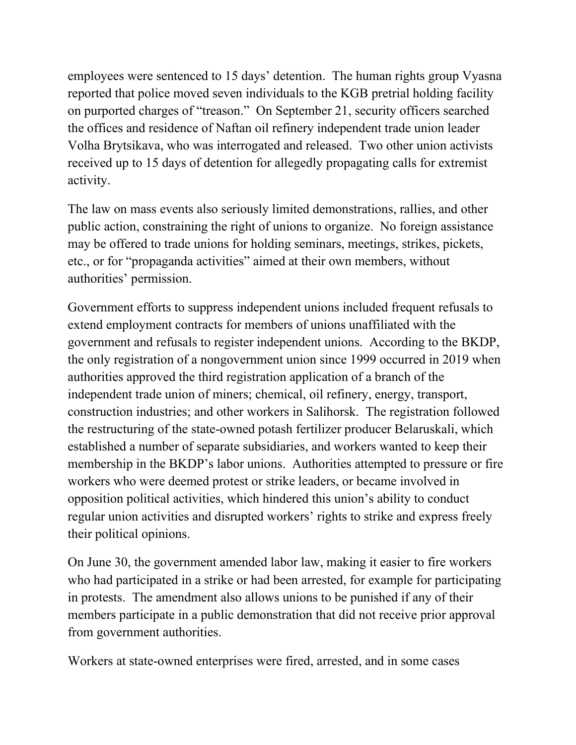employees were sentenced to 15 days' detention. The human rights group Vyasna reported that police moved seven individuals to the KGB pretrial holding facility on purported charges of "treason." On September 21, security officers searched the offices and residence of Naftan oil refinery independent trade union leader Volha Brytsikava, who was interrogated and released. Two other union activists received up to 15 days of detention for allegedly propagating calls for extremist activity.

The law on mass events also seriously limited demonstrations, rallies, and other public action, constraining the right of unions to organize. No foreign assistance may be offered to trade unions for holding seminars, meetings, strikes, pickets, etc., or for "propaganda activities" aimed at their own members, without authorities' permission.

Government efforts to suppress independent unions included frequent refusals to extend employment contracts for members of unions unaffiliated with the government and refusals to register independent unions. According to the BKDP, the only registration of a nongovernment union since 1999 occurred in 2019 when authorities approved the third registration application of a branch of the independent trade union of miners; chemical, oil refinery, energy, transport, construction industries; and other workers in Salihorsk. The registration followed the restructuring of the state-owned potash fertilizer producer Belaruskali, which established a number of separate subsidiaries, and workers wanted to keep their membership in the BKDP's labor unions. Authorities attempted to pressure or fire workers who were deemed protest or strike leaders, or became involved in opposition political activities, which hindered this union's ability to conduct regular union activities and disrupted workers' rights to strike and express freely their political opinions.

On June 30, the government amended labor law, making it easier to fire workers who had participated in a strike or had been arrested, for example for participating in protests. The amendment also allows unions to be punished if any of their members participate in a public demonstration that did not receive prior approval from government authorities.

Workers at state-owned enterprises were fired, arrested, and in some cases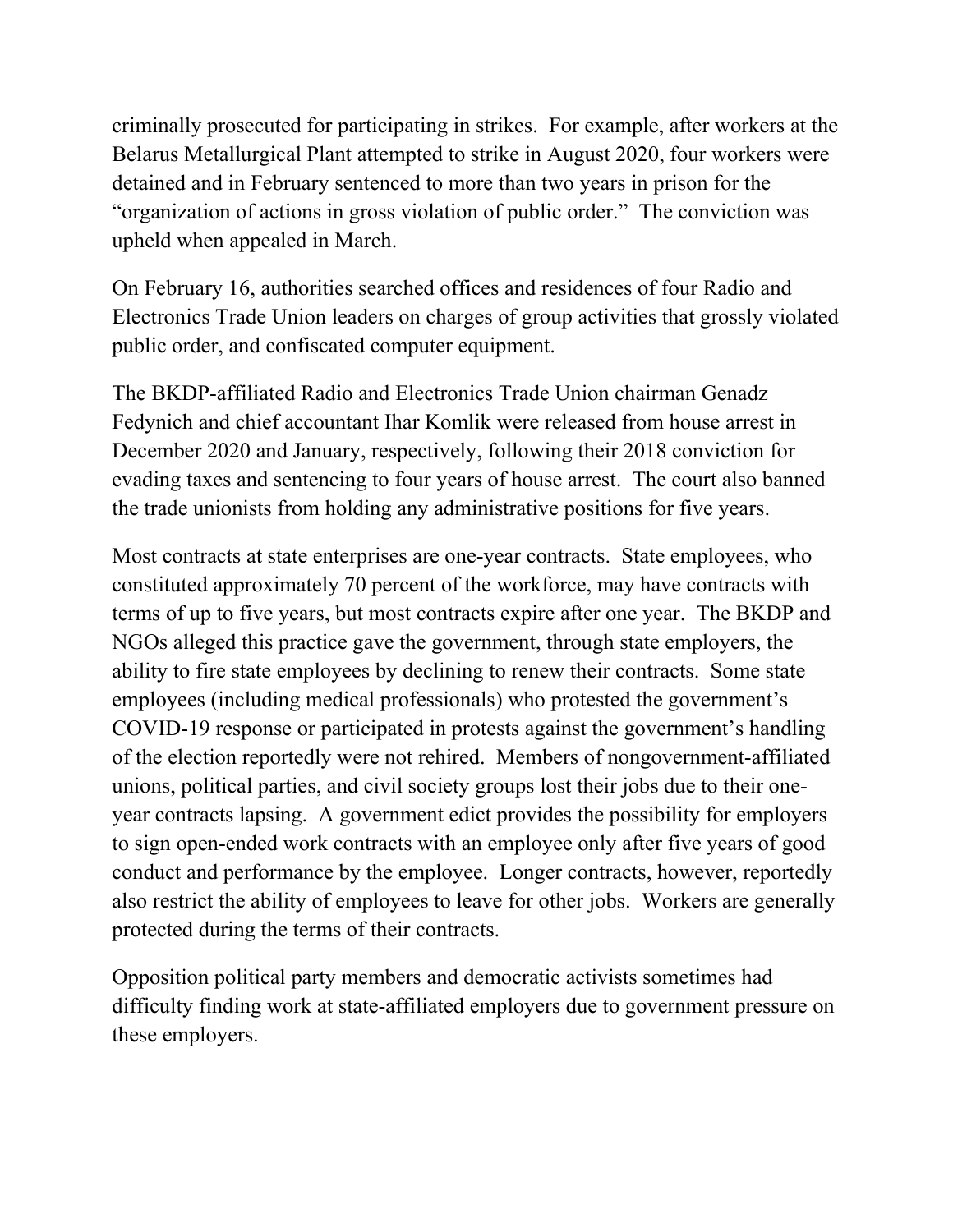criminally prosecuted for participating in strikes. For example, after workers at the Belarus Metallurgical Plant attempted to strike in August 2020, four workers were detained and in February sentenced to more than two years in prison for the "organization of actions in gross violation of public order." The conviction was upheld when appealed in March.

On February 16, authorities searched offices and residences of four Radio and Electronics Trade Union leaders on charges of group activities that grossly violated public order, and confiscated computer equipment.

The BKDP-affiliated Radio and Electronics Trade Union chairman Genadz Fedynich and chief accountant Ihar Komlik were released from house arrest in December 2020 and January, respectively, following their 2018 conviction for evading taxes and sentencing to four years of house arrest. The court also banned the trade unionists from holding any administrative positions for five years.

Most contracts at state enterprises are one-year contracts. State employees, who constituted approximately 70 percent of the workforce, may have contracts with terms of up to five years, but most contracts expire after one year. The BKDP and NGOs alleged this practice gave the government, through state employers, the ability to fire state employees by declining to renew their contracts. Some state employees (including medical professionals) who protested the government's COVID-19 response or participated in protests against the government's handling of the election reportedly were not rehired. Members of nongovernment-affiliated unions, political parties, and civil society groups lost their jobs due to their one-year contracts lapsing. A government edict provides the possibility for employers to sign open-ended work contracts with an employee only after five years of good conduct and performance by the employee. Longer contracts, however, reportedly also restrict the ability of employees to leave for other jobs. Workers are generally protected during the terms of their contracts.

Opposition political party members and democratic activists sometimes had difficulty finding work at state-affiliated employers due to government pressure on these employers.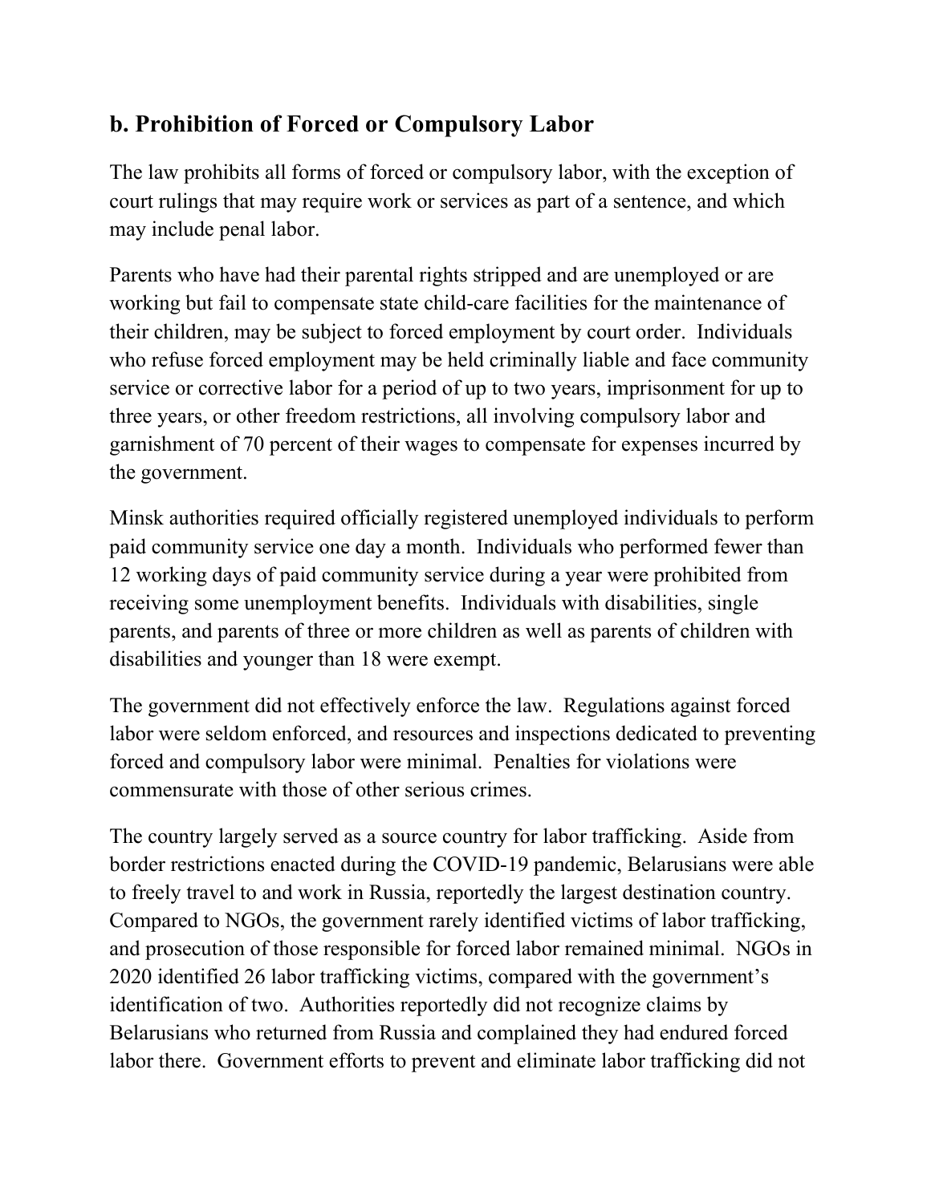## b. Prohibition of Forced or Compulsory Labor

The law prohibits all forms of forced or compulsory labor, with the exception of court rulings that may require work or services as part of a sentence, and which may include penal labor.

Parents who have had their parental rights stripped and are unemployed or are working but fail to compensate state child-care facilities for the maintenance of their children, may be subject to forced employment by court order. Individuals who refuse forced employment may be held criminally liable and face community service or corrective labor for a period of up to two years, imprisonment for up to three years, or other freedom restrictions, all involving compulsory labor and garnishment of 70 percent of their wages to compensate for expenses incurred by the government.

Minsk authorities required officially registered unemployed individuals to perform paid community service one day a month. Individuals who performed fewer than 12 working days of paid community service during a year were prohibited from receiving some unemployment benefits. Individuals with disabilities, single parents, and parents of three or more children as well as parents of children with disabilities and younger than 18 were exempt.

The government did not effectively enforce the law. Regulations against forced labor were seldom enforced, and resources and inspections dedicated to preventing forced and compulsory labor were minimal. Penalties for violations were commensurate with those of other serious crimes.

The country largely served as a source country for labor trafficking. Aside from border restrictions enacted during the COVID-19 pandemic, Belarusians were able to freely travel to and work in Russia, reportedly the largest destination country. Compared to NGOs, the government rarely identified victims of labor trafficking, and prosecution of those responsible for forced labor remained minimal. NGOs in 2020 identified 26 labor trafficking victims, compared with the government's identification of two. Authorities reportedly did not recognize claims by Belarusians who returned from Russia and complained they had endured forced labor there. Government efforts to prevent and eliminate labor trafficking did not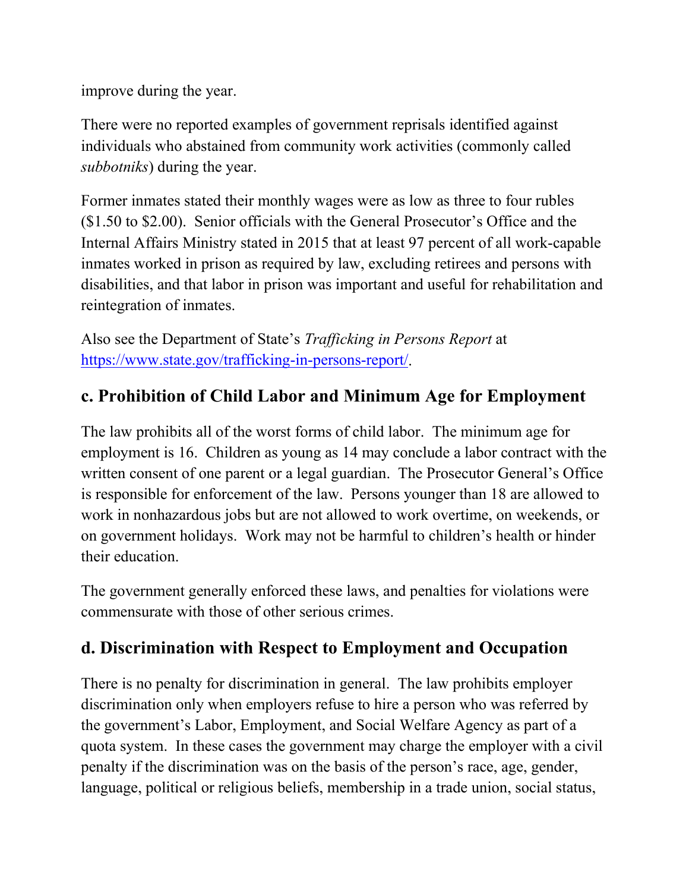improve during the year.

There were no reported examples of government reprisals identified against individuals who abstained from community work activities (commonly called *subbotniks*) during the year.

Former inmates stated their monthly wages were as low as three to four rubles ($1.50 to $2.00). Senior officials with the General Prosecutor's Office and the Internal Affairs Ministry stated in 2015 that at least 97 percent of all work-capable inmates worked in prison as required by law, excluding retirees and persons with disabilities, and that labor in prison was important and useful for rehabilitation and reintegration of inmates.

Also see the Department of State's *Trafficking in Persons Report* at https://www.state.gov/trafficking-in-persons-report/.

## c. Prohibition of Child Labor and Minimum Age for Employment

The law prohibits all of the worst forms of child labor. The minimum age for employment is 16. Children as young as 14 may conclude a labor contract with the written consent of one parent or a legal guardian. The Prosecutor General's Office is responsible for enforcement of the law. Persons younger than 18 are allowed to work in nonhazardous jobs but are not allowed to work overtime, on weekends, or on government holidays. Work may not be harmful to children's health or hinder their education.

The government generally enforced these laws, and penalties for violations were commensurate with those of other serious crimes.

## d. Discrimination with Respect to Employment and Occupation

There is no penalty for discrimination in general. The law prohibits employer discrimination only when employers refuse to hire a person who was referred by the government's Labor, Employment, and Social Welfare Agency as part of a quota system. In these cases the government may charge the employer with a civil penalty if the discrimination was on the basis of the person's race, age, gender, language, political or religious beliefs, membership in a trade union, social status,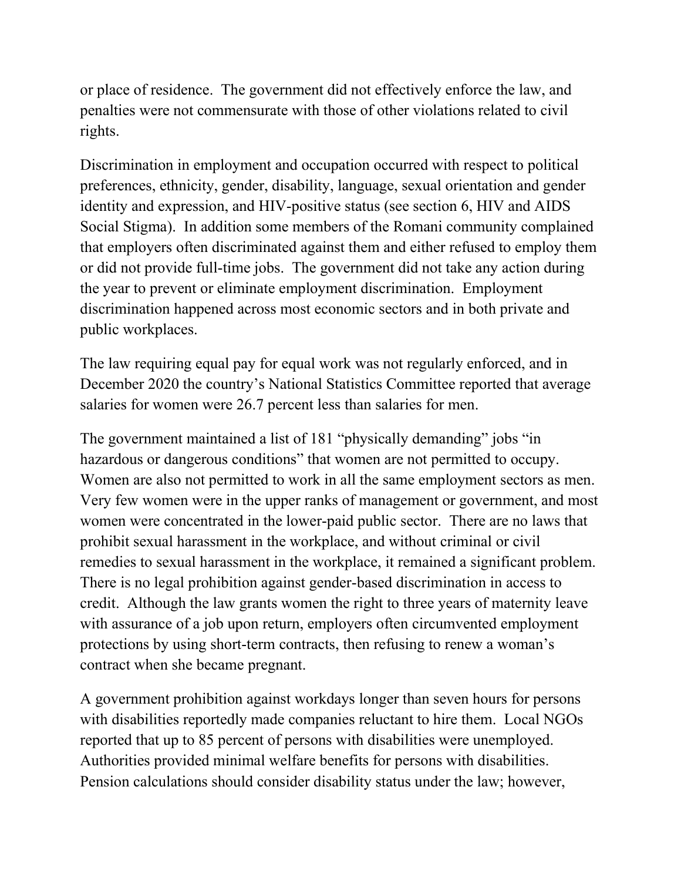or place of residence. The government did not effectively enforce the law, and penalties were not commensurate with those of other violations related to civil rights.

Discrimination in employment and occupation occurred with respect to political preferences, ethnicity, gender, disability, language, sexual orientation and gender identity and expression, and HIV-positive status (see section 6, HIV and AIDS Social Stigma). In addition some members of the Romani community complained that employers often discriminated against them and either refused to employ them or did not provide full-time jobs. The government did not take any action during the year to prevent or eliminate employment discrimination. Employment discrimination happened across most economic sectors and in both private and public workplaces.

The law requiring equal pay for equal work was not regularly enforced, and in December 2020 the country's National Statistics Committee reported that average salaries for women were 26.7 percent less than salaries for men.

The government maintained a list of 181 "physically demanding" jobs "in hazardous or dangerous conditions" that women are not permitted to occupy. Women are also not permitted to work in all the same employment sectors as men. Very few women were in the upper ranks of management or government, and most women were concentrated in the lower-paid public sector. There are no laws that prohibit sexual harassment in the workplace, and without criminal or civil remedies to sexual harassment in the workplace, it remained a significant problem. There is no legal prohibition against gender-based discrimination in access to credit. Although the law grants women the right to three years of maternity leave with assurance of a job upon return, employers often circumvented employment protections by using short-term contracts, then refusing to renew a woman's contract when she became pregnant.

A government prohibition against workdays longer than seven hours for persons with disabilities reportedly made companies reluctant to hire them. Local NGOs reported that up to 85 percent of persons with disabilities were unemployed. Authorities provided minimal welfare benefits for persons with disabilities. Pension calculations should consider disability status under the law; however,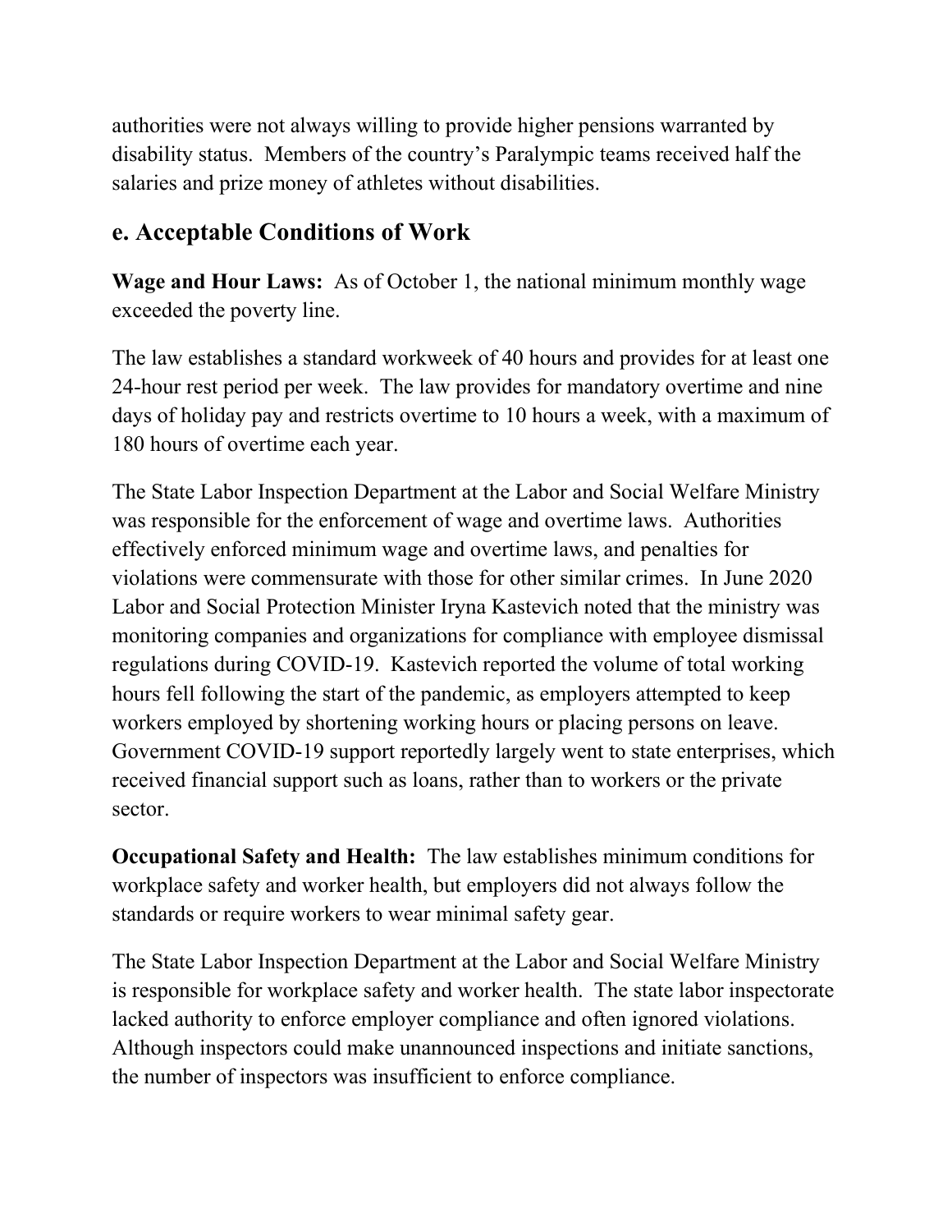authorities were not always willing to provide higher pensions warranted by disability status. Members of the country's Paralympic teams received half the salaries and prize money of athletes without disabilities.

## e. Acceptable Conditions of Work

**Wage and Hour Laws:** As of October 1, the national minimum monthly wage exceeded the poverty line.

The law establishes a standard workweek of 40 hours and provides for at least one 24-hour rest period per week. The law provides for mandatory overtime and nine days of holiday pay and restricts overtime to 10 hours a week, with a maximum of 180 hours of overtime each year.

The State Labor Inspection Department at the Labor and Social Welfare Ministry was responsible for the enforcement of wage and overtime laws. Authorities effectively enforced minimum wage and overtime laws, and penalties for violations were commensurate with those for other similar crimes. In June 2020 Labor and Social Protection Minister Iryna Kastevich noted that the ministry was monitoring companies and organizations for compliance with employee dismissal regulations during COVID-19. Kastevich reported the volume of total working hours fell following the start of the pandemic, as employers attempted to keep workers employed by shortening working hours or placing persons on leave. Government COVID-19 support reportedly largely went to state enterprises, which received financial support such as loans, rather than to workers or the private sector.

**Occupational Safety and Health:** The law establishes minimum conditions for workplace safety and worker health, but employers did not always follow the standards or require workers to wear minimal safety gear.

The State Labor Inspection Department at the Labor and Social Welfare Ministry is responsible for workplace safety and worker health. The state labor inspectorate lacked authority to enforce employer compliance and often ignored violations. Although inspectors could make unannounced inspections and initiate sanctions, the number of inspectors was insufficient to enforce compliance.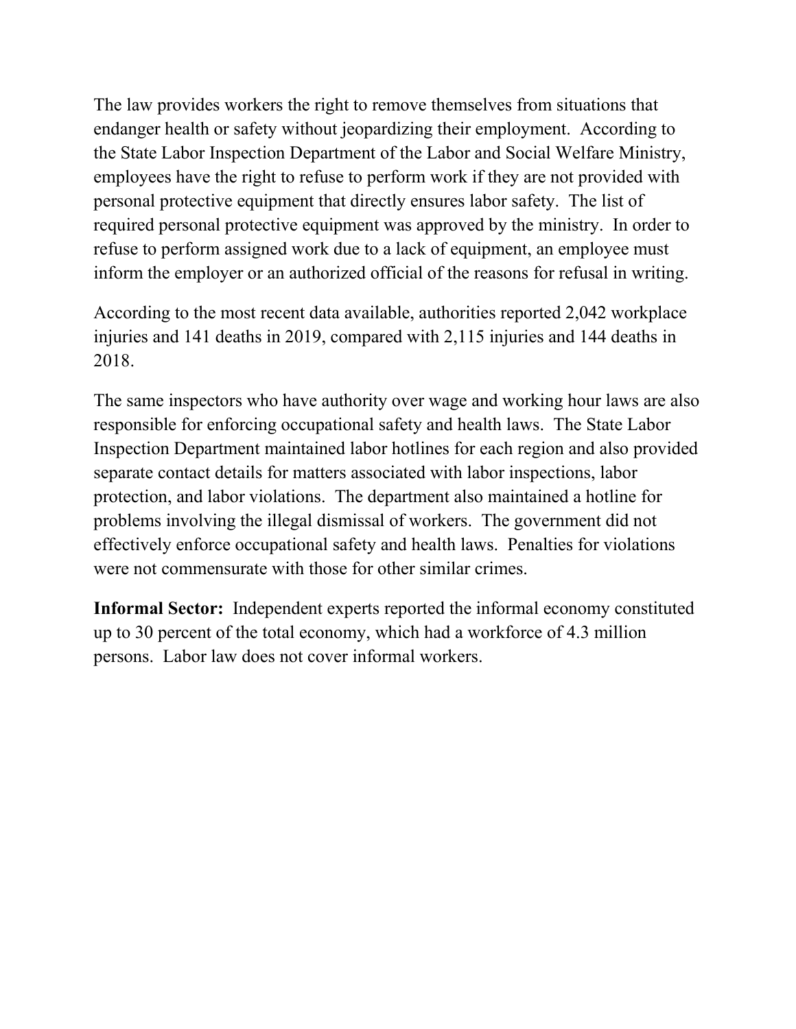The law provides workers the right to remove themselves from situations that endanger health or safety without jeopardizing their employment. According to the State Labor Inspection Department of the Labor and Social Welfare Ministry, employees have the right to refuse to perform work if they are not provided with personal protective equipment that directly ensures labor safety. The list of required personal protective equipment was approved by the ministry. In order to refuse to perform assigned work due to a lack of equipment, an employee must inform the employer or an authorized official of the reasons for refusal in writing.

According to the most recent data available, authorities reported 2,042 workplace injuries and 141 deaths in 2019, compared with 2,115 injuries and 144 deaths in 2018.

The same inspectors who have authority over wage and working hour laws are also responsible for enforcing occupational safety and health laws. The State Labor Inspection Department maintained labor hotlines for each region and also provided separate contact details for matters associated with labor inspections, labor protection, and labor violations. The department also maintained a hotline for problems involving the illegal dismissal of workers. The government did not effectively enforce occupational safety and health laws. Penalties for violations were not commensurate with those for other similar crimes.

**Informal Sector:** Independent experts reported the informal economy constituted up to 30 percent of the total economy, which had a workforce of 4.3 million persons. Labor law does not cover informal workers.